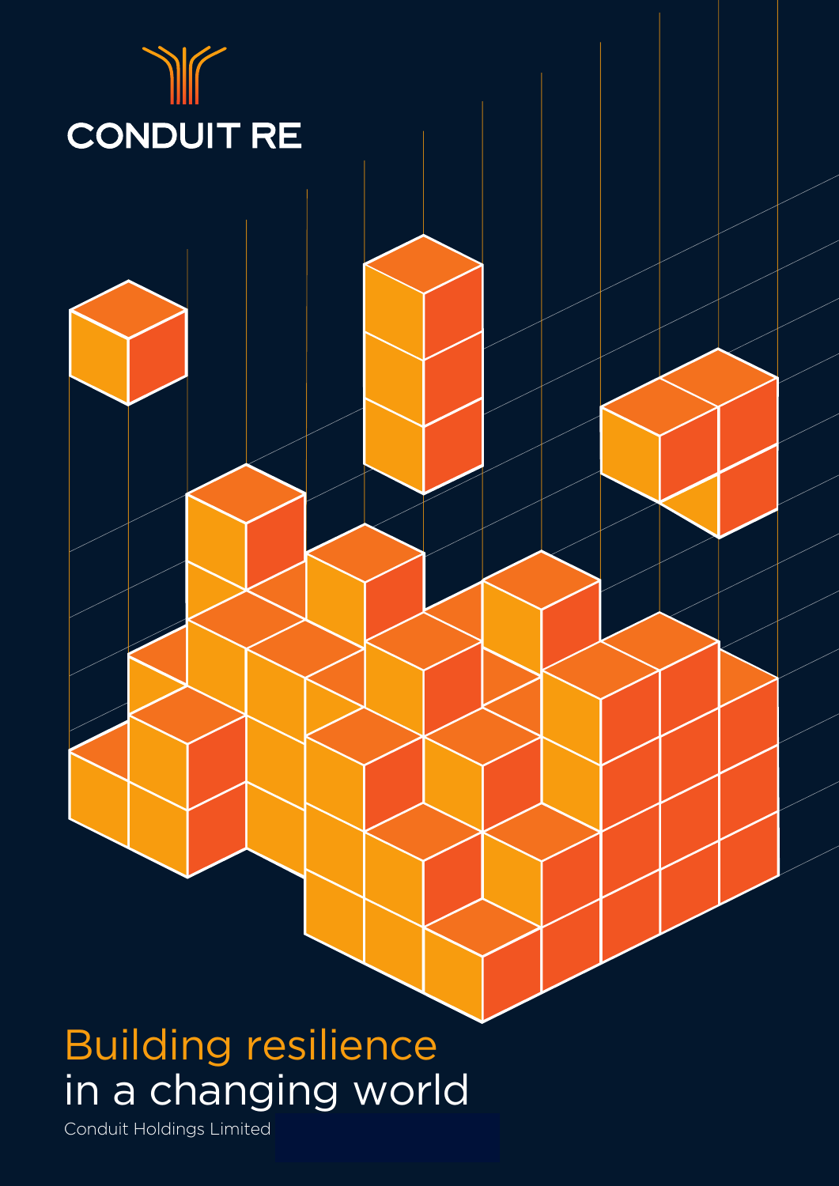CONDUIT RE

# Building resilience in a changing world

Conduit Holdings Limited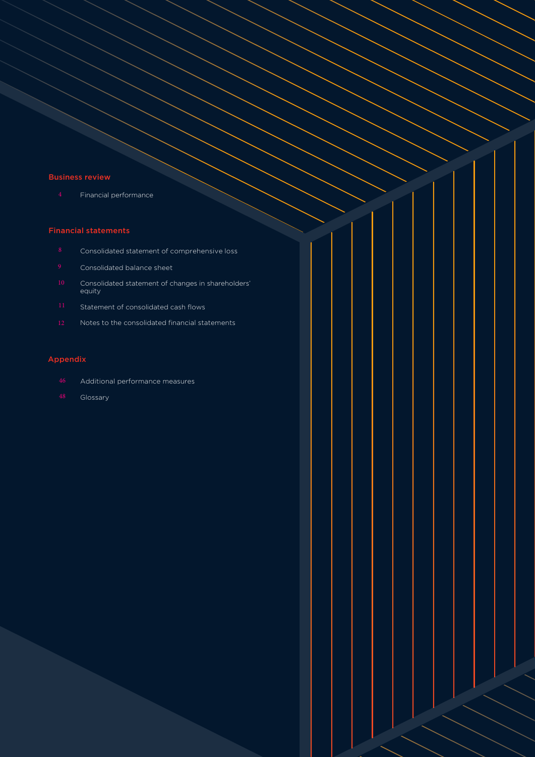## Business review

4 Financial performance

## Financial statements

8 Consolidated statement of comprehensive loss

9 Consolidated balance sheet

10 Consolidated statement of changes in shareholders' equity

11 Statement of consolidated cash flows

12 Notes to the consolidated financial statements

## Appendix

46 Additional performance measures

48 Glossary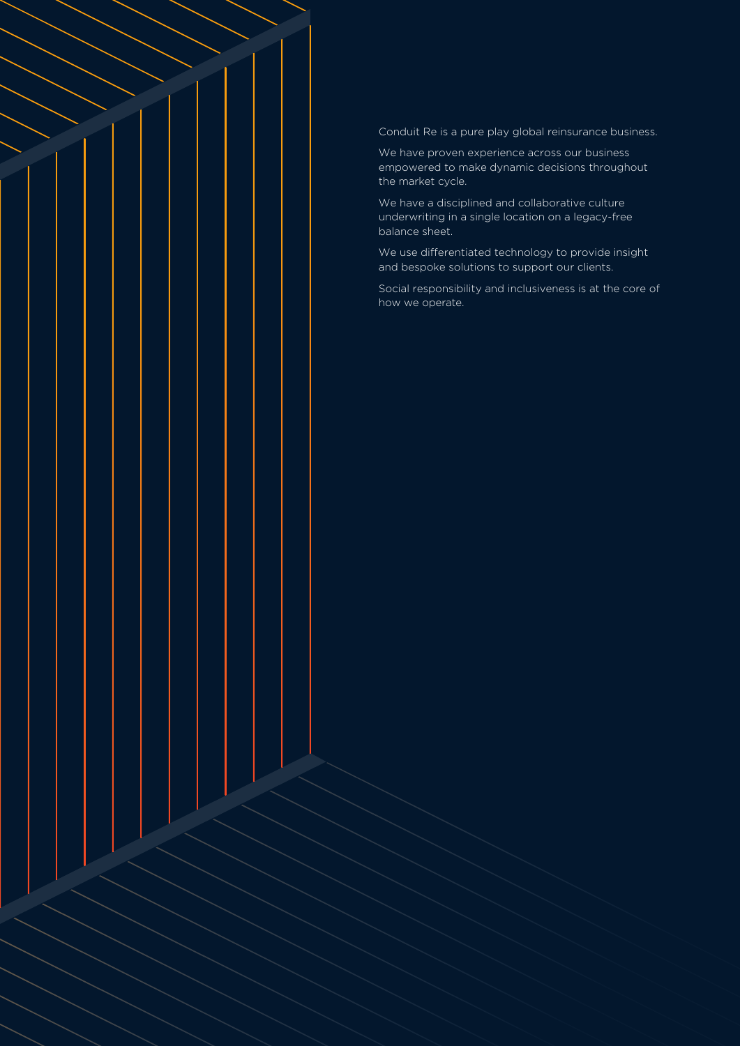Conduit Re is a pure play global reinsurance business.

We have proven experience across our business empowered to make dynamic decisions throughout the market cycle.

We have a disciplined and collaborative culture underwriting in a single location on a legacy-free balance sheet.

We use differentiated technology to provide insight and bespoke solutions to support our clients.

Social responsibility and inclusiveness is at the core of how we operate.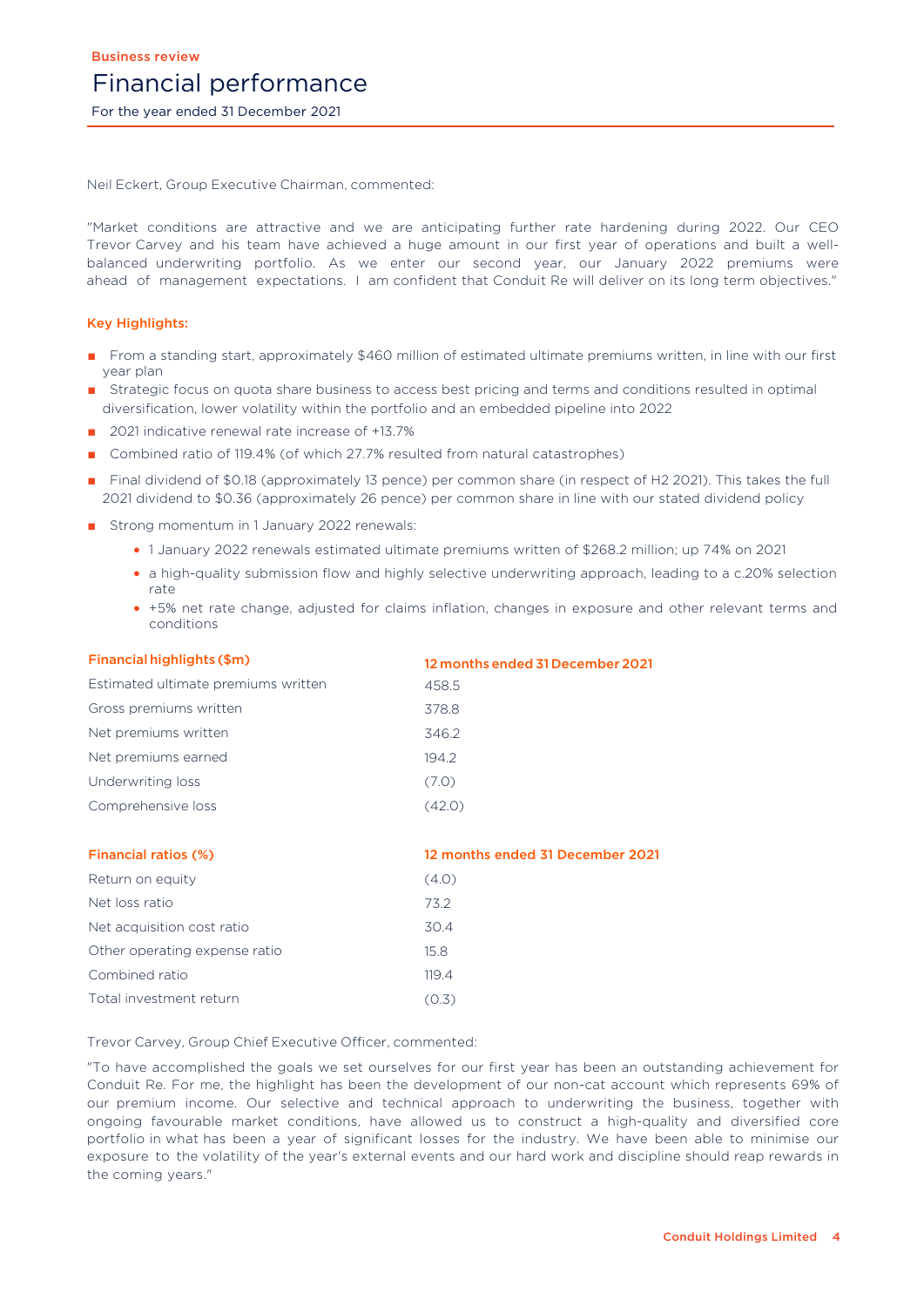Business review

# Financial performance

For the year ended 31 December 2021

Neil Eckert, Group Executive Chairman, commented:

"Market conditions are attractive and we are anticipating further rate hardening during 2022. Our CEO Trevor Carvey and his team have achieved a huge amount in our first year of operations and built a well-balanced underwriting portfolio. As we enter our second year, our January 2022 premiums were ahead of management expectations. I am confident that Conduit Re will deliver on its long term objectives."

**Key Highlights:**

- From a standing start, approximately $460 million of estimated ultimate premiums written, in line with our first year plan
- Strategic focus on quota share business to access best pricing and terms and conditions resulted in optimal diversification, lower volatility within the portfolio and an embedded pipeline into 2022
- 2021 indicative renewal rate increase of +13.7%
- Combined ratio of 119.4% (of which 27.7% resulted from natural catastrophes)
- Final dividend of $0.18 (approximately 13 pence) per common share (in respect of H2 2021). This takes the full 2021 dividend to $0.36 (approximately 26 pence) per common share in line with our stated dividend policy
- Strong momentum in 1 January 2022 renewals:
    - 1 January 2022 renewals estimated ultimate premiums written of $268.2 million; up 74% on 2021
    - a high-quality submission flow and highly selective underwriting approach, leading to a c.20% selection rate
    - +5% net rate change, adjusted for claims inflation, changes in exposure and other relevant terms and conditions

| Financial highlights ($m) | 12 months ended 31 December 2021 |
|---|---|
| Estimated ultimate premiums written | 458.5 |
| Gross premiums written | 378.8 |
| Net premiums written | 346.2 |
| Net premiums earned | 194.2 |
| Underwriting loss | (7.0) |
| Comprehensive loss | (42.0) |

| Financial ratios (%) | 12 months ended 31 December 2021 |
|---|---|
| Return on equity | (4.0) |
| Net loss ratio | 73.2 |
| Net acquisition cost ratio | 30.4 |
| Other operating expense ratio | 15.8 |
| Combined ratio | 119.4 |
| Total investment return | (0.3) |

Trevor Carvey, Group Chief Executive Officer, commented:

"To have accomplished the goals we set ourselves for our first year has been an outstanding achievement for Conduit Re. For me, the highlight has been the development of our non-cat account which represents 69% of our premium income. Our selective and technical approach to underwriting the business, together with ongoing favourable market conditions, have allowed us to construct a high-quality and diversified core portfolio in what has been a year of significant losses for the industry. We have been able to minimise our exposure to the volatility of the year's external events and our hard work and discipline should reap rewards in the coming years."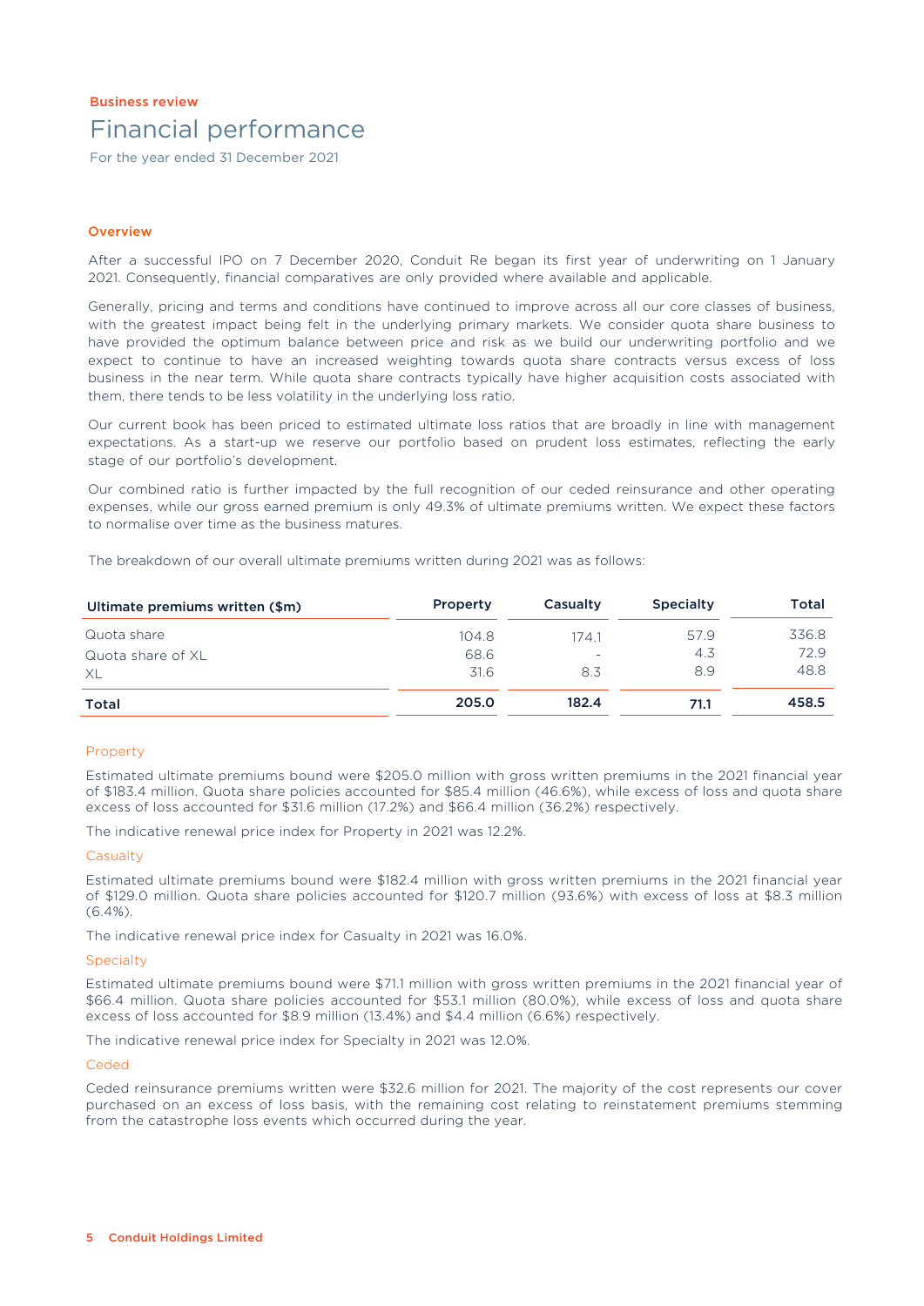Business review

# Financial performance

For the year ended 31 December 2021

## Overview

After a successful IPO on 7 December 2020, Conduit Re began its first year of underwriting on 1 January 2021. Consequently, financial comparatives are only provided where available and applicable.

Generally, pricing and terms and conditions have continued to improve across all our core classes of business, with the greatest impact being felt in the underlying primary markets. We consider quota share business to have provided the optimum balance between price and risk as we build our underwriting portfolio and we expect to continue to have an increased weighting towards quota share contracts versus excess of loss business in the near term. While quota share contracts typically have higher acquisition costs associated with them, there tends to be less volatility in the underlying loss ratio.

Our current book has been priced to estimated ultimate loss ratios that are broadly in line with management expectations. As a start-up we reserve our portfolio based on prudent loss estimates, reflecting the early stage of our portfolio's development.

Our combined ratio is further impacted by the full recognition of our ceded reinsurance and other operating expenses, while our gross earned premium is only 49.3% of ultimate premiums written. We expect these factors to normalise over time as the business matures.

The breakdown of our overall ultimate premiums written during 2021 was as follows:

| Ultimate premiums written ($m) | Property | Casualty | Specialty | Total |
|---|---|---|---|---|
| Quota share | 104.8 | 174.1 | 57.9 | 336.8 |
| Quota share of XL | 68.6 | - | 4.3 | 72.9 |
| XL | 31.6 | 8.3 | 8.9 | 48.8 |
| **Total** | **205.0** | **182.4** | **71.1** | **458.5** |

### Property

Estimated ultimate premiums bound were $205.0 million with gross written premiums in the 2021 financial year of $183.4 million. Quota share policies accounted for $85.4 million (46.6%), while excess of loss and quota share excess of loss accounted for $31.6 million (17.2%) and $66.4 million (36.2%) respectively.

The indicative renewal price index for Property in 2021 was 12.2%.

### Casualty

Estimated ultimate premiums bound were $182.4 million with gross written premiums in the 2021 financial year of $129.0 million. Quota share policies accounted for $120.7 million (93.6%) with excess of loss at $8.3 million (6.4%).

The indicative renewal price index for Casualty in 2021 was 16.0%.

### Specialty

Estimated ultimate premiums bound were $71.1 million with gross written premiums in the 2021 financial year of $66.4 million. Quota share policies accounted for $53.1 million (80.0%), while excess of loss and quota share excess of loss accounted for $8.9 million (13.4%) and $4.4 million (6.6%) respectively.

The indicative renewal price index for Specialty in 2021 was 12.0%.

### Ceded

Ceded reinsurance premiums written were $32.6 million for 2021. The majority of the cost represents our cover purchased on an excess of loss basis, with the remaining cost relating to reinstatement premiums stemming from the catastrophe loss events which occurred during the year.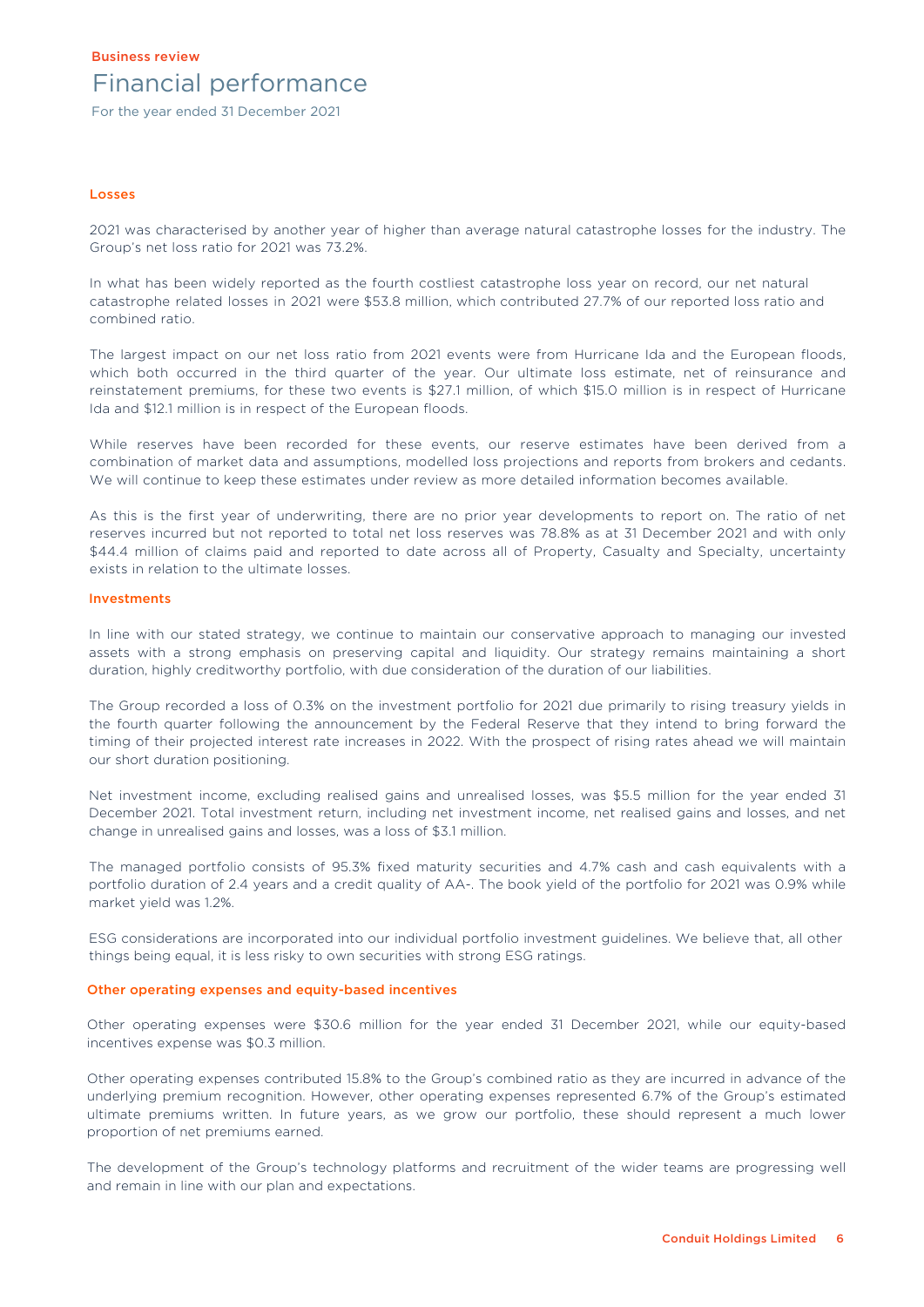Business review

# Financial performance

For the year ended 31 December 2021

## Losses

2021 was characterised by another year of higher than average natural catastrophe losses for the industry. The Group's net loss ratio for 2021 was 73.2%.

In what has been widely reported as the fourth costliest catastrophe loss year on record, our net natural catastrophe related losses in 2021 were $53.8 million, which contributed 27.7% of our reported loss ratio and combined ratio.

The largest impact on our net loss ratio from 2021 events were from Hurricane Ida and the European floods, which both occurred in the third quarter of the year. Our ultimate loss estimate, net of reinsurance and reinstatement premiums, for these two events is $27.1 million, of which $15.0 million is in respect of Hurricane Ida and $12.1 million is in respect of the European floods.

While reserves have been recorded for these events, our reserve estimates have been derived from a combination of market data and assumptions, modelled loss projections and reports from brokers and cedants. We will continue to keep these estimates under review as more detailed information becomes available.

As this is the first year of underwriting, there are no prior year developments to report on. The ratio of net reserves incurred but not reported to total net loss reserves was 78.8% as at 31 December 2021 and with only $44.4 million of claims paid and reported to date across all of Property, Casualty and Specialty, uncertainty exists in relation to the ultimate losses.

## Investments

In line with our stated strategy, we continue to maintain our conservative approach to managing our invested assets with a strong emphasis on preserving capital and liquidity. Our strategy remains maintaining a short duration, highly creditworthy portfolio, with due consideration of the duration of our liabilities.

The Group recorded a loss of 0.3% on the investment portfolio for 2021 due primarily to rising treasury yields in the fourth quarter following the announcement by the Federal Reserve that they intend to bring forward the timing of their projected interest rate increases in 2022. With the prospect of rising rates ahead we will maintain our short duration positioning.

Net investment income, excluding realised gains and unrealised losses, was $5.5 million for the year ended 31 December 2021. Total investment return, including net investment income, net realised gains and losses, and net change in unrealised gains and losses, was a loss of $3.1 million.

The managed portfolio consists of 95.3% fixed maturity securities and 4.7% cash and cash equivalents with a portfolio duration of 2.4 years and a credit quality of AA-. The book yield of the portfolio for 2021 was 0.9% while market yield was 1.2%.

ESG considerations are incorporated into our individual portfolio investment guidelines. We believe that, all other things being equal, it is less risky to own securities with strong ESG ratings.

## Other operating expenses and equity-based incentives

Other operating expenses were $30.6 million for the year ended 31 December 2021, while our equity-based incentives expense was $0.3 million.

Other operating expenses contributed 15.8% to the Group's combined ratio as they are incurred in advance of the underlying premium recognition. However, other operating expenses represented 6.7% of the Group's estimated ultimate premiums written. In future years, as we grow our portfolio, these should represent a much lower proportion of net premiums earned.

The development of the Group's technology platforms and recruitment of the wider teams are progressing well and remain in line with our plan and expectations.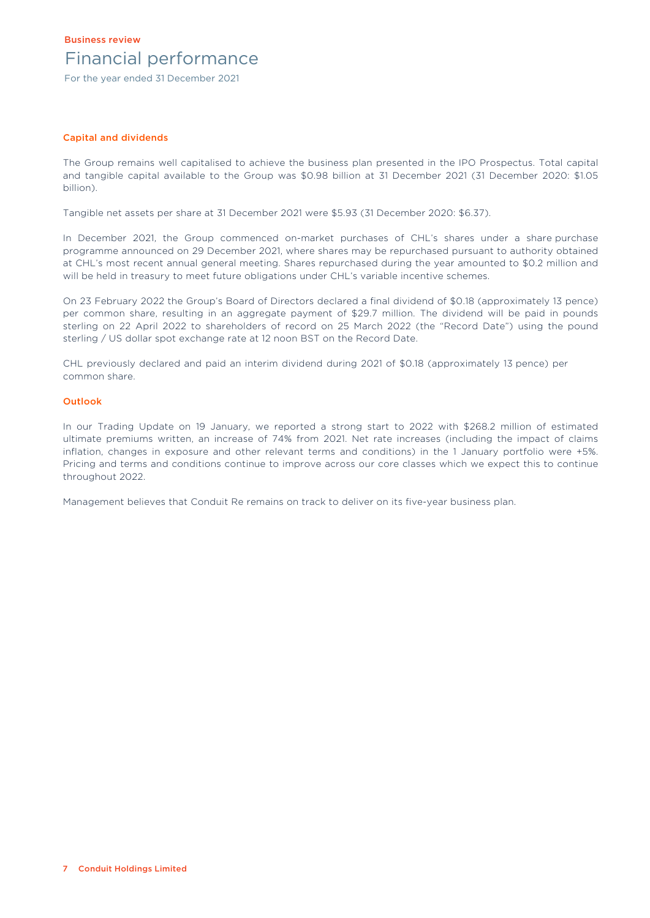Business review

# Financial performance

For the year ended 31 December 2021

## Capital and dividends

The Group remains well capitalised to achieve the business plan presented in the IPO Prospectus. Total capital and tangible capital available to the Group was $0.98 billion at 31 December 2021 (31 December 2020: $1.05 billion).

Tangible net assets per share at 31 December 2021 were $5.93 (31 December 2020: $6.37).

In December 2021, the Group commenced on-market purchases of CHL's shares under a share purchase programme announced on 29 December 2021, where shares may be repurchased pursuant to authority obtained at CHL's most recent annual general meeting. Shares repurchased during the year amounted to $0.2 million and will be held in treasury to meet future obligations under CHL's variable incentive schemes.

On 23 February 2022 the Group's Board of Directors declared a final dividend of $0.18 (approximately 13 pence) per common share, resulting in an aggregate payment of $29.7 million. The dividend will be paid in pounds sterling on 22 April 2022 to shareholders of record on 25 March 2022 (the "Record Date") using the pound sterling / US dollar spot exchange rate at 12 noon BST on the Record Date.

CHL previously declared and paid an interim dividend during 2021 of $0.18 (approximately 13 pence) per common share.

## Outlook

In our Trading Update on 19 January, we reported a strong start to 2022 with $268.2 million of estimated ultimate premiums written, an increase of 74% from 2021. Net rate increases (including the impact of claims inflation, changes in exposure and other relevant terms and conditions) in the 1 January portfolio were +5%. Pricing and terms and conditions continue to improve across our core classes which we expect this to continue throughout 2022.

Management believes that Conduit Re remains on track to deliver on its five-year business plan.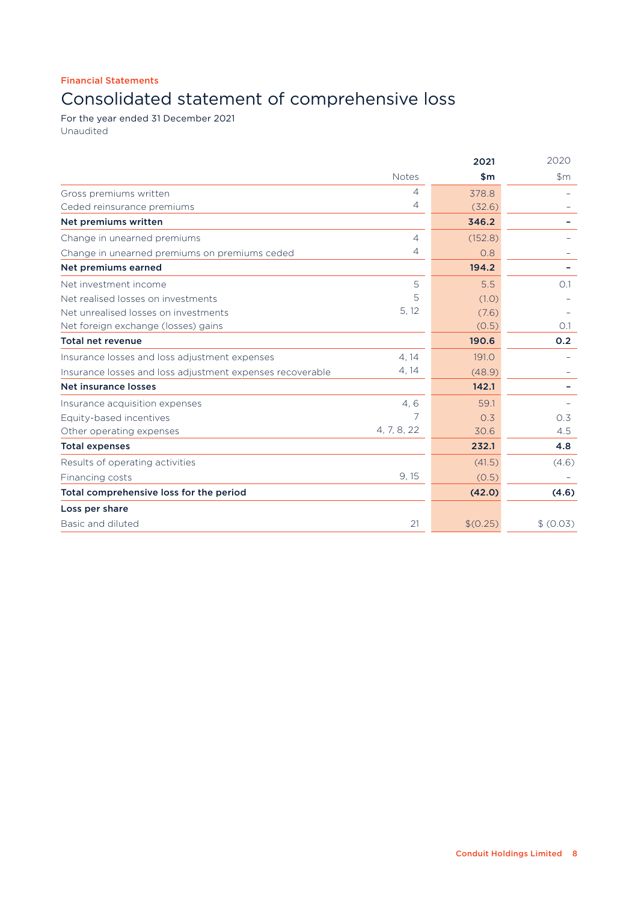Financial Statements

# Consolidated statement of comprehensive loss

For the year ended 31 December 2021
Unaudited

| | Notes | 2021 $m | 2020 $m |
|---|---|---|---|
| Gross premiums written | 4 | 378.8 | – |
| Ceded reinsurance premiums | 4 | (32.6) | – |
| **Net premiums written** | | **346.2** | **–** |
| Change in unearned premiums | 4 | (152.8) | – |
| Change in unearned premiums on premiums ceded | 4 | 0.8 | – |
| **Net premiums earned** | | **194.2** | **–** |
| Net investment income | 5 | 5.5 | 0.1 |
| Net realised losses on investments | 5 | (1.0) | – |
| Net unrealised losses on investments | 5, 12 | (7.6) | – |
| Net foreign exchange (losses) gains | | (0.5) | 0.1 |
| **Total net revenue** | | **190.6** | **0.2** |
| Insurance losses and loss adjustment expenses | 4, 14 | 191.0 | – |
| Insurance losses and loss adjustment expenses recoverable | 4, 14 | (48.9) | – |
| **Net insurance losses** | | **142.1** | **–** |
| Insurance acquisition expenses | 4, 6 | 59.1 | – |
| Equity-based incentives | 7 | 0.3 | 0.3 |
| Other operating expenses | 4, 7, 8, 22 | 30.6 | 4.5 |
| **Total expenses** | | **232.1** | **4.8** |
| Results of operating activities | | (41.5) | (4.6) |
| Financing costs | 9, 15 | (0.5) | – |
| **Total comprehensive loss for the period** | | **(42.0)** | **(4.6)** |
| **Loss per share** | | | |
| Basic and diluted | 21 | $(0.25) | $ (0.03) |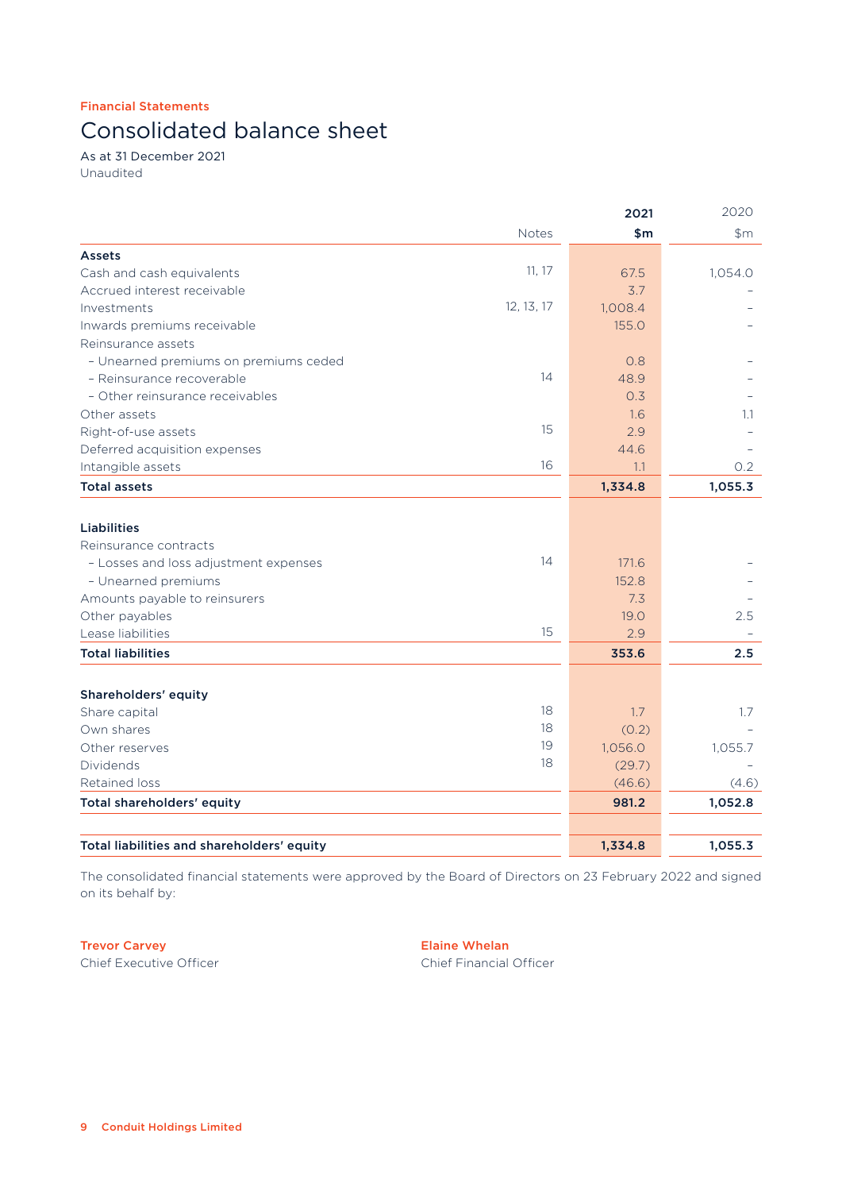Financial Statements

# Consolidated balance sheet

As at 31 December 2021
Unaudited

| | Notes | 2021 $m | 2020 $m |
|---|---|---|---|
| **Assets** | | | |
| Cash and cash equivalents | 11, 17 | 67.5 | 1,054.0 |
| Accrued interest receivable | | 3.7 | – |
| Investments | 12, 13, 17 | 1,008.4 | – |
| Inwards premiums receivable | | 155.0 | – |
| Reinsurance assets | | | |
| – Unearned premiums on premiums ceded | | 0.8 | – |
| – Reinsurance recoverable | 14 | 48.9 | – |
| – Other reinsurance receivables | | 0.3 | – |
| Other assets | | 1.6 | 1.1 |
| Right-of-use assets | 15 | 2.9 | – |
| Deferred acquisition expenses | | 44.6 | – |
| Intangible assets | 16 | 1.1 | 0.2 |
| **Total assets** | | **1,334.8** | **1,055.3** |
| **Liabilities** | | | |
| Reinsurance contracts | | | |
| – Losses and loss adjustment expenses | 14 | 171.6 | – |
| – Unearned premiums | | 152.8 | – |
| Amounts payable to reinsurers | | 7.3 | – |
| Other payables | | 19.0 | 2.5 |
| Lease liabilities | 15 | 2.9 | – |
| **Total liabilities** | | **353.6** | **2.5** |
| **Shareholders' equity** | | | |
| Share capital | 18 | 1.7 | 1.7 |
| Own shares | 18 | (0.2) | – |
| Other reserves | 19 | 1,056.0 | 1,055.7 |
| Dividends | 18 | (29.7) | – |
| Retained loss | | (46.6) | (4.6) |
| **Total shareholders' equity** | | **981.2** | **1,052.8** |
| **Total liabilities and shareholders' equity** | | **1,334.8** | **1,055.3** |

The consolidated financial statements were approved by the Board of Directors on 23 February 2022 and signed on its behalf by:

**Trevor Carvey**
Chief Executive Officer

**Elaine Whelan**
Chief Financial Officer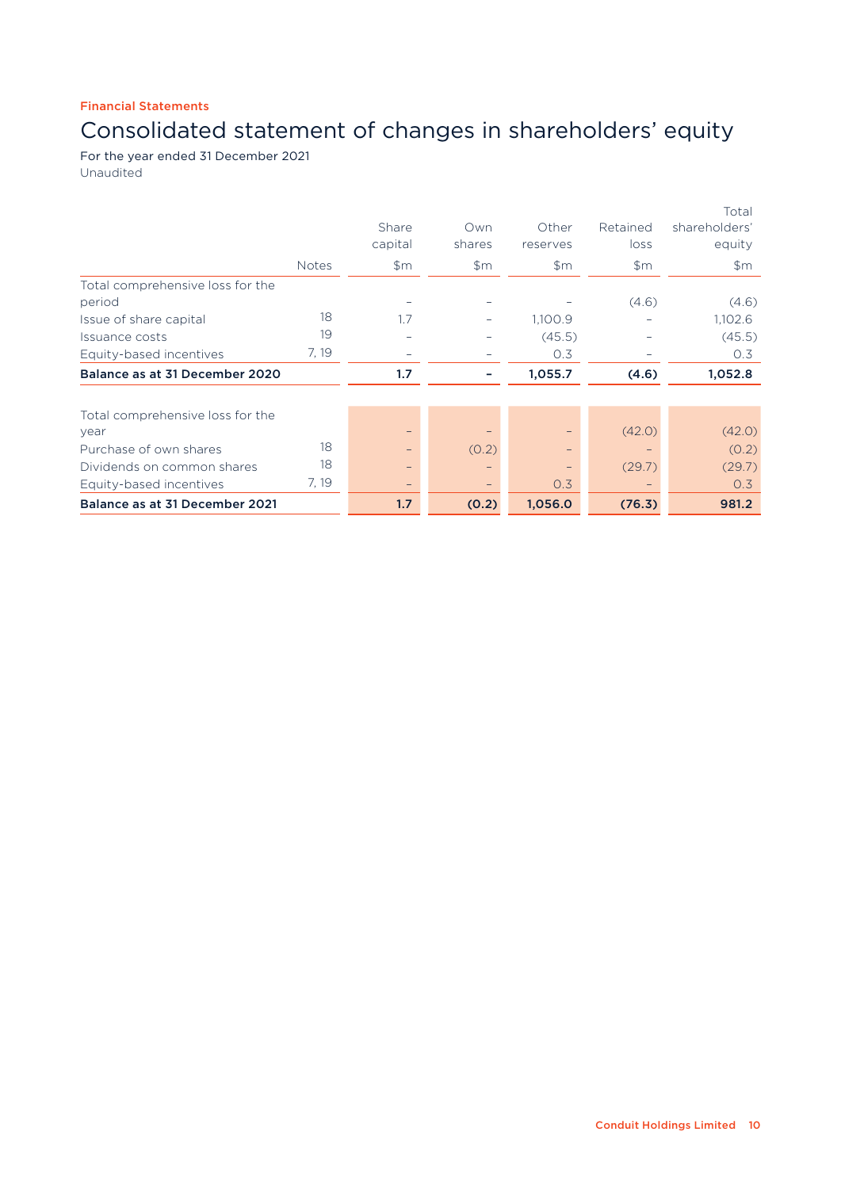Financial Statements

# Consolidated statement of changes in shareholders' equity

For the year ended 31 December 2021
Unaudited

| | Notes | Share capital $m | Own shares $m | Other reserves $m | Retained loss $m | Total shareholders' equity $m |
|---|---|---|---|---|---|---|
| Total comprehensive loss for the period | | – | – | – | (4.6) | (4.6) |
| Issue of share capital | 18 | 1.7 | – | 1,100.9 | – | 1,102.6 |
| Issuance costs | 19 | – | – | (45.5) | – | (45.5) |
| Equity-based incentives | 7, 19 | – | – | 0.3 | – | 0.3 |
| **Balance as at 31 December 2020** | | **1.7** | **–** | **1,055.7** | **(4.6)** | **1,052.8** |
| | | | | | | |
| Total comprehensive loss for the year | | – | – | – | (42.0) | (42.0) |
| Purchase of own shares | 18 | – | (0.2) | – | – | (0.2) |
| Dividends on common shares | 18 | – | – | – | (29.7) | (29.7) |
| Equity-based incentives | 7, 19 | – | – | 0.3 | – | 0.3 |
| **Balance as at 31 December 2021** | | **1.7** | **(0.2)** | **1,056.0** | **(76.3)** | **981.2** |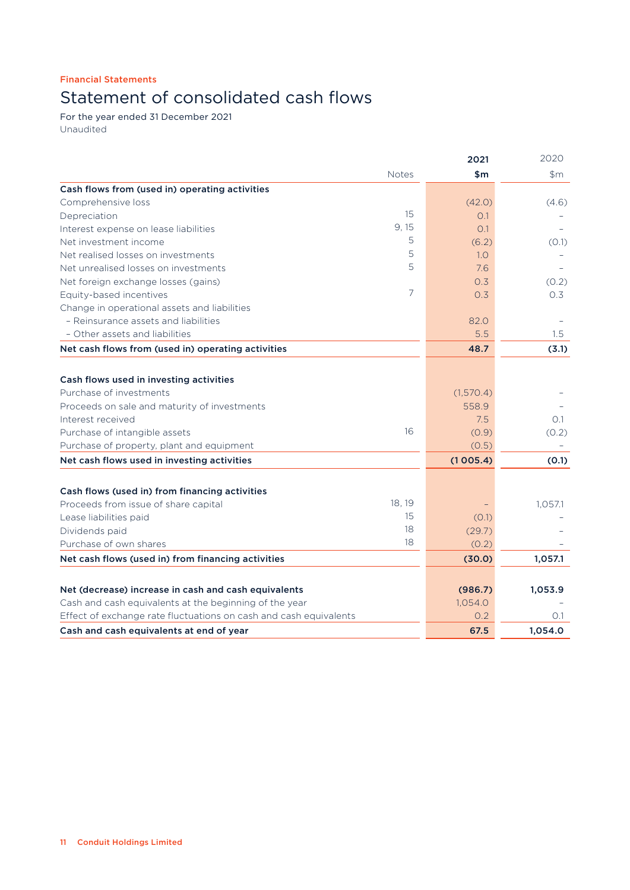Financial Statements

# Statement of consolidated cash flows

For the year ended 31 December 2021
Unaudited

| | Notes | 2021 $m | 2020 $m |
|---|---|---|---|
| **Cash flows from (used in) operating activities** | | | |
| Comprehensive loss | | (42.0) | (4.6) |
| Depreciation | 15 | 0.1 | – |
| Interest expense on lease liabilities | 9, 15 | 0.1 | – |
| Net investment income | 5 | (6.2) | (0.1) |
| Net realised losses on investments | 5 | 1.0 | – |
| Net unrealised losses on investments | 5 | 7.6 | – |
| Net foreign exchange losses (gains) | | 0.3 | (0.2) |
| Equity-based incentives | 7 | 0.3 | 0.3 |
| Change in operational assets and liabilities | | | |
| – Reinsurance assets and liabilities | | 82.0 | – |
| – Other assets and liabilities | | 5.5 | 1.5 |
| **Net cash flows from (used in) operating activities** | | **48.7** | **(3.1)** |
| | | | |
| **Cash flows used in investing activities** | | | |
| Purchase of investments | | (1,570.4) | – |
| Proceeds on sale and maturity of investments | | 558.9 | – |
| Interest received | | 7.5 | 0.1 |
| Purchase of intangible assets | 16 | (0.9) | (0.2) |
| Purchase of property, plant and equipment | | (0.5) | – |
| **Net cash flows used in investing activities** | | **(1 005.4)** | **(0.1)** |
| | | | |
| **Cash flows (used in) from financing activities** | | | |
| Proceeds from issue of share capital | 18, 19 | – | 1,057.1 |
| Lease liabilities paid | 15 | (0.1) | – |
| Dividends paid | 18 | (29.7) | – |
| Purchase of own shares | 18 | (0.2) | – |
| **Net cash flows (used in) from financing activities** | | **(30.0)** | **1,057.1** |
| | | | |
| **Net (decrease) increase in cash and cash equivalents** | | **(986.7)** | **1,053.9** |
| Cash and cash equivalents at the beginning of the year | | 1,054.0 | – |
| Effect of exchange rate fluctuations on cash and cash equivalents | | 0.2 | 0.1 |
| **Cash and cash equivalents at end of year** | | **67.5** | **1,054.0** |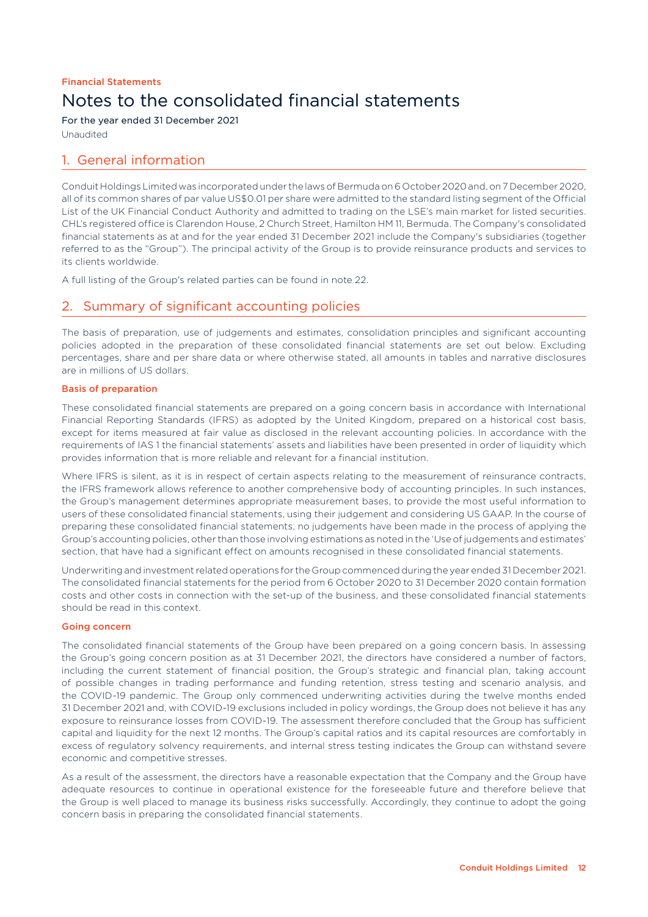Financial Statements

# Notes to the consolidated financial statements

For the year ended 31 December 2021

Unaudited

## 1. General information

Conduit Holdings Limited was incorporated under the laws of Bermuda on 6 October 2020 and, on 7 December 2020, all of its common shares of par value US$0.01 per share were admitted to the standard listing segment of the Official List of the UK Financial Conduct Authority and admitted to trading on the LSE's main market for listed securities. CHL's registered office is Clarendon House, 2 Church Street, Hamilton HM 11, Bermuda. The Company's consolidated financial statements as at and for the year ended 31 December 2021 include the Company's subsidiaries (together referred to as the "Group"). The principal activity of the Group is to provide reinsurance products and services to its clients worldwide.

A full listing of the Group's related parties can be found in note 22.

## 2. Summary of significant accounting policies

The basis of preparation, use of judgements and estimates, consolidation principles and significant accounting policies adopted in the preparation of these consolidated financial statements are set out below. Excluding percentages, share and per share data or where otherwise stated, all amounts in tables and narrative disclosures are in millions of US dollars.

### Basis of preparation

These consolidated financial statements are prepared on a going concern basis in accordance with International Financial Reporting Standards (IFRS) as adopted by the United Kingdom, prepared on a historical cost basis, except for items measured at fair value as disclosed in the relevant accounting policies. In accordance with the requirements of IAS 1 the financial statements' assets and liabilities have been presented in order of liquidity which provides information that is more reliable and relevant for a financial institution.

Where IFRS is silent, as it is in respect of certain aspects relating to the measurement of reinsurance contracts, the IFRS framework allows reference to another comprehensive body of accounting principles. In such instances, the Group's management determines appropriate measurement bases, to provide the most useful information to users of these consolidated financial statements, using their judgement and considering US GAAP. In the course of preparing these consolidated financial statements, no judgements have been made in the process of applying the Group's accounting policies, other than those involving estimations as noted in the 'Use of judgements and estimates' section, that have had a significant effect on amounts recognised in these consolidated financial statements.

Underwriting and investment related operations for the Group commenced during the year ended 31 December 2021. The consolidated financial statements for the period from 6 October 2020 to 31 December 2020 contain formation costs and other costs in connection with the set-up of the business, and these consolidated financial statements should be read in this context.

### Going concern

The consolidated financial statements of the Group have been prepared on a going concern basis. In assessing the Group's going concern position as at 31 December 2021, the directors have considered a number of factors, including the current statement of financial position, the Group's strategic and financial plan, taking account of possible changes in trading performance and funding retention, stress testing and scenario analysis, and the COVID-19 pandemic. The Group only commenced underwriting activities during the twelve months ended 31 December 2021 and, with COVID-19 exclusions included in policy wordings, the Group does not believe it has any exposure to reinsurance losses from COVID-19. The assessment therefore concluded that the Group has sufficient capital and liquidity for the next 12 months. The Group's capital ratios and its capital resources are comfortably in excess of regulatory solvency requirements, and internal stress testing indicates the Group can withstand severe economic and competitive stresses.

As a result of the assessment, the directors have a reasonable expectation that the Company and the Group have adequate resources to continue in operational existence for the foreseeable future and therefore believe that the Group is well placed to manage its business risks successfully. Accordingly, they continue to adopt the going concern basis in preparing the consolidated financial statements.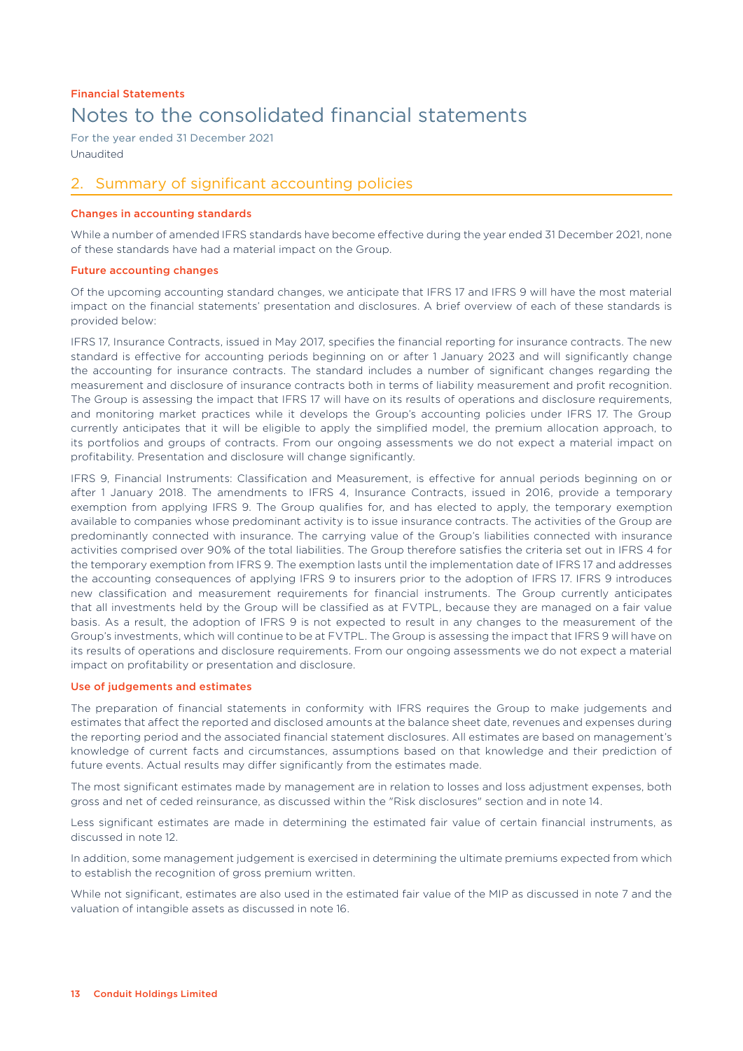Financial Statements

# Notes to the consolidated financial statements

For the year ended 31 December 2021

Unaudited

## 2. Summary of significant accounting policies

### Changes in accounting standards

While a number of amended IFRS standards have become effective during the year ended 31 December 2021, none of these standards have had a material impact on the Group.

### Future accounting changes

Of the upcoming accounting standard changes, we anticipate that IFRS 17 and IFRS 9 will have the most material impact on the financial statements' presentation and disclosures. A brief overview of each of these standards is provided below:

IFRS 17, Insurance Contracts, issued in May 2017, specifies the financial reporting for insurance contracts. The new standard is effective for accounting periods beginning on or after 1 January 2023 and will significantly change the accounting for insurance contracts. The standard includes a number of significant changes regarding the measurement and disclosure of insurance contracts both in terms of liability measurement and profit recognition. The Group is assessing the impact that IFRS 17 will have on its results of operations and disclosure requirements, and monitoring market practices while it develops the Group's accounting policies under IFRS 17. The Group currently anticipates that it will be eligible to apply the simplified model, the premium allocation approach, to its portfolios and groups of contracts. From our ongoing assessments we do not expect a material impact on profitability. Presentation and disclosure will change significantly.

IFRS 9, Financial Instruments: Classification and Measurement, is effective for annual periods beginning on or after 1 January 2018. The amendments to IFRS 4, Insurance Contracts, issued in 2016, provide a temporary exemption from applying IFRS 9. The Group qualifies for, and has elected to apply, the temporary exemption available to companies whose predominant activity is to issue insurance contracts. The activities of the Group are predominantly connected with insurance. The carrying value of the Group's liabilities connected with insurance activities comprised over 90% of the total liabilities. The Group therefore satisfies the criteria set out in IFRS 4 for the temporary exemption from IFRS 9. The exemption lasts until the implementation date of IFRS 17 and addresses the accounting consequences of applying IFRS 9 to insurers prior to the adoption of IFRS 17. IFRS 9 introduces new classification and measurement requirements for financial instruments. The Group currently anticipates that all investments held by the Group will be classified as at FVTPL, because they are managed on a fair value basis. As a result, the adoption of IFRS 9 is not expected to result in any changes to the measurement of the Group's investments, which will continue to be at FVTPL. The Group is assessing the impact that IFRS 9 will have on its results of operations and disclosure requirements. From our ongoing assessments we do not expect a material impact on profitability or presentation and disclosure.

### Use of judgements and estimates

The preparation of financial statements in conformity with IFRS requires the Group to make judgements and estimates that affect the reported and disclosed amounts at the balance sheet date, revenues and expenses during the reporting period and the associated financial statement disclosures. All estimates are based on management's knowledge of current facts and circumstances, assumptions based on that knowledge and their prediction of future events. Actual results may differ significantly from the estimates made.

The most significant estimates made by management are in relation to losses and loss adjustment expenses, both gross and net of ceded reinsurance, as discussed within the "Risk disclosures" section and in note 14.

Less significant estimates are made in determining the estimated fair value of certain financial instruments, as discussed in note 12.

In addition, some management judgement is exercised in determining the ultimate premiums expected from which to establish the recognition of gross premium written.

While not significant, estimates are also used in the estimated fair value of the MIP as discussed in note 7 and the valuation of intangible assets as discussed in note 16.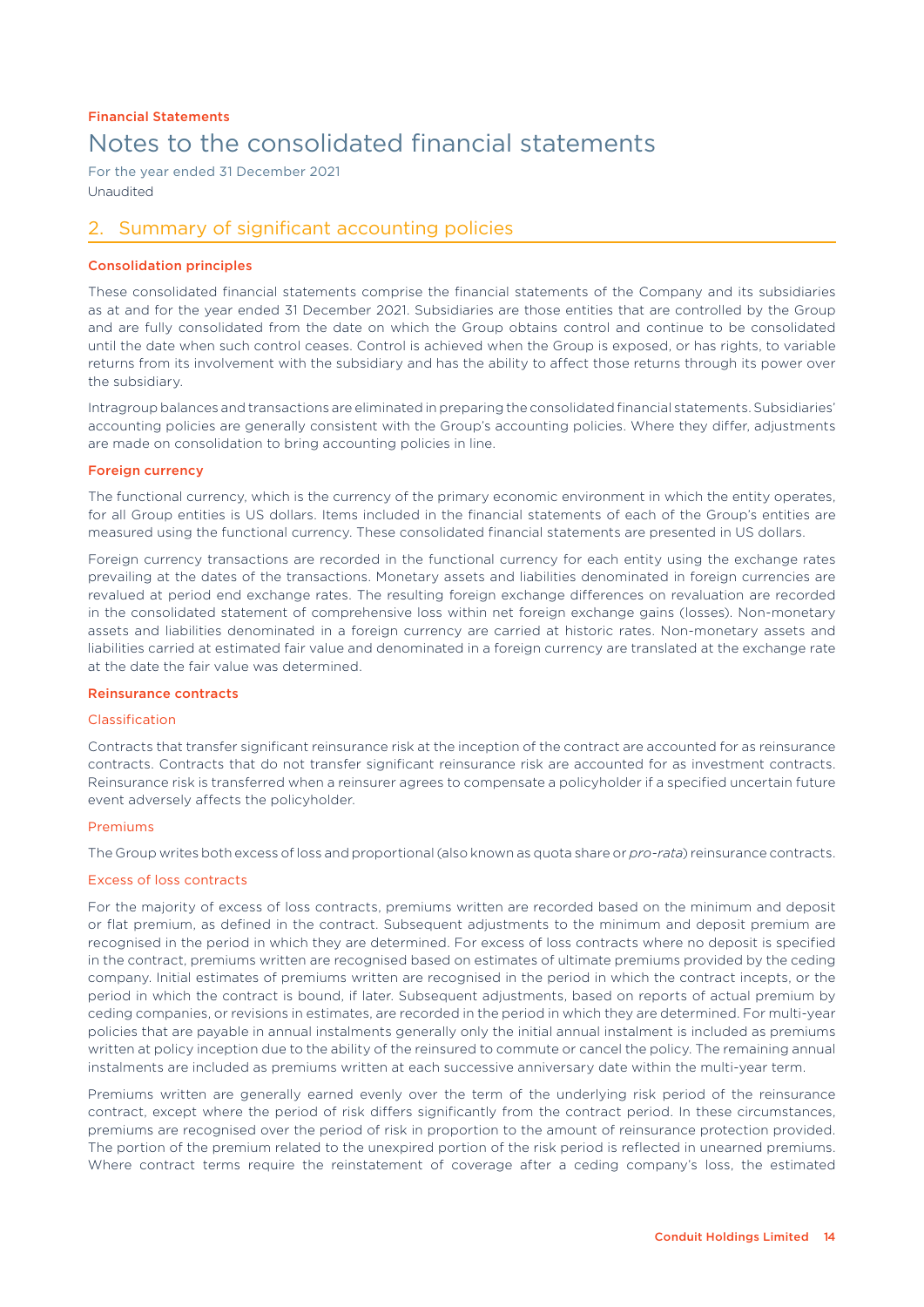Financial Statements

# Notes to the consolidated financial statements

For the year ended 31 December 2021

Unaudited

## 2. Summary of significant accounting policies

### Consolidation principles

These consolidated financial statements comprise the financial statements of the Company and its subsidiaries as at and for the year ended 31 December 2021. Subsidiaries are those entities that are controlled by the Group and are fully consolidated from the date on which the Group obtains control and continue to be consolidated until the date when such control ceases. Control is achieved when the Group is exposed, or has rights, to variable returns from its involvement with the subsidiary and has the ability to affect those returns through its power over the subsidiary.

Intragroup balances and transactions are eliminated in preparing the consolidated financial statements. Subsidiaries' accounting policies are generally consistent with the Group's accounting policies. Where they differ, adjustments are made on consolidation to bring accounting policies in line.

### Foreign currency

The functional currency, which is the currency of the primary economic environment in which the entity operates, for all Group entities is US dollars. Items included in the financial statements of each of the Group's entities are measured using the functional currency. These consolidated financial statements are presented in US dollars.

Foreign currency transactions are recorded in the functional currency for each entity using the exchange rates prevailing at the dates of the transactions. Monetary assets and liabilities denominated in foreign currencies are revalued at period end exchange rates. The resulting foreign exchange differences on revaluation are recorded in the consolidated statement of comprehensive loss within net foreign exchange gains (losses). Non-monetary assets and liabilities denominated in a foreign currency are carried at historic rates. Non-monetary assets and liabilities carried at estimated fair value and denominated in a foreign currency are translated at the exchange rate at the date the fair value was determined.

### Reinsurance contracts

#### Classification

Contracts that transfer significant reinsurance risk at the inception of the contract are accounted for as reinsurance contracts. Contracts that do not transfer significant reinsurance risk are accounted for as investment contracts. Reinsurance risk is transferred when a reinsurer agrees to compensate a policyholder if a specified uncertain future event adversely affects the policyholder.

#### Premiums

The Group writes both excess of loss and proportional (also known as quota share or *pro-rata*) reinsurance contracts.

#### Excess of loss contracts

For the majority of excess of loss contracts, premiums written are recorded based on the minimum and deposit or flat premium, as defined in the contract. Subsequent adjustments to the minimum and deposit premium are recognised in the period in which they are determined. For excess of loss contracts where no deposit is specified in the contract, premiums written are recognised based on estimates of ultimate premiums provided by the ceding company. Initial estimates of premiums written are recognised in the period in which the contract incepts, or the period in which the contract is bound, if later. Subsequent adjustments, based on reports of actual premium by ceding companies, or revisions in estimates, are recorded in the period in which they are determined. For multi-year policies that are payable in annual instalments generally only the initial annual instalment is included as premiums written at policy inception due to the ability of the reinsured to commute or cancel the policy. The remaining annual instalments are included as premiums written at each successive anniversary date within the multi-year term.

Premiums written are generally earned evenly over the term of the underlying risk period of the reinsurance contract, except where the period of risk differs significantly from the contract period. In these circumstances, premiums are recognised over the period of risk in proportion to the amount of reinsurance protection provided. The portion of the premium related to the unexpired portion of the risk period is reflected in unearned premiums. Where contract terms require the reinstatement of coverage after a ceding company's loss, the estimated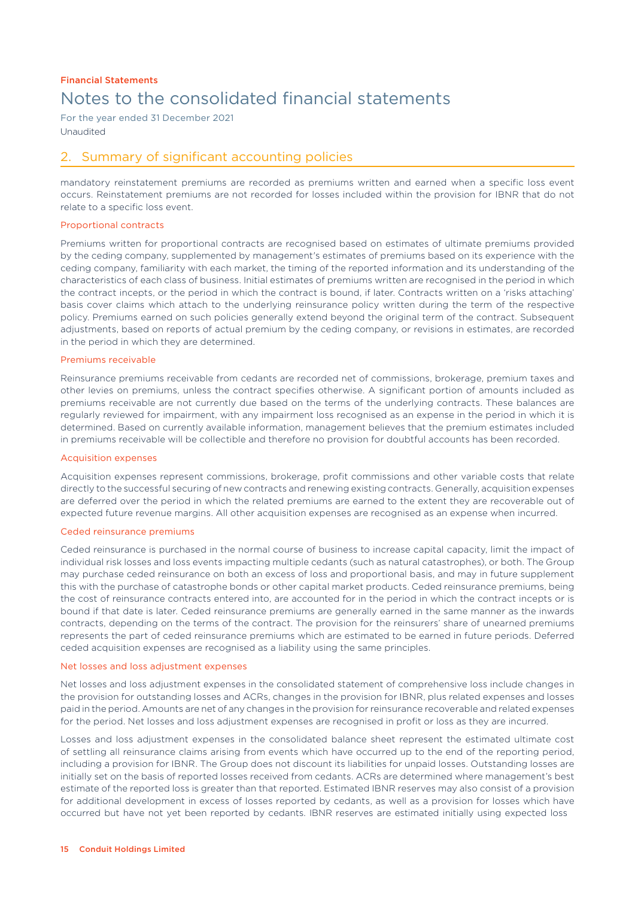Financial Statements

# Notes to the consolidated financial statements

For the year ended 31 December 2021
Unaudited

## 2. Summary of significant accounting policies

mandatory reinstatement premiums are recorded as premiums written and earned when a specific loss event occurs. Reinstatement premiums are not recorded for losses included within the provision for IBNR that do not relate to a specific loss event.

### Proportional contracts

Premiums written for proportional contracts are recognised based on estimates of ultimate premiums provided by the ceding company, supplemented by management's estimates of premiums based on its experience with the ceding company, familiarity with each market, the timing of the reported information and its understanding of the characteristics of each class of business. Initial estimates of premiums written are recognised in the period in which the contract incepts, or the period in which the contract is bound, if later. Contracts written on a 'risks attaching' basis cover claims which attach to the underlying reinsurance policy written during the term of the respective policy. Premiums earned on such policies generally extend beyond the original term of the contract. Subsequent adjustments, based on reports of actual premium by the ceding company, or revisions in estimates, are recorded in the period in which they are determined.

### Premiums receivable

Reinsurance premiums receivable from cedants are recorded net of commissions, brokerage, premium taxes and other levies on premiums, unless the contract specifies otherwise. A significant portion of amounts included as premiums receivable are not currently due based on the terms of the underlying contracts. These balances are regularly reviewed for impairment, with any impairment loss recognised as an expense in the period in which it is determined. Based on currently available information, management believes that the premium estimates included in premiums receivable will be collectible and therefore no provision for doubtful accounts has been recorded.

### Acquisition expenses

Acquisition expenses represent commissions, brokerage, profit commissions and other variable costs that relate directly to the successful securing of new contracts and renewing existing contracts. Generally, acquisition expenses are deferred over the period in which the related premiums are earned to the extent they are recoverable out of expected future revenue margins. All other acquisition expenses are recognised as an expense when incurred.

### Ceded reinsurance premiums

Ceded reinsurance is purchased in the normal course of business to increase capital capacity, limit the impact of individual risk losses and loss events impacting multiple cedants (such as natural catastrophes), or both. The Group may purchase ceded reinsurance on both an excess of loss and proportional basis, and may in future supplement this with the purchase of catastrophe bonds or other capital market products. Ceded reinsurance premiums, being the cost of reinsurance contracts entered into, are accounted for in the period in which the contract incepts or is bound if that date is later. Ceded reinsurance premiums are generally earned in the same manner as the inwards contracts, depending on the terms of the contract. The provision for the reinsurers' share of unearned premiums represents the part of ceded reinsurance premiums which are estimated to be earned in future periods. Deferred ceded acquisition expenses are recognised as a liability using the same principles.

### Net losses and loss adjustment expenses

Net losses and loss adjustment expenses in the consolidated statement of comprehensive loss include changes in the provision for outstanding losses and ACRs, changes in the provision for IBNR, plus related expenses and losses paid in the period. Amounts are net of any changes in the provision for reinsurance recoverable and related expenses for the period. Net losses and loss adjustment expenses are recognised in profit or loss as they are incurred.

Losses and loss adjustment expenses in the consolidated balance sheet represent the estimated ultimate cost of settling all reinsurance claims arising from events which have occurred up to the end of the reporting period, including a provision for IBNR. The Group does not discount its liabilities for unpaid losses. Outstanding losses are initially set on the basis of reported losses received from cedants. ACRs are determined where management's best estimate of the reported loss is greater than that reported. Estimated IBNR reserves may also consist of a provision for additional development in excess of losses reported by cedants, as well as a provision for losses which have occurred but have not yet been reported by cedants. IBNR reserves are estimated initially using expected loss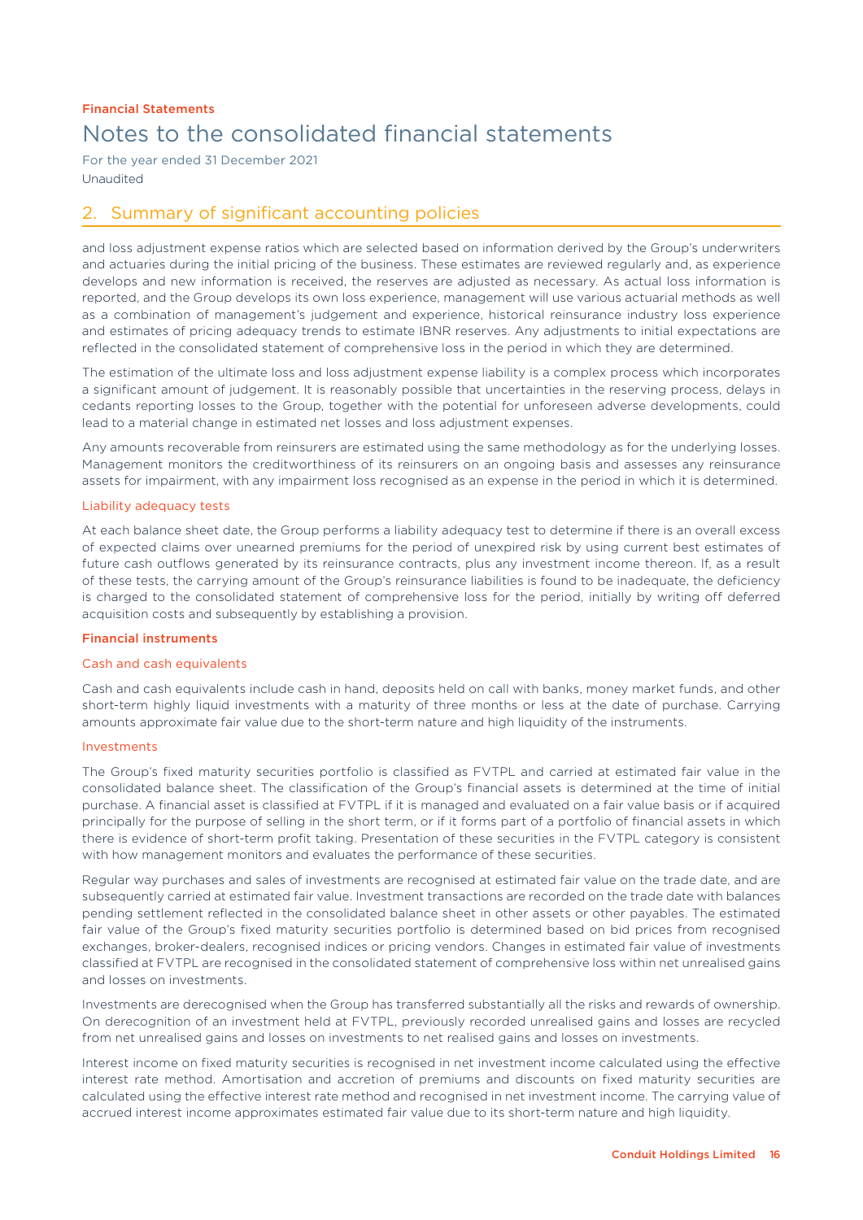## 2. Summary of significant accounting policies

and loss adjustment expense ratios which are selected based on information derived by the Group's underwriters and actuaries during the initial pricing of the business. These estimates are reviewed regularly and, as experience develops and new information is received, the reserves are adjusted as necessary. As actual loss information is reported, and the Group develops its own loss experience, management will use various actuarial methods as well as a combination of management's judgement and experience, historical reinsurance industry loss experience and estimates of pricing adequacy trends to estimate IBNR reserves. Any adjustments to initial expectations are reflected in the consolidated statement of comprehensive loss in the period in which they are determined.

The estimation of the ultimate loss and loss adjustment expense liability is a complex process which incorporates a significant amount of judgement. It is reasonably possible that uncertainties in the reserving process, delays in cedants reporting losses to the Group, together with the potential for unforeseen adverse developments, could lead to a material change in estimated net losses and loss adjustment expenses.

Any amounts recoverable from reinsurers are estimated using the same methodology as for the underlying losses. Management monitors the creditworthiness of its reinsurers on an ongoing basis and assesses any reinsurance assets for impairment, with any impairment loss recognised as an expense in the period in which it is determined.

#### Liability adequacy tests

At each balance sheet date, the Group performs a liability adequacy test to determine if there is an overall excess of expected claims over unearned premiums for the period of unexpired risk by using current best estimates of future cash outflows generated by its reinsurance contracts, plus any investment income thereon. If, as a result of these tests, the carrying amount of the Group's reinsurance liabilities is found to be inadequate, the deficiency is charged to the consolidated statement of comprehensive loss for the period, initially by writing off deferred acquisition costs and subsequently by establishing a provision.

### Financial instruments

#### Cash and cash equivalents

Cash and cash equivalents include cash in hand, deposits held on call with banks, money market funds, and other short-term highly liquid investments with a maturity of three months or less at the date of purchase. Carrying amounts approximate fair value due to the short-term nature and high liquidity of the instruments.

#### Investments

The Group's fixed maturity securities portfolio is classified as FVTPL and carried at estimated fair value in the consolidated balance sheet. The classification of the Group's financial assets is determined at the time of initial purchase. A financial asset is classified at FVTPL if it is managed and evaluated on a fair value basis or if acquired principally for the purpose of selling in the short term, or if it forms part of a portfolio of financial assets in which there is evidence of short-term profit taking. Presentation of these securities in the FVTPL category is consistent with how management monitors and evaluates the performance of these securities.

Regular way purchases and sales of investments are recognised at estimated fair value on the trade date, and are subsequently carried at estimated fair value. Investment transactions are recorded on the trade date with balances pending settlement reflected in the consolidated balance sheet in other assets or other payables. The estimated fair value of the Group's fixed maturity securities portfolio is determined based on bid prices from recognised exchanges, broker-dealers, recognised indices or pricing vendors. Changes in estimated fair value of investments classified at FVTPL are recognised in the consolidated statement of comprehensive loss within net unrealised gains and losses on investments.

Investments are derecognised when the Group has transferred substantially all the risks and rewards of ownership. On derecognition of an investment held at FVTPL, previously recorded unrealised gains and losses are recycled from net unrealised gains and losses on investments to net realised gains and losses on investments.

Interest income on fixed maturity securities is recognised in net investment income calculated using the effective interest rate method. Amortisation and accretion of premiums and discounts on fixed maturity securities are calculated using the effective interest rate method and recognised in net investment income. The carrying value of accrued interest income approximates estimated fair value due to its short-term nature and high liquidity.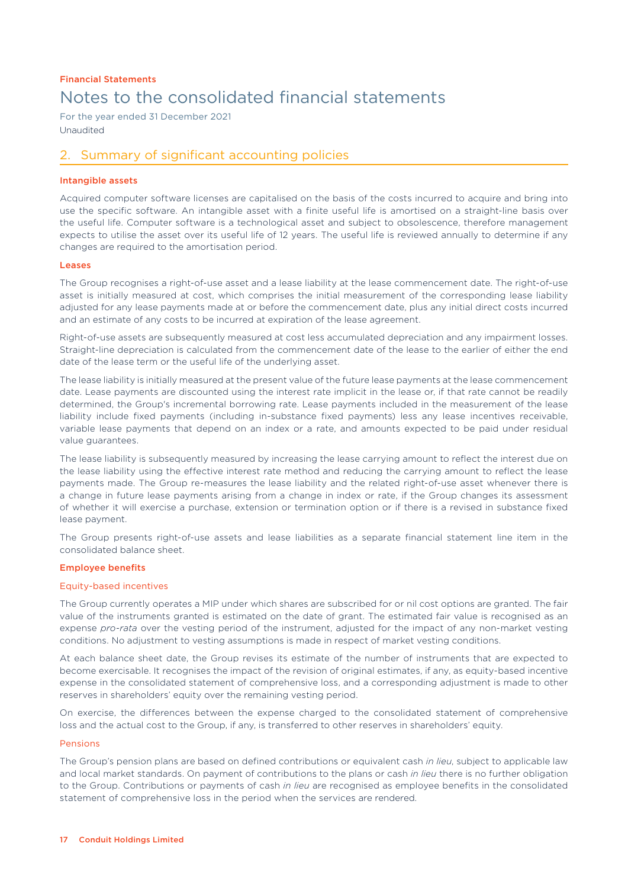Financial Statements

# Notes to the consolidated financial statements

For the year ended 31 December 2021

Unaudited

## 2. Summary of significant accounting policies

### Intangible assets

Acquired computer software licenses are capitalised on the basis of the costs incurred to acquire and bring into use the specific software. An intangible asset with a finite useful life is amortised on a straight-line basis over the useful life. Computer software is a technological asset and subject to obsolescence, therefore management expects to utilise the asset over its useful life of 12 years. The useful life is reviewed annually to determine if any changes are required to the amortisation period.

### Leases

The Group recognises a right-of-use asset and a lease liability at the lease commencement date. The right-of-use asset is initially measured at cost, which comprises the initial measurement of the corresponding lease liability adjusted for any lease payments made at or before the commencement date, plus any initial direct costs incurred and an estimate of any costs to be incurred at expiration of the lease agreement.

Right-of-use assets are subsequently measured at cost less accumulated depreciation and any impairment losses. Straight-line depreciation is calculated from the commencement date of the lease to the earlier of either the end date of the lease term or the useful life of the underlying asset.

The lease liability is initially measured at the present value of the future lease payments at the lease commencement date. Lease payments are discounted using the interest rate implicit in the lease or, if that rate cannot be readily determined, the Group's incremental borrowing rate. Lease payments included in the measurement of the lease liability include fixed payments (including in-substance fixed payments) less any lease incentives receivable, variable lease payments that depend on an index or a rate, and amounts expected to be paid under residual value guarantees.

The lease liability is subsequently measured by increasing the lease carrying amount to reflect the interest due on the lease liability using the effective interest rate method and reducing the carrying amount to reflect the lease payments made. The Group re-measures the lease liability and the related right-of-use asset whenever there is a change in future lease payments arising from a change in index or rate, if the Group changes its assessment of whether it will exercise a purchase, extension or termination option or if there is a revised in substance fixed lease payment.

The Group presents right-of-use assets and lease liabilities as a separate financial statement line item in the consolidated balance sheet.

### Employee benefits

#### Equity-based incentives

The Group currently operates a MIP under which shares are subscribed for or nil cost options are granted. The fair value of the instruments granted is estimated on the date of grant. The estimated fair value is recognised as an expense *pro-rata* over the vesting period of the instrument, adjusted for the impact of any non-market vesting conditions. No adjustment to vesting assumptions is made in respect of market vesting conditions.

At each balance sheet date, the Group revises its estimate of the number of instruments that are expected to become exercisable. It recognises the impact of the revision of original estimates, if any, as equity-based incentive expense in the consolidated statement of comprehensive loss, and a corresponding adjustment is made to other reserves in shareholders' equity over the remaining vesting period.

On exercise, the differences between the expense charged to the consolidated statement of comprehensive loss and the actual cost to the Group, if any, is transferred to other reserves in shareholders' equity.

#### Pensions

The Group's pension plans are based on defined contributions or equivalent cash *in lieu*, subject to applicable law and local market standards. On payment of contributions to the plans or cash *in lieu* there is no further obligation to the Group. Contributions or payments of cash *in lieu* are recognised as employee benefits in the consolidated statement of comprehensive loss in the period when the services are rendered.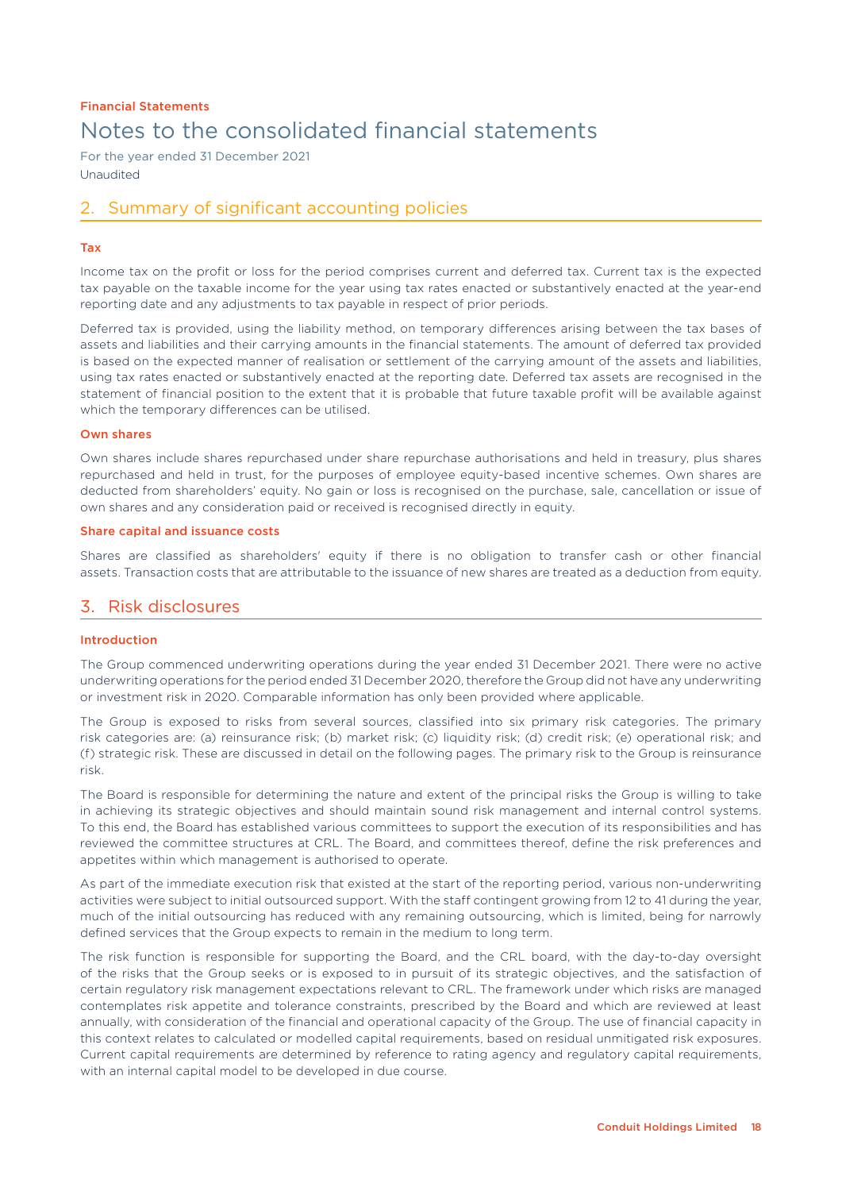Financial Statements

# Notes to the consolidated financial statements

For the year ended 31 December 2021
Unaudited

## 2. Summary of significant accounting policies

### Tax

Income tax on the profit or loss for the period comprises current and deferred tax. Current tax is the expected tax payable on the taxable income for the year using tax rates enacted or substantively enacted at the year-end reporting date and any adjustments to tax payable in respect of prior periods.

Deferred tax is provided, using the liability method, on temporary differences arising between the tax bases of assets and liabilities and their carrying amounts in the financial statements. The amount of deferred tax provided is based on the expected manner of realisation or settlement of the carrying amount of the assets and liabilities, using tax rates enacted or substantively enacted at the reporting date. Deferred tax assets are recognised in the statement of financial position to the extent that it is probable that future taxable profit will be available against which the temporary differences can be utilised.

### Own shares

Own shares include shares repurchased under share repurchase authorisations and held in treasury, plus shares repurchased and held in trust, for the purposes of employee equity-based incentive schemes. Own shares are deducted from shareholders' equity. No gain or loss is recognised on the purchase, sale, cancellation or issue of own shares and any consideration paid or received is recognised directly in equity.

### Share capital and issuance costs

Shares are classified as shareholders' equity if there is no obligation to transfer cash or other financial assets. Transaction costs that are attributable to the issuance of new shares are treated as a deduction from equity.

## 3. Risk disclosures

### Introduction

The Group commenced underwriting operations during the year ended 31 December 2021. There were no active underwriting operations for the period ended 31 December 2020, therefore the Group did not have any underwriting or investment risk in 2020. Comparable information has only been provided where applicable.

The Group is exposed to risks from several sources, classified into six primary risk categories. The primary risk categories are: (a) reinsurance risk; (b) market risk; (c) liquidity risk; (d) credit risk; (e) operational risk; and (f) strategic risk. These are discussed in detail on the following pages. The primary risk to the Group is reinsurance risk.

The Board is responsible for determining the nature and extent of the principal risks the Group is willing to take in achieving its strategic objectives and should maintain sound risk management and internal control systems. To this end, the Board has established various committees to support the execution of its responsibilities and has reviewed the committee structures at CRL. The Board, and committees thereof, define the risk preferences and appetites within which management is authorised to operate.

As part of the immediate execution risk that existed at the start of the reporting period, various non-underwriting activities were subject to initial outsourced support. With the staff contingent growing from 12 to 41 during the year, much of the initial outsourcing has reduced with any remaining outsourcing, which is limited, being for narrowly defined services that the Group expects to remain in the medium to long term.

The risk function is responsible for supporting the Board, and the CRL board, with the day-to-day oversight of the risks that the Group seeks or is exposed to in pursuit of its strategic objectives, and the satisfaction of certain regulatory risk management expectations relevant to CRL. The framework under which risks are managed contemplates risk appetite and tolerance constraints, prescribed by the Board and which are reviewed at least annually, with consideration of the financial and operational capacity of the Group. The use of financial capacity in this context relates to calculated or modelled capital requirements, based on residual unmitigated risk exposures. Current capital requirements are determined by reference to rating agency and regulatory capital requirements, with an internal capital model to be developed in due course.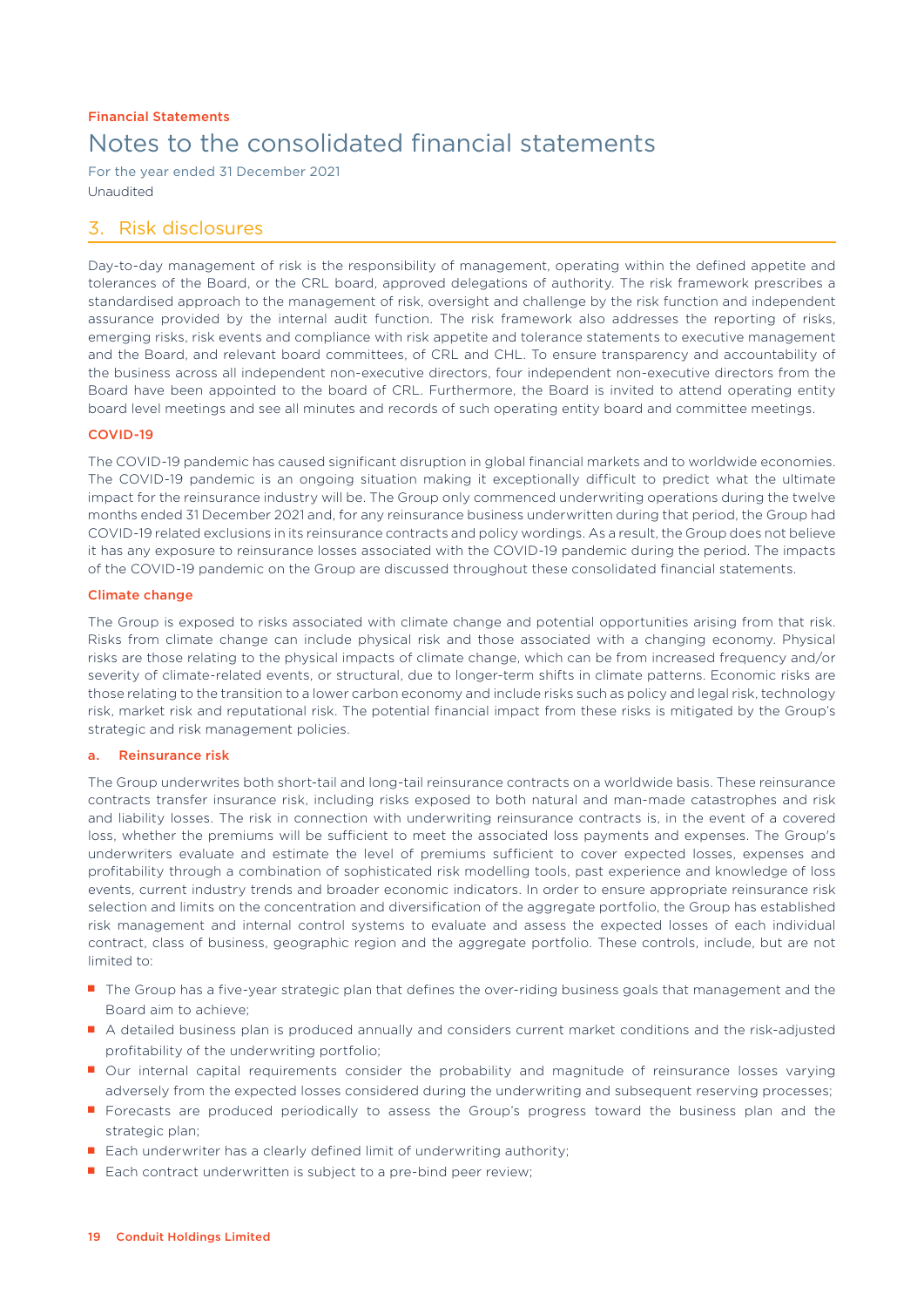Financial Statements

# Notes to the consolidated financial statements

For the year ended 31 December 2021

Unaudited

## 3. Risk disclosures

Day-to-day management of risk is the responsibility of management, operating within the defined appetite and tolerances of the Board, or the CRL board, approved delegations of authority. The risk framework prescribes a standardised approach to the management of risk, oversight and challenge by the risk function and independent assurance provided by the internal audit function. The risk framework also addresses the reporting of risks, emerging risks, risk events and compliance with risk appetite and tolerance statements to executive management and the Board, and relevant board committees, of CRL and CHL. To ensure transparency and accountability of the business across all independent non-executive directors, four independent non-executive directors from the Board have been appointed to the board of CRL. Furthermore, the Board is invited to attend operating entity board level meetings and see all minutes and records of such operating entity board and committee meetings.

### COVID-19

The COVID-19 pandemic has caused significant disruption in global financial markets and to worldwide economies. The COVID-19 pandemic is an ongoing situation making it exceptionally difficult to predict what the ultimate impact for the reinsurance industry will be. The Group only commenced underwriting operations during the twelve months ended 31 December 2021 and, for any reinsurance business underwritten during that period, the Group had COVID-19 related exclusions in its reinsurance contracts and policy wordings. As a result, the Group does not believe it has any exposure to reinsurance losses associated with the COVID-19 pandemic during the period. The impacts of the COVID-19 pandemic on the Group are discussed throughout these consolidated financial statements.

### Climate change

The Group is exposed to risks associated with climate change and potential opportunities arising from that risk. Risks from climate change can include physical risk and those associated with a changing economy. Physical risks are those relating to the physical impacts of climate change, which can be from increased frequency and/or severity of climate-related events, or structural, due to longer-term shifts in climate patterns. Economic risks are those relating to the transition to a lower carbon economy and include risks such as policy and legal risk, technology risk, market risk and reputational risk. The potential financial impact from these risks is mitigated by the Group's strategic and risk management policies.

### a. Reinsurance risk

The Group underwrites both short-tail and long-tail reinsurance contracts on a worldwide basis. These reinsurance contracts transfer insurance risk, including risks exposed to both natural and man-made catastrophes and risk and liability losses. The risk in connection with underwriting reinsurance contracts is, in the event of a covered loss, whether the premiums will be sufficient to meet the associated loss payments and expenses. The Group's underwriters evaluate and estimate the level of premiums sufficient to cover expected losses, expenses and profitability through a combination of sophisticated risk modelling tools, past experience and knowledge of loss events, current industry trends and broader economic indicators. In order to ensure appropriate reinsurance risk selection and limits on the concentration and diversification of the aggregate portfolio, the Group has established risk management and internal control systems to evaluate and assess the expected losses of each individual contract, class of business, geographic region and the aggregate portfolio. These controls, include, but are not limited to:

- The Group has a five-year strategic plan that defines the over-riding business goals that management and the Board aim to achieve;
- A detailed business plan is produced annually and considers current market conditions and the risk-adjusted profitability of the underwriting portfolio;
- Our internal capital requirements consider the probability and magnitude of reinsurance losses varying adversely from the expected losses considered during the underwriting and subsequent reserving processes;
- Forecasts are produced periodically to assess the Group's progress toward the business plan and the strategic plan;
- Each underwriter has a clearly defined limit of underwriting authority;
- Each contract underwritten is subject to a pre-bind peer review;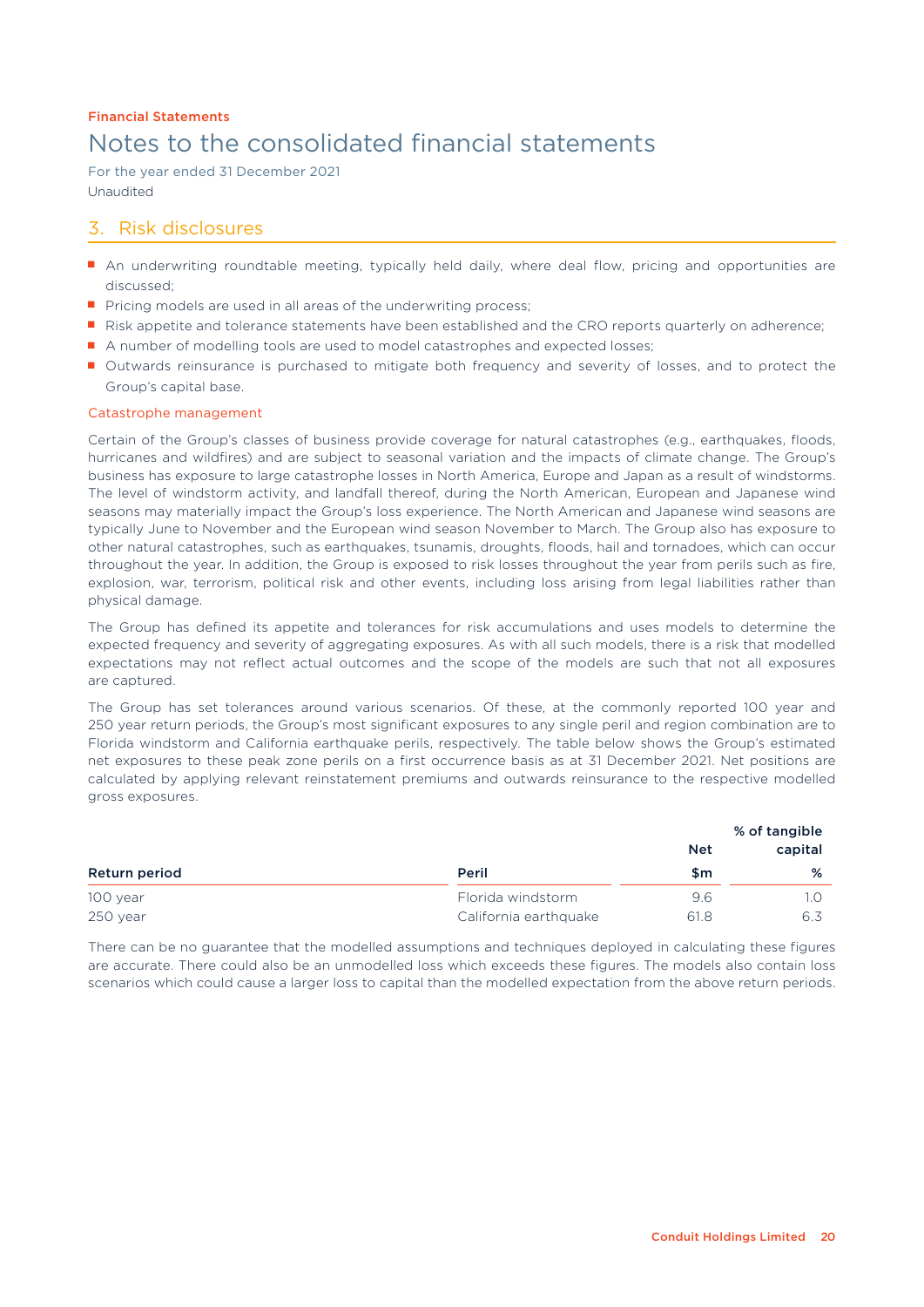Financial Statements

# Notes to the consolidated financial statements

For the year ended 31 December 2021

Unaudited

## 3. Risk disclosures

- An underwriting roundtable meeting, typically held daily, where deal flow, pricing and opportunities are discussed;
- Pricing models are used in all areas of the underwriting process;
- Risk appetite and tolerance statements have been established and the CRO reports quarterly on adherence;
- A number of modelling tools are used to model catastrophes and expected losses;
- Outwards reinsurance is purchased to mitigate both frequency and severity of losses, and to protect the Group's capital base.

### Catastrophe management

Certain of the Group's classes of business provide coverage for natural catastrophes (e.g., earthquakes, floods, hurricanes and wildfires) and are subject to seasonal variation and the impacts of climate change. The Group's business has exposure to large catastrophe losses in North America, Europe and Japan as a result of windstorms. The level of windstorm activity, and landfall thereof, during the North American, European and Japanese wind seasons may materially impact the Group's loss experience. The North American and Japanese wind seasons are typically June to November and the European wind season November to March. The Group also has exposure to other natural catastrophes, such as earthquakes, tsunamis, droughts, floods, hail and tornadoes, which can occur throughout the year. In addition, the Group is exposed to risk losses throughout the year from perils such as fire, explosion, war, terrorism, political risk and other events, including loss arising from legal liabilities rather than physical damage.

The Group has defined its appetite and tolerances for risk accumulations and uses models to determine the expected frequency and severity of aggregating exposures. As with all such models, there is a risk that modelled expectations may not reflect actual outcomes and the scope of the models are such that not all exposures are captured.

The Group has set tolerances around various scenarios. Of these, at the commonly reported 100 year and 250 year return periods, the Group's most significant exposures to any single peril and region combination are to Florida windstorm and California earthquake perils, respectively. The table below shows the Group's estimated net exposures to these peak zone perils on a first occurrence basis as at 31 December 2021. Net positions are calculated by applying relevant reinstatement premiums and outwards reinsurance to the respective modelled gross exposures.

| Return period | Peril | Net<br>$m | % of tangible capital<br>% |
|---|---|---|---|
| 100 year | Florida windstorm | 9.6 | 1.0 |
| 250 year | California earthquake | 61.8 | 6.3 |

There can be no guarantee that the modelled assumptions and techniques deployed in calculating these figures are accurate. There could also be an unmodelled loss which exceeds these figures. The models also contain loss scenarios which could cause a larger loss to capital than the modelled expectation from the above return periods.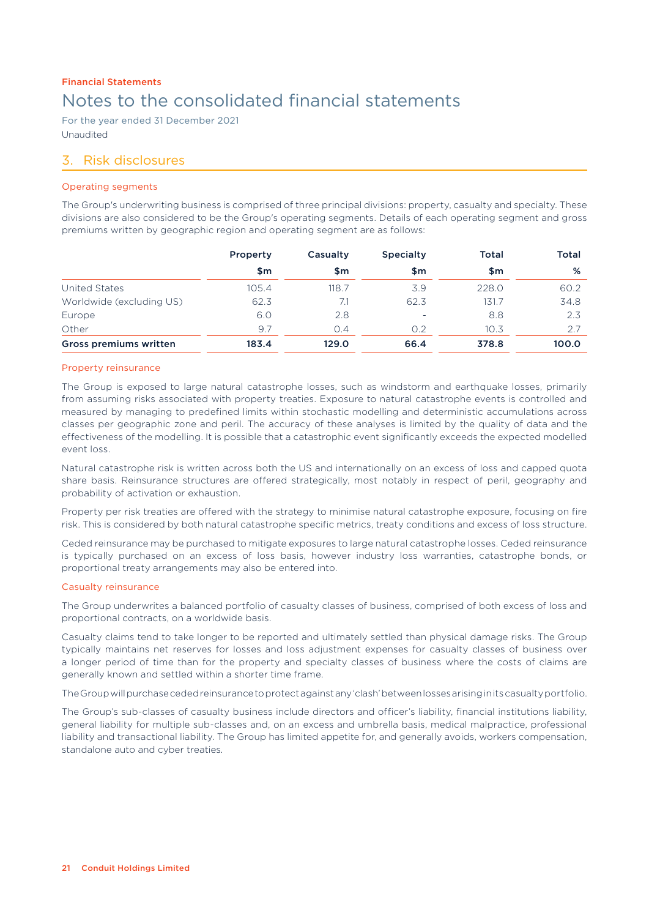Financial Statements

# Notes to the consolidated financial statements

For the year ended 31 December 2021

Unaudited

## 3. Risk disclosures

### Operating segments

The Group's underwriting business is comprised of three principal divisions: property, casualty and specialty. These divisions are also considered to be the Group's operating segments. Details of each operating segment and gross premiums written by geographic region and operating segment are as follows:

| | Property | Casualty | Specialty | Total | Total |
|---|---|---|---|---|---|
| | $m | $m | $m | $m | % |
| United States | 105.4 | 118.7 | 3.9 | 228.0 | 60.2 |
| Worldwide (excluding US) | 62.3 | 7.1 | 62.3 | 131.7 | 34.8 |
| Europe | 6.0 | 2.8 | - | 8.8 | 2.3 |
| Other | 9.7 | 0.4 | 0.2 | 10.3 | 2.7 |
| **Gross premiums written** | **183.4** | **129.0** | **66.4** | **378.8** | **100.0** |

### Property reinsurance

The Group is exposed to large natural catastrophe losses, such as windstorm and earthquake losses, primarily from assuming risks associated with property treaties. Exposure to natural catastrophe events is controlled and measured by managing to predefined limits within stochastic modelling and deterministic accumulations across classes per geographic zone and peril. The accuracy of these analyses is limited by the quality of data and the effectiveness of the modelling. It is possible that a catastrophic event significantly exceeds the expected modelled event loss.

Natural catastrophe risk is written across both the US and internationally on an excess of loss and capped quota share basis. Reinsurance structures are offered strategically, most notably in respect of peril, geography and probability of activation or exhaustion.

Property per risk treaties are offered with the strategy to minimise natural catastrophe exposure, focusing on fire risk. This is considered by both natural catastrophe specific metrics, treaty conditions and excess of loss structure.

Ceded reinsurance may be purchased to mitigate exposures to large natural catastrophe losses. Ceded reinsurance is typically purchased on an excess of loss basis, however industry loss warranties, catastrophe bonds, or proportional treaty arrangements may also be entered into.

### Casualty reinsurance

The Group underwrites a balanced portfolio of casualty classes of business, comprised of both excess of loss and proportional contracts, on a worldwide basis.

Casualty claims tend to take longer to be reported and ultimately settled than physical damage risks. The Group typically maintains net reserves for losses and loss adjustment expenses for casualty classes of business over a longer period of time than for the property and specialty classes of business where the costs of claims are generally known and settled within a shorter time frame.

The Group will purchase ceded reinsurance to protect against any 'clash' between losses arising in its casualty portfolio.

The Group's sub-classes of casualty business include directors and officer's liability, financial institutions liability, general liability for multiple sub-classes and, on an excess and umbrella basis, medical malpractice, professional liability and transactional liability. The Group has limited appetite for, and generally avoids, workers compensation, standalone auto and cyber treaties.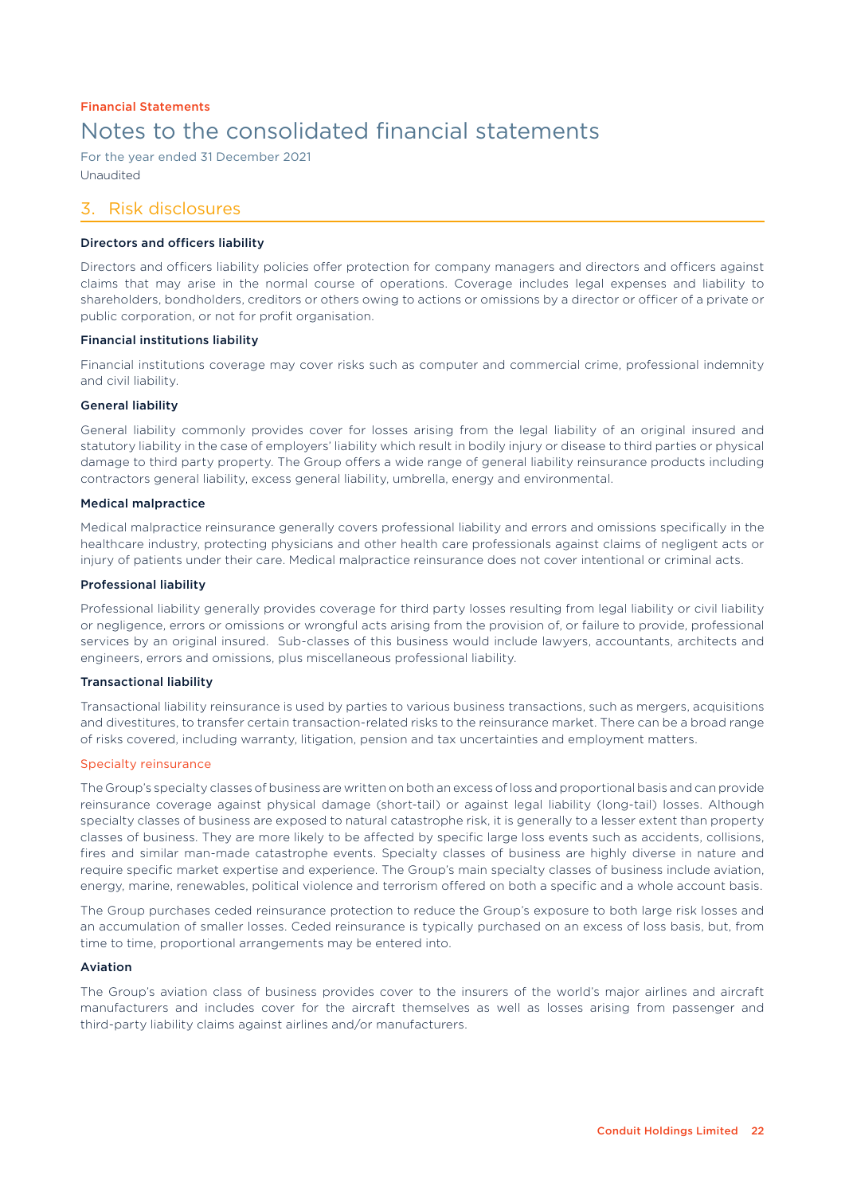# Notes to the consolidated financial statements

For the year ended 31 December 2021

Unaudited

## 3. Risk disclosures

**Directors and officers liability**

Directors and officers liability policies offer protection for company managers and directors and officers against claims that may arise in the normal course of operations. Coverage includes legal expenses and liability to shareholders, bondholders, creditors or others owing to actions or omissions by a director or officer of a private or public corporation, or not for profit organisation.

**Financial institutions liability**

Financial institutions coverage may cover risks such as computer and commercial crime, professional indemnity and civil liability.

**General liability**

General liability commonly provides cover for losses arising from the legal liability of an original insured and statutory liability in the case of employers' liability which result in bodily injury or disease to third parties or physical damage to third party property. The Group offers a wide range of general liability reinsurance products including contractors general liability, excess general liability, umbrella, energy and environmental.

**Medical malpractice**

Medical malpractice reinsurance generally covers professional liability and errors and omissions specifically in the healthcare industry, protecting physicians and other health care professionals against claims of negligent acts or injury of patients under their care. Medical malpractice reinsurance does not cover intentional or criminal acts.

**Professional liability**

Professional liability generally provides coverage for third party losses resulting from legal liability or civil liability or negligence, errors or omissions or wrongful acts arising from the provision of, or failure to provide, professional services by an original insured. Sub-classes of this business would include lawyers, accountants, architects and engineers, errors and omissions, plus miscellaneous professional liability.

**Transactional liability**

Transactional liability reinsurance is used by parties to various business transactions, such as mergers, acquisitions and divestitures, to transfer certain transaction-related risks to the reinsurance market. There can be a broad range of risks covered, including warranty, litigation, pension and tax uncertainties and employment matters.

### Specialty reinsurance

The Group's specialty classes of business are written on both an excess of loss and proportional basis and can provide reinsurance coverage against physical damage (short-tail) or against legal liability (long-tail) losses. Although specialty classes of business are exposed to natural catastrophe risk, it is generally to a lesser extent than property classes of business. They are more likely to be affected by specific large loss events such as accidents, collisions, fires and similar man-made catastrophe events. Specialty classes of business are highly diverse in nature and require specific market expertise and experience. The Group's main specialty classes of business include aviation, energy, marine, renewables, political violence and terrorism offered on both a specific and a whole account basis.

The Group purchases ceded reinsurance protection to reduce the Group's exposure to both large risk losses and an accumulation of smaller losses. Ceded reinsurance is typically purchased on an excess of loss basis, but, from time to time, proportional arrangements may be entered into.

**Aviation**

The Group's aviation class of business provides cover to the insurers of the world's major airlines and aircraft manufacturers and includes cover for the aircraft themselves as well as losses arising from passenger and third-party liability claims against airlines and/or manufacturers.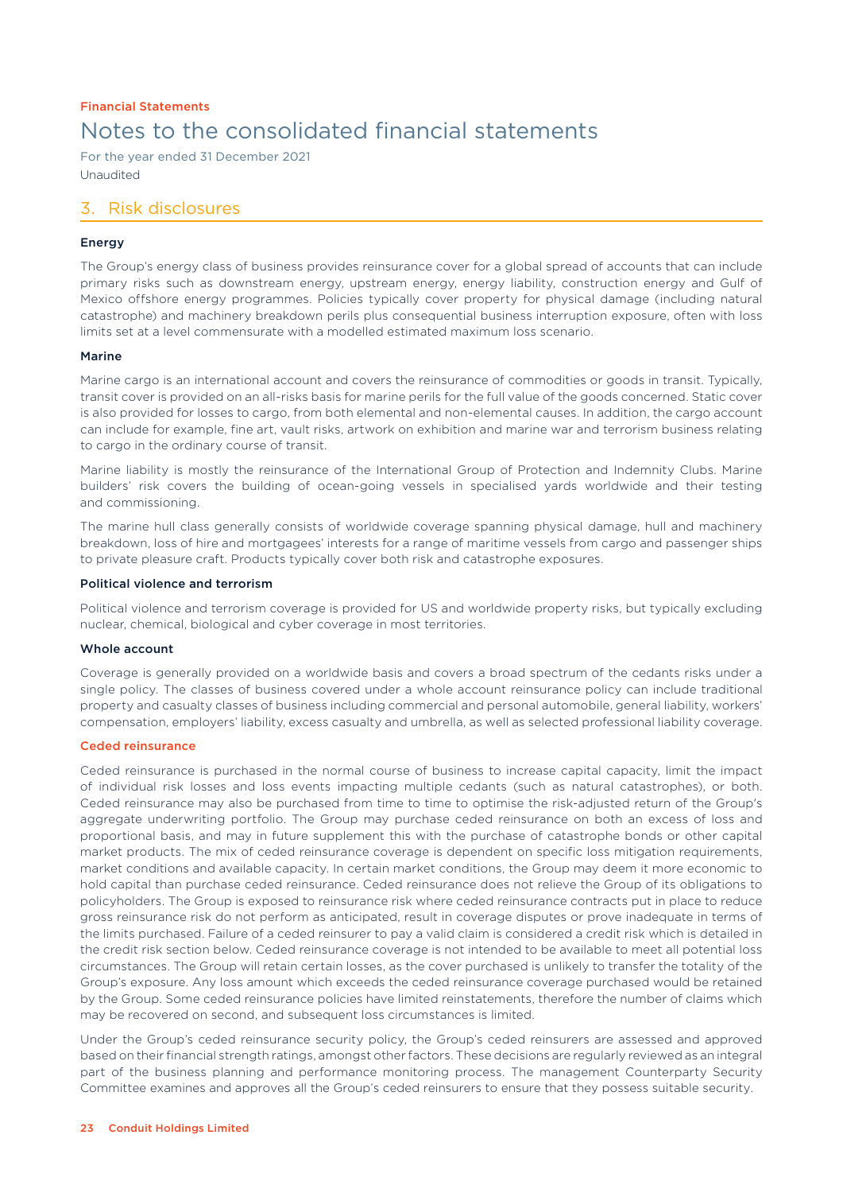Financial Statements

# Notes to the consolidated financial statements

For the year ended 31 December 2021
Unaudited

## 3. Risk disclosures

**Energy**

The Group's energy class of business provides reinsurance cover for a global spread of accounts that can include primary risks such as downstream energy, upstream energy, energy liability, construction energy and Gulf of Mexico offshore energy programmes. Policies typically cover property for physical damage (including natural catastrophe) and machinery breakdown perils plus consequential business interruption exposure, often with loss limits set at a level commensurate with a modelled estimated maximum loss scenario.

**Marine**

Marine cargo is an international account and covers the reinsurance of commodities or goods in transit. Typically, transit cover is provided on an all-risks basis for marine perils for the full value of the goods concerned. Static cover is also provided for losses to cargo, from both elemental and non-elemental causes. In addition, the cargo account can include for example, fine art, vault risks, artwork on exhibition and marine war and terrorism business relating to cargo in the ordinary course of transit.

Marine liability is mostly the reinsurance of the International Group of Protection and Indemnity Clubs. Marine builders' risk covers the building of ocean-going vessels in specialised yards worldwide and their testing and commissioning.

The marine hull class generally consists of worldwide coverage spanning physical damage, hull and machinery breakdown, loss of hire and mortgagees' interests for a range of maritime vessels from cargo and passenger ships to private pleasure craft. Products typically cover both risk and catastrophe exposures.

**Political violence and terrorism**

Political violence and terrorism coverage is provided for US and worldwide property risks, but typically excluding nuclear, chemical, biological and cyber coverage in most territories.

**Whole account**

Coverage is generally provided on a worldwide basis and covers a broad spectrum of the cedants risks under a single policy. The classes of business covered under a whole account reinsurance policy can include traditional property and casualty classes of business including commercial and personal automobile, general liability, workers' compensation, employers' liability, excess casualty and umbrella, as well as selected professional liability coverage.

### Ceded reinsurance

Ceded reinsurance is purchased in the normal course of business to increase capital capacity, limit the impact of individual risk losses and loss events impacting multiple cedants (such as natural catastrophes), or both. Ceded reinsurance may also be purchased from time to time to optimise the risk-adjusted return of the Group's aggregate underwriting portfolio. The Group may purchase ceded reinsurance on both an excess of loss and proportional basis, and may in future supplement this with the purchase of catastrophe bonds or other capital market products. The mix of ceded reinsurance coverage is dependent on specific loss mitigation requirements, market conditions and available capacity. In certain market conditions, the Group may deem it more economic to hold capital than purchase ceded reinsurance. Ceded reinsurance does not relieve the Group of its obligations to policyholders. The Group is exposed to reinsurance risk where ceded reinsurance contracts put in place to reduce gross reinsurance risk do not perform as anticipated, result in coverage disputes or prove inadequate in terms of the limits purchased. Failure of a ceded reinsurer to pay a valid claim is considered a credit risk which is detailed in the credit risk section below. Ceded reinsurance coverage is not intended to be available to meet all potential loss circumstances. The Group will retain certain losses, as the cover purchased is unlikely to transfer the totality of the Group's exposure. Any loss amount which exceeds the ceded reinsurance coverage purchased would be retained by the Group. Some ceded reinsurance policies have limited reinstatements, therefore the number of claims which may be recovered on second, and subsequent loss circumstances is limited.

Under the Group's ceded reinsurance security policy, the Group's ceded reinsurers are assessed and approved based on their financial strength ratings, amongst other factors. These decisions are regularly reviewed as an integral part of the business planning and performance monitoring process. The management Counterparty Security Committee examines and approves all the Group's ceded reinsurers to ensure that they possess suitable security.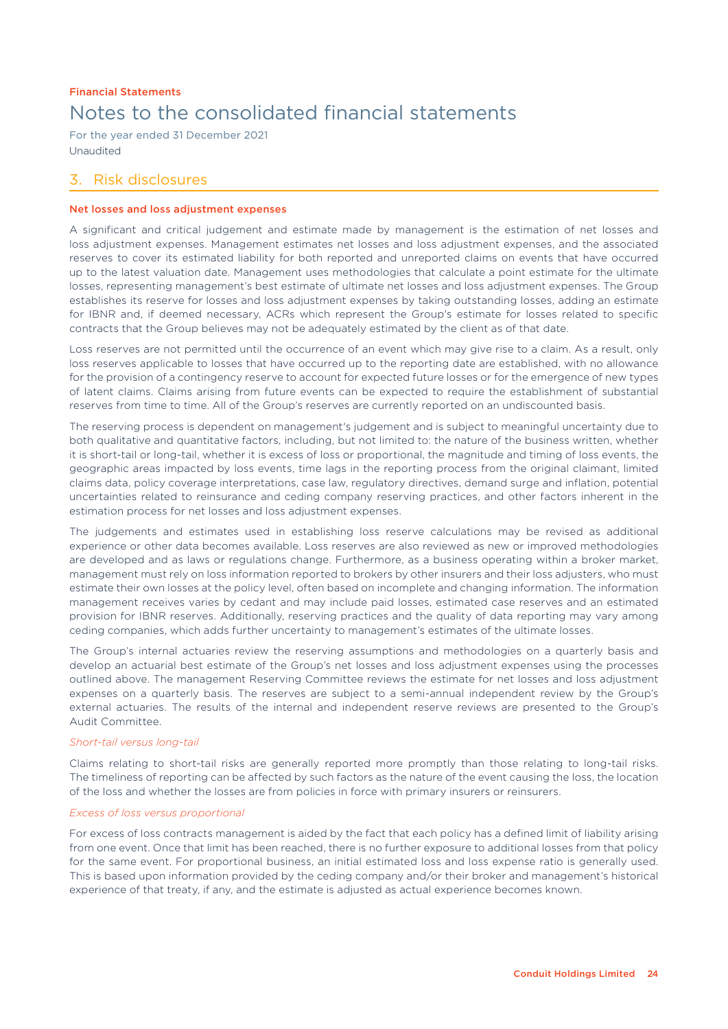Financial Statements

# Notes to the consolidated financial statements

For the year ended 31 December 2021

Unaudited

## 3. Risk disclosures

### Net losses and loss adjustment expenses

A significant and critical judgement and estimate made by management is the estimation of net losses and loss adjustment expenses. Management estimates net losses and loss adjustment expenses, and the associated reserves to cover its estimated liability for both reported and unreported claims on events that have occurred up to the latest valuation date. Management uses methodologies that calculate a point estimate for the ultimate losses, representing management's best estimate of ultimate net losses and loss adjustment expenses. The Group establishes its reserve for losses and loss adjustment expenses by taking outstanding losses, adding an estimate for IBNR and, if deemed necessary, ACRs which represent the Group's estimate for losses related to specific contracts that the Group believes may not be adequately estimated by the client as of that date.

Loss reserves are not permitted until the occurrence of an event which may give rise to a claim. As a result, only loss reserves applicable to losses that have occurred up to the reporting date are established, with no allowance for the provision of a contingency reserve to account for expected future losses or for the emergence of new types of latent claims. Claims arising from future events can be expected to require the establishment of substantial reserves from time to time. All of the Group's reserves are currently reported on an undiscounted basis.

The reserving process is dependent on management's judgement and is subject to meaningful uncertainty due to both qualitative and quantitative factors, including, but not limited to: the nature of the business written, whether it is short-tail or long-tail, whether it is excess of loss or proportional, the magnitude and timing of loss events, the geographic areas impacted by loss events, time lags in the reporting process from the original claimant, limited claims data, policy coverage interpretations, case law, regulatory directives, demand surge and inflation, potential uncertainties related to reinsurance and ceding company reserving practices, and other factors inherent in the estimation process for net losses and loss adjustment expenses.

The judgements and estimates used in establishing loss reserve calculations may be revised as additional experience or other data becomes available. Loss reserves are also reviewed as new or improved methodologies are developed and as laws or regulations change. Furthermore, as a business operating within a broker market, management must rely on loss information reported to brokers by other insurers and their loss adjusters, who must estimate their own losses at the policy level, often based on incomplete and changing information. The information management receives varies by cedant and may include paid losses, estimated case reserves and an estimated provision for IBNR reserves. Additionally, reserving practices and the quality of data reporting may vary among ceding companies, which adds further uncertainty to management's estimates of the ultimate losses.

The Group's internal actuaries review the reserving assumptions and methodologies on a quarterly basis and develop an actuarial best estimate of the Group's net losses and loss adjustment expenses using the processes outlined above. The management Reserving Committee reviews the estimate for net losses and loss adjustment expenses on a quarterly basis. The reserves are subject to a semi-annual independent review by the Group's external actuaries. The results of the internal and independent reserve reviews are presented to the Group's Audit Committee.

*Short-tail versus long-tail*

Claims relating to short-tail risks are generally reported more promptly than those relating to long-tail risks. The timeliness of reporting can be affected by such factors as the nature of the event causing the loss, the location of the loss and whether the losses are from policies in force with primary insurers or reinsurers.

*Excess of loss versus proportional*

For excess of loss contracts management is aided by the fact that each policy has a defined limit of liability arising from one event. Once that limit has been reached, there is no further exposure to additional losses from that policy for the same event. For proportional business, an initial estimated loss and loss expense ratio is generally used. This is based upon information provided by the ceding company and/or their broker and management's historical experience of that treaty, if any, and the estimate is adjusted as actual experience becomes known.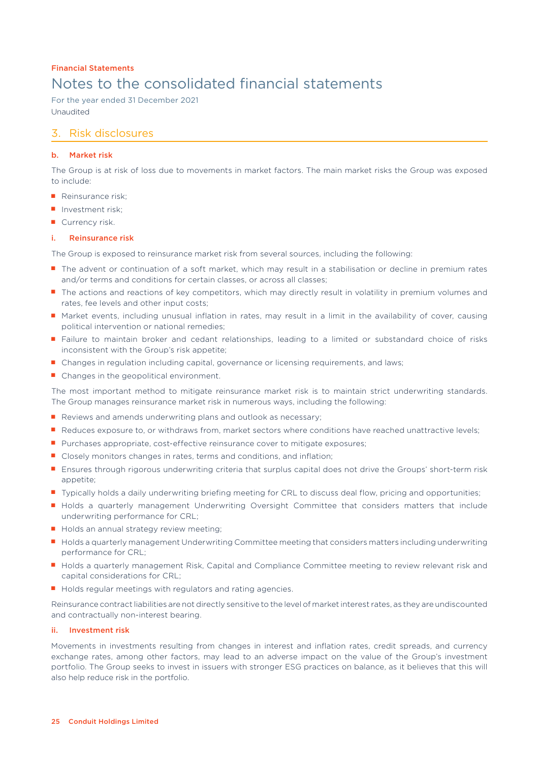Financial Statements

# Notes to the consolidated financial statements

For the year ended 31 December 2021
Unaudited

## 3. Risk disclosures

### b. Market risk

The Group is at risk of loss due to movements in market factors. The main market risks the Group was exposed to include:

- Reinsurance risk;
- Investment risk;
- Currency risk.

#### i. Reinsurance risk

The Group is exposed to reinsurance market risk from several sources, including the following:

- The advent or continuation of a soft market, which may result in a stabilisation or decline in premium rates and/or terms and conditions for certain classes, or across all classes;
- The actions and reactions of key competitors, which may directly result in volatility in premium volumes and rates, fee levels and other input costs;
- Market events, including unusual inflation in rates, may result in a limit in the availability of cover, causing political intervention or national remedies;
- Failure to maintain broker and cedant relationships, leading to a limited or substandard choice of risks inconsistent with the Group's risk appetite;
- Changes in regulation including capital, governance or licensing requirements, and laws;
- Changes in the geopolitical environment.

The most important method to mitigate reinsurance market risk is to maintain strict underwriting standards. The Group manages reinsurance market risk in numerous ways, including the following:

- Reviews and amends underwriting plans and outlook as necessary;
- Reduces exposure to, or withdraws from, market sectors where conditions have reached unattractive levels;
- Purchases appropriate, cost-effective reinsurance cover to mitigate exposures;
- Closely monitors changes in rates, terms and conditions, and inflation;
- Ensures through rigorous underwriting criteria that surplus capital does not drive the Groups' short-term risk appetite;
- Typically holds a daily underwriting briefing meeting for CRL to discuss deal flow, pricing and opportunities;
- Holds a quarterly management Underwriting Oversight Committee that considers matters that include underwriting performance for CRL;
- Holds an annual strategy review meeting;
- Holds a quarterly management Underwriting Committee meeting that considers matters including underwriting performance for CRL;
- Holds a quarterly management Risk, Capital and Compliance Committee meeting to review relevant risk and capital considerations for CRL;
- Holds regular meetings with regulators and rating agencies.

Reinsurance contract liabilities are not directly sensitive to the level of market interest rates, as they are undiscounted and contractually non-interest bearing.

#### ii. Investment risk

Movements in investments resulting from changes in interest and inflation rates, credit spreads, and currency exchange rates, among other factors, may lead to an adverse impact on the value of the Group's investment portfolio. The Group seeks to invest in issuers with stronger ESG practices on balance, as it believes that this will also help reduce risk in the portfolio.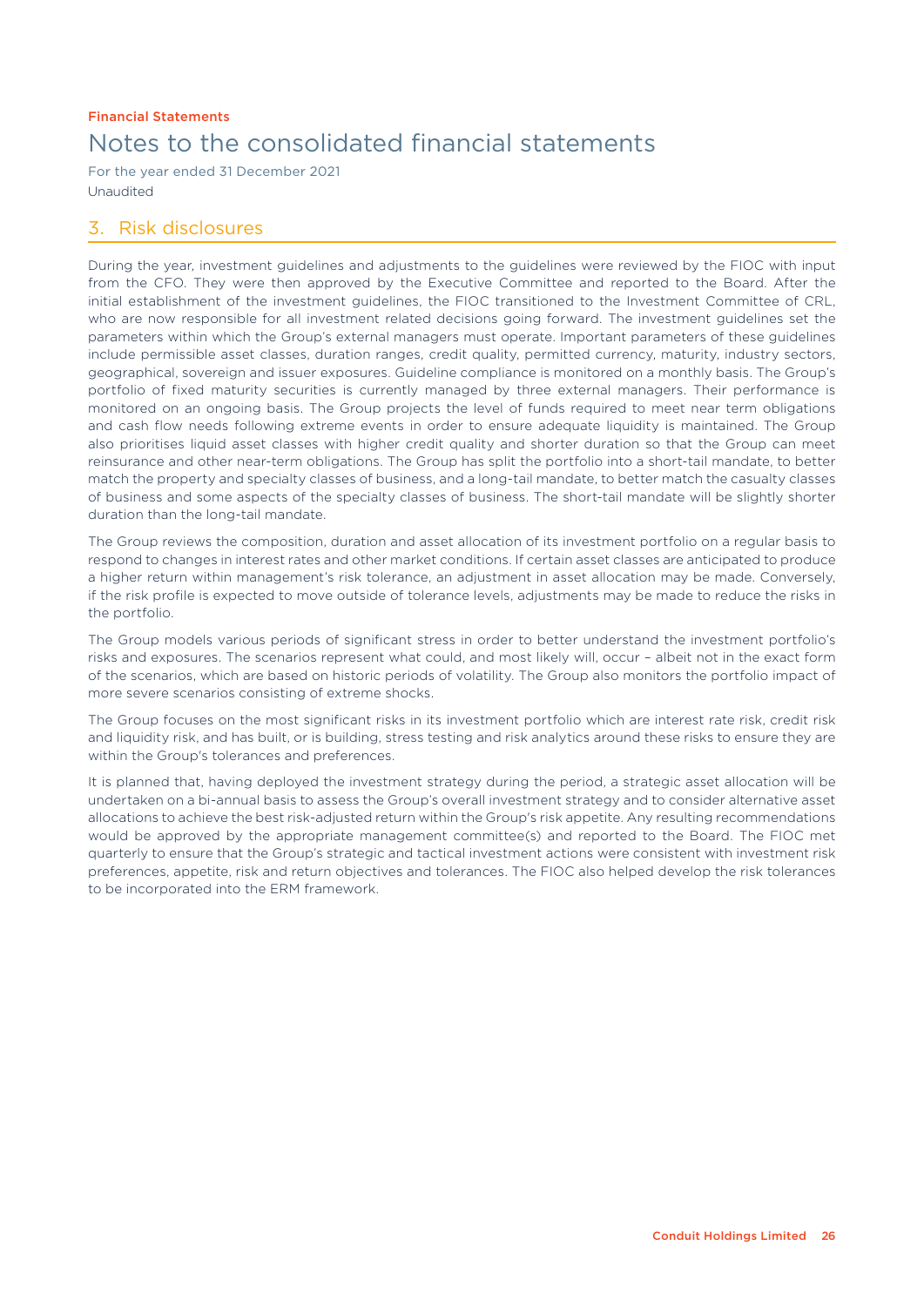Financial Statements

# Notes to the consolidated financial statements

For the year ended 31 December 2021
Unaudited

## 3. Risk disclosures

During the year, investment guidelines and adjustments to the guidelines were reviewed by the FIOC with input from the CFO. They were then approved by the Executive Committee and reported to the Board. After the initial establishment of the investment guidelines, the FIOC transitioned to the Investment Committee of CRL, who are now responsible for all investment related decisions going forward. The investment guidelines set the parameters within which the Group's external managers must operate. Important parameters of these guidelines include permissible asset classes, duration ranges, credit quality, permitted currency, maturity, industry sectors, geographical, sovereign and issuer exposures. Guideline compliance is monitored on a monthly basis. The Group's portfolio of fixed maturity securities is currently managed by three external managers. Their performance is monitored on an ongoing basis. The Group projects the level of funds required to meet near term obligations and cash flow needs following extreme events in order to ensure adequate liquidity is maintained. The Group also prioritises liquid asset classes with higher credit quality and shorter duration so that the Group can meet reinsurance and other near-term obligations. The Group has split the portfolio into a short-tail mandate, to better match the property and specialty classes of business, and a long-tail mandate, to better match the casualty classes of business and some aspects of the specialty classes of business. The short-tail mandate will be slightly shorter duration than the long-tail mandate.

The Group reviews the composition, duration and asset allocation of its investment portfolio on a regular basis to respond to changes in interest rates and other market conditions. If certain asset classes are anticipated to produce a higher return within management's risk tolerance, an adjustment in asset allocation may be made. Conversely, if the risk profile is expected to move outside of tolerance levels, adjustments may be made to reduce the risks in the portfolio.

The Group models various periods of significant stress in order to better understand the investment portfolio's risks and exposures. The scenarios represent what could, and most likely will, occur – albeit not in the exact form of the scenarios, which are based on historic periods of volatility. The Group also monitors the portfolio impact of more severe scenarios consisting of extreme shocks.

The Group focuses on the most significant risks in its investment portfolio which are interest rate risk, credit risk and liquidity risk, and has built, or is building, stress testing and risk analytics around these risks to ensure they are within the Group's tolerances and preferences.

It is planned that, having deployed the investment strategy during the period, a strategic asset allocation will be undertaken on a bi-annual basis to assess the Group's overall investment strategy and to consider alternative asset allocations to achieve the best risk-adjusted return within the Group's risk appetite. Any resulting recommendations would be approved by the appropriate management committee(s) and reported to the Board. The FIOC met quarterly to ensure that the Group's strategic and tactical investment actions were consistent with investment risk preferences, appetite, risk and return objectives and tolerances. The FIOC also helped develop the risk tolerances to be incorporated into the ERM framework.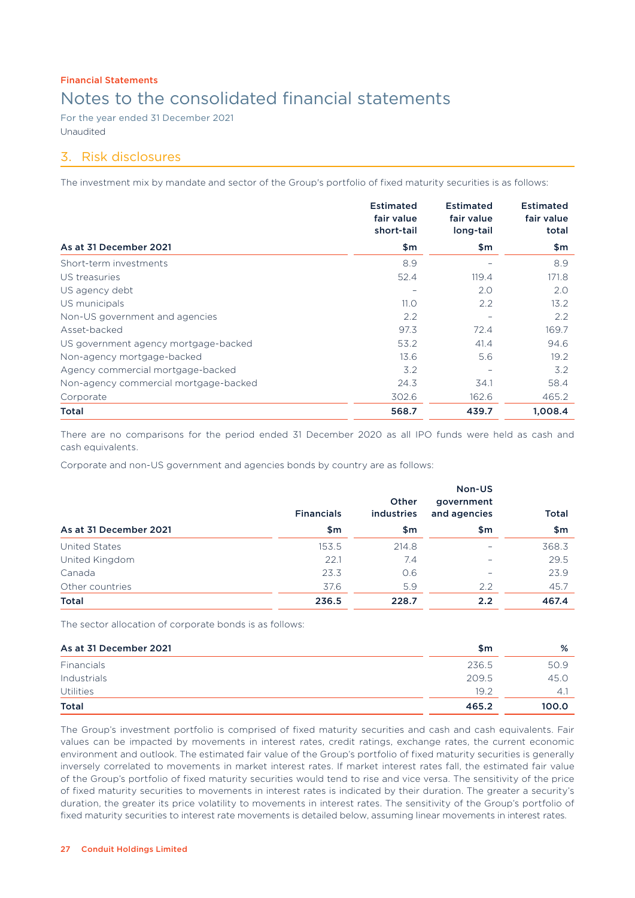Financial Statements

# Notes to the consolidated financial statements

For the year ended 31 December 2021

Unaudited

## 3. Risk disclosures

The investment mix by mandate and sector of the Group's portfolio of fixed maturity securities is as follows:

| As at 31 December 2021 | Estimated fair value short-tail $m | Estimated fair value long-tail $m | Estimated fair value total $m |
|---|---|---|---|
| Short-term investments | 8.9 | – | 8.9 |
| US treasuries | 52.4 | 119.4 | 171.8 |
| US agency debt | – | 2.0 | 2.0 |
| US municipals | 11.0 | 2.2 | 13.2 |
| Non-US government and agencies | 2.2 | – | 2.2 |
| Asset-backed | 97.3 | 72.4 | 169.7 |
| US government agency mortgage-backed | 53.2 | 41.4 | 94.6 |
| Non-agency mortgage-backed | 13.6 | 5.6 | 19.2 |
| Agency commercial mortgage-backed | 3.2 | – | 3.2 |
| Non-agency commercial mortgage-backed | 24.3 | 34.1 | 58.4 |
| Corporate | 302.6 | 162.6 | 465.2 |
| **Total** | **568.7** | **439.7** | **1,008.4** |

There are no comparisons for the period ended 31 December 2020 as all IPO funds were held as cash and cash equivalents.

Corporate and non-US government and agencies bonds by country are as follows:

| As at 31 December 2021 | Financials $m | Other industries $m | Non-US government and agencies $m | Total $m |
|---|---|---|---|---|
| United States | 153.5 | 214.8 | – | 368.3 |
| United Kingdom | 22.1 | 7.4 | – | 29.5 |
| Canada | 23.3 | 0.6 | – | 23.9 |
| Other countries | 37.6 | 5.9 | 2.2 | 45.7 |
| **Total** | **236.5** | **228.7** | **2.2** | **467.4** |

The sector allocation of corporate bonds is as follows:

| As at 31 December 2021 | $m | % |
|---|---|---|
| Financials | 236.5 | 50.9 |
| Industrials | 209.5 | 45.0 |
| Utilities | 19.2 | 4.1 |
| **Total** | **465.2** | **100.0** |

The Group's investment portfolio is comprised of fixed maturity securities and cash and cash equivalents. Fair values can be impacted by movements in interest rates, credit ratings, exchange rates, the current economic environment and outlook. The estimated fair value of the Group's portfolio of fixed maturity securities is generally inversely correlated to movements in market interest rates. If market interest rates fall, the estimated fair value of the Group's portfolio of fixed maturity securities would tend to rise and vice versa. The sensitivity of the price of fixed maturity securities to movements in interest rates is indicated by their duration. The greater a security's duration, the greater its price volatility to movements in interest rates. The sensitivity of the Group's portfolio of fixed maturity securities to interest rate movements is detailed below, assuming linear movements in interest rates.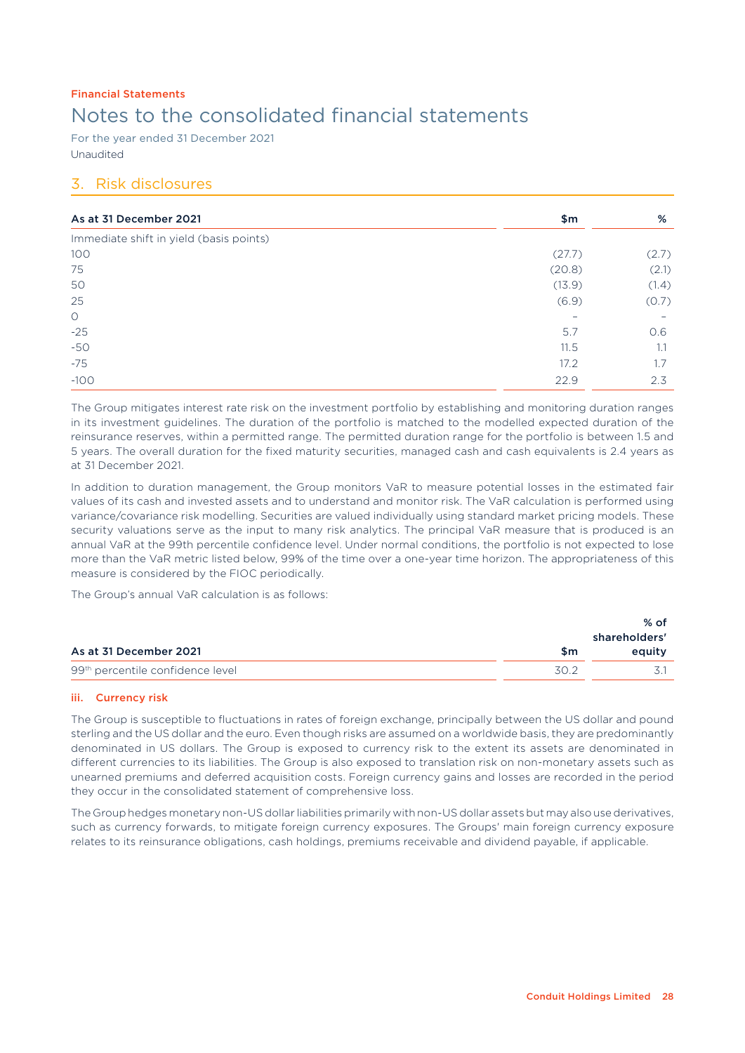Financial Statements

# Notes to the consolidated financial statements

For the year ended 31 December 2021

Unaudited

## 3. Risk disclosures

| As at 31 December 2021 | $m | % |
|---|---|---|
| Immediate shift in yield (basis points) | | |
| 100 | (27.7) | (2.7) |
| 75 | (20.8) | (2.1) |
| 50 | (13.9) | (1.4) |
| 25 | (6.9) | (0.7) |
| 0 | – | – |
| -25 | 5.7 | 0.6 |
| -50 | 11.5 | 1.1 |
| -75 | 17.2 | 1.7 |
| -100 | 22.9 | 2.3 |

The Group mitigates interest rate risk on the investment portfolio by establishing and monitoring duration ranges in its investment guidelines. The duration of the portfolio is matched to the modelled expected duration of the reinsurance reserves, within a permitted range. The permitted duration range for the portfolio is between 1.5 and 5 years. The overall duration for the fixed maturity securities, managed cash and cash equivalents is 2.4 years as at 31 December 2021.

In addition to duration management, the Group monitors VaR to measure potential losses in the estimated fair values of its cash and invested assets and to understand and monitor risk. The VaR calculation is performed using variance/covariance risk modelling. Securities are valued individually using standard market pricing models. These security valuations serve as the input to many risk analytics. The principal VaR measure that is produced is an annual VaR at the 99th percentile confidence level. Under normal conditions, the portfolio is not expected to lose more than the VaR metric listed below, 99% of the time over a one-year time horizon. The appropriateness of this measure is considered by the FIOC periodically.

The Group's annual VaR calculation is as follows:

| As at 31 December 2021 | $m | % of shareholders' equity |
|---|---|---|
| 99th percentile confidence level | 30.2 | 3.1 |

### iii. Currency risk

The Group is susceptible to fluctuations in rates of foreign exchange, principally between the US dollar and pound sterling and the US dollar and the euro. Even though risks are assumed on a worldwide basis, they are predominantly denominated in US dollars. The Group is exposed to currency risk to the extent its assets are denominated in different currencies to its liabilities. The Group is also exposed to translation risk on non-monetary assets such as unearned premiums and deferred acquisition costs. Foreign currency gains and losses are recorded in the period they occur in the consolidated statement of comprehensive loss.

The Group hedges monetary non-US dollar liabilities primarily with non-US dollar assets but may also use derivatives, such as currency forwards, to mitigate foreign currency exposures. The Groups' main foreign currency exposure relates to its reinsurance obligations, cash holdings, premiums receivable and dividend payable, if applicable.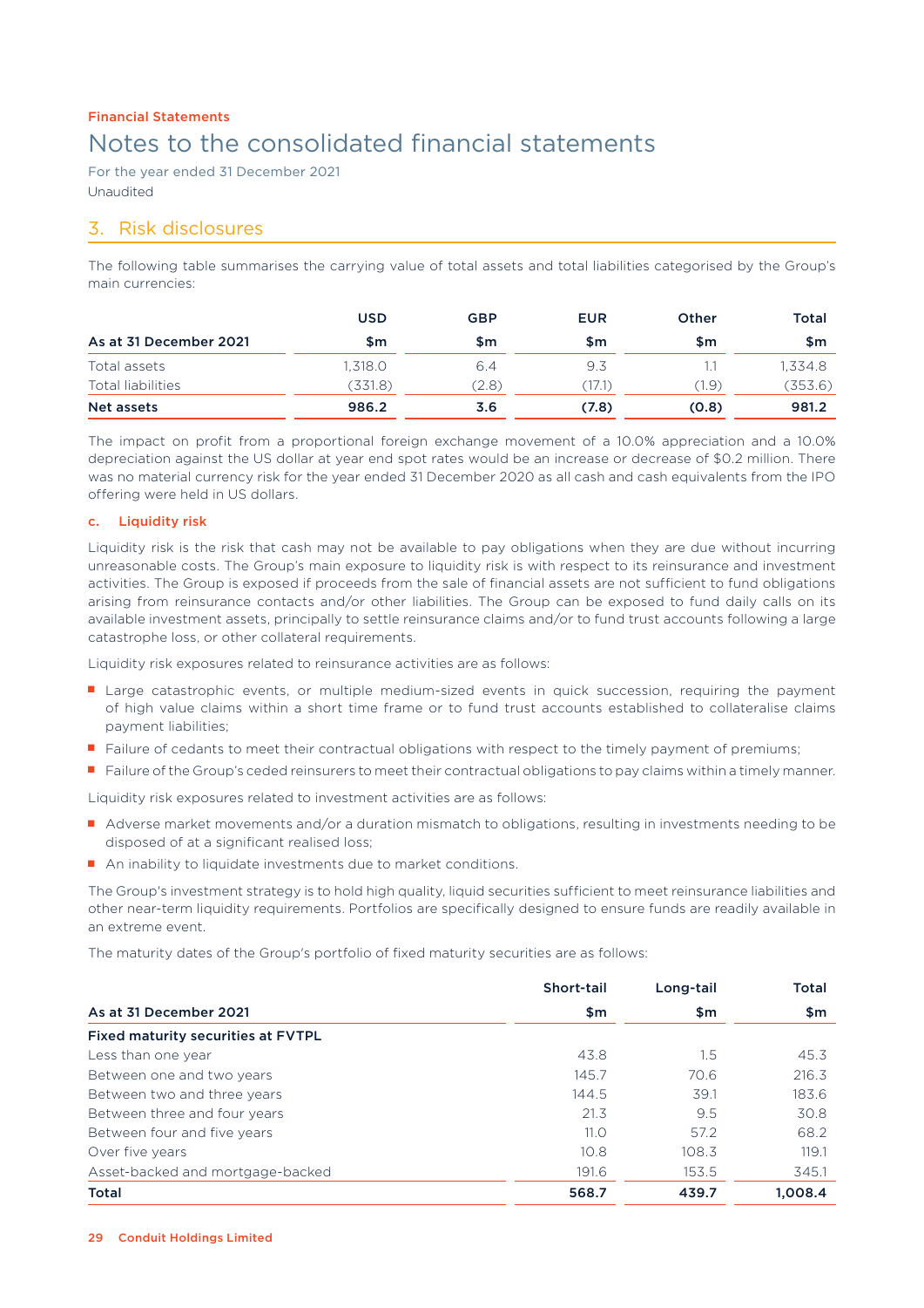Financial Statements

# Notes to the consolidated financial statements

For the year ended 31 December 2021
Unaudited

## 3. Risk disclosures

The following table summarises the carrying value of total assets and total liabilities categorised by the Group's main currencies:

| As at 31 December 2021 | USD $m | GBP $m | EUR $m | Other $m | Total $m |
|---|---|---|---|---|---|
| Total assets | 1,318.0 | 6.4 | 9.3 | 1.1 | 1,334.8 |
| Total liabilities | (331.8) | (2.8) | (17.1) | (1.9) | (353.6) |
| **Net assets** | **986.2** | **3.6** | **(7.8)** | **(0.8)** | **981.2** |

The impact on profit from a proportional foreign exchange movement of a 10.0% appreciation and a 10.0% depreciation against the US dollar at year end spot rates would be an increase or decrease of $0.2 million. There was no material currency risk for the year ended 31 December 2020 as all cash and cash equivalents from the IPO offering were held in US dollars.

### c. Liquidity risk

Liquidity risk is the risk that cash may not be available to pay obligations when they are due without incurring unreasonable costs. The Group's main exposure to liquidity risk is with respect to its reinsurance and investment activities. The Group is exposed if proceeds from the sale of financial assets are not sufficient to fund obligations arising from reinsurance contacts and/or other liabilities. The Group can be exposed to fund daily calls on its available investment assets, principally to settle reinsurance claims and/or to fund trust accounts following a large catastrophe loss, or other collateral requirements.

Liquidity risk exposures related to reinsurance activities are as follows:

- Large catastrophic events, or multiple medium-sized events in quick succession, requiring the payment of high value claims within a short time frame or to fund trust accounts established to collateralise claims payment liabilities;
- Failure of cedants to meet their contractual obligations with respect to the timely payment of premiums;
- Failure of the Group's ceded reinsurers to meet their contractual obligations to pay claims within a timely manner.

Liquidity risk exposures related to investment activities are as follows:

- Adverse market movements and/or a duration mismatch to obligations, resulting in investments needing to be disposed of at a significant realised loss;
- An inability to liquidate investments due to market conditions.

The Group's investment strategy is to hold high quality, liquid securities sufficient to meet reinsurance liabilities and other near-term liquidity requirements. Portfolios are specifically designed to ensure funds are readily available in an extreme event.

The maturity dates of the Group's portfolio of fixed maturity securities are as follows:

| As at 31 December 2021 | Short-tail $m | Long-tail $m | Total $m |
|---|---|---|---|
| **Fixed maturity securities at FVTPL** | | | |
| Less than one year | 43.8 | 1.5 | 45.3 |
| Between one and two years | 145.7 | 70.6 | 216.3 |
| Between two and three years | 144.5 | 39.1 | 183.6 |
| Between three and four years | 21.3 | 9.5 | 30.8 |
| Between four and five years | 11.0 | 57.2 | 68.2 |
| Over five years | 10.8 | 108.3 | 119.1 |
| Asset-backed and mortgage-backed | 191.6 | 153.5 | 345.1 |
| **Total** | **568.7** | **439.7** | **1,008.4** |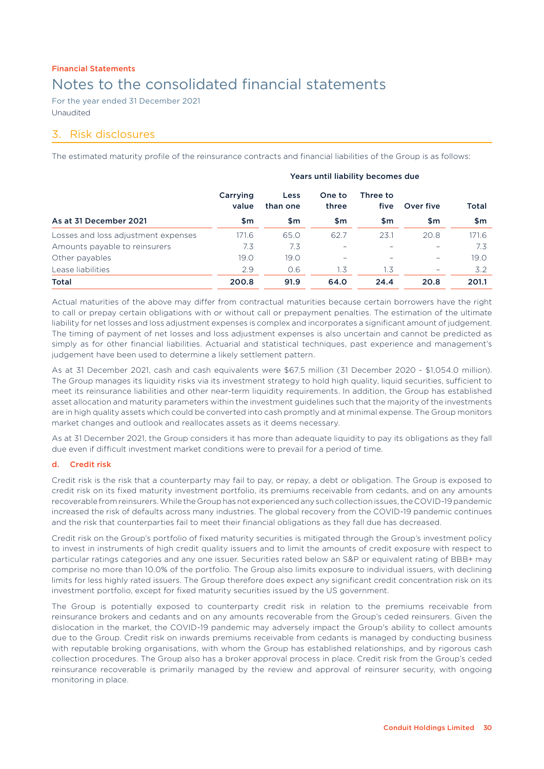Financial Statements

# Notes to the consolidated financial statements

For the year ended 31 December 2021

Unaudited

## 3. Risk disclosures

The estimated maturity profile of the reinsurance contracts and financial liabilities of the Group is as follows:

| | | Years until liability becomes due | | | | |
|---|---|---|---|---|---|---|
| | Carrying value | Less than one | One to three | Three to five | Over five | Total |
| **As at 31 December 2021** | **$m** | **$m** | **$m** | **$m** | **$m** | **$m** |
| Losses and loss adjustment expenses | 171.6 | 65.0 | 62.7 | 23.1 | 20.8 | 171.6 |
| Amounts payable to reinsurers | 7.3 | 7.3 | – | – | – | 7.3 |
| Other payables | 19.0 | 19.0 | – | – | – | 19.0 |
| Lease liabilities | 2.9 | 0.6 | 1.3 | 1.3 | – | 3.2 |
| **Total** | **200.8** | **91.9** | **64.0** | **24.4** | **20.8** | **201.1** |

Actual maturities of the above may differ from contractual maturities because certain borrowers have the right to call or prepay certain obligations with or without call or prepayment penalties. The estimation of the ultimate liability for net losses and loss adjustment expenses is complex and incorporates a significant amount of judgement. The timing of payment of net losses and loss adjustment expenses is also uncertain and cannot be predicted as simply as for other financial liabilities. Actuarial and statistical techniques, past experience and management's judgement have been used to determine a likely settlement pattern.

As at 31 December 2021, cash and cash equivalents were $67.5 million (31 December 2020 - $1,054.0 million). The Group manages its liquidity risks via its investment strategy to hold high quality, liquid securities, sufficient to meet its reinsurance liabilities and other near-term liquidity requirements. In addition, the Group has established asset allocation and maturity parameters within the investment guidelines such that the majority of the investments are in high quality assets which could be converted into cash promptly and at minimal expense. The Group monitors market changes and outlook and reallocates assets as it deems necessary.

As at 31 December 2021, the Group considers it has more than adequate liquidity to pay its obligations as they fall due even if difficult investment market conditions were to prevail for a period of time.

### d. Credit risk

Credit risk is the risk that a counterparty may fail to pay, or repay, a debt or obligation. The Group is exposed to credit risk on its fixed maturity investment portfolio, its premiums receivable from cedants, and on any amounts recoverable from reinsurers. While the Group has not experienced any such collection issues, the COVID-19 pandemic increased the risk of defaults across many industries. The global recovery from the COVID-19 pandemic continues and the risk that counterparties fail to meet their financial obligations as they fall due has decreased.

Credit risk on the Group's portfolio of fixed maturity securities is mitigated through the Group's investment policy to invest in instruments of high credit quality issuers and to limit the amounts of credit exposure with respect to particular ratings categories and any one issuer. Securities rated below an S&P or equivalent rating of BBB+ may comprise no more than 10.0% of the portfolio. The Group also limits exposure to individual issuers, with declining limits for less highly rated issuers. The Group therefore does expect any significant credit concentration risk on its investment portfolio, except for fixed maturity securities issued by the US government.

The Group is potentially exposed to counterparty credit risk in relation to the premiums receivable from reinsurance brokers and cedants and on any amounts recoverable from the Group's ceded reinsurers. Given the dislocation in the market, the COVID-19 pandemic may adversely impact the Group's ability to collect amounts due to the Group. Credit risk on inwards premiums receivable from cedants is managed by conducting business with reputable broking organisations, with whom the Group has established relationships, and by rigorous cash collection procedures. The Group also has a broker approval process in place. Credit risk from the Group's ceded reinsurance recoverable is primarily managed by the review and approval of reinsurer security, with ongoing monitoring in place.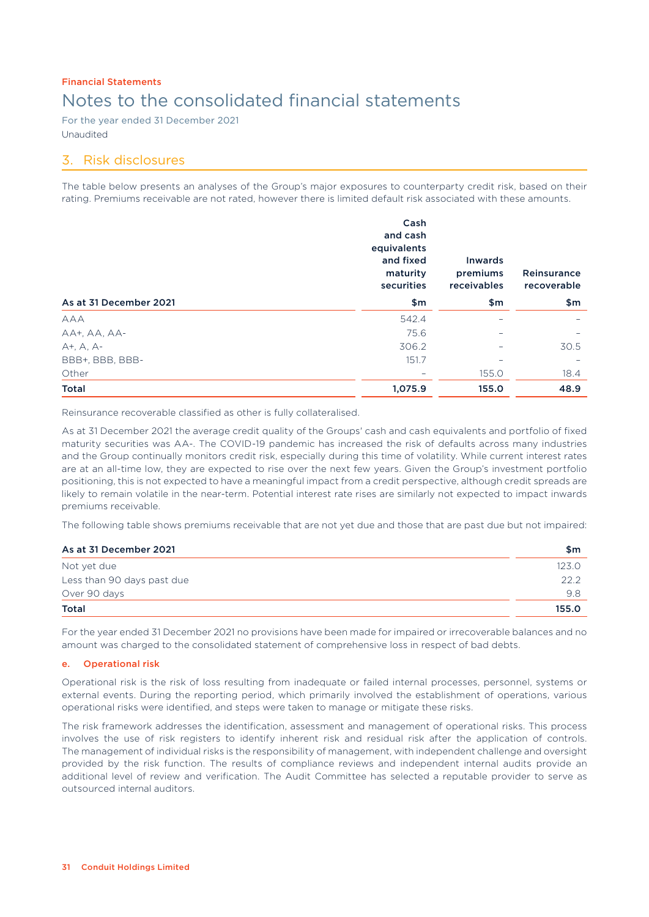Financial Statements

# Notes to the consolidated financial statements

For the year ended 31 December 2021
Unaudited

## 3. Risk disclosures

The table below presents an analyses of the Group's major exposures to counterparty credit risk, based on their rating. Premiums receivable are not rated, however there is limited default risk associated with these amounts.

| As at 31 December 2021 | Cash and cash equivalents and fixed maturity securities $m | Inwards premiums receivables $m | Reinsurance recoverable $m |
|---|---|---|---|
| AAA | 542.4 | – | – |
| AA+, AA, AA- | 75.6 | – | – |
| A+, A, A- | 306.2 | – | 30.5 |
| BBB+, BBB, BBB- | 151.7 | – | – |
| Other | – | 155.0 | 18.4 |
| **Total** | **1,075.9** | **155.0** | **48.9** |

Reinsurance recoverable classified as other is fully collateralised.

As at 31 December 2021 the average credit quality of the Groups' cash and cash equivalents and portfolio of fixed maturity securities was AA-. The COVID-19 pandemic has increased the risk of defaults across many industries and the Group continually monitors credit risk, especially during this time of volatility. While current interest rates are at an all-time low, they are expected to rise over the next few years. Given the Group's investment portfolio positioning, this is not expected to have a meaningful impact from a credit perspective, although credit spreads are likely to remain volatile in the near-term. Potential interest rate rises are similarly not expected to impact inwards premiums receivable.

The following table shows premiums receivable that are not yet due and those that are past due but not impaired:

| As at 31 December 2021 | $m |
|---|---|
| Not yet due | 123.0 |
| Less than 90 days past due | 22.2 |
| Over 90 days | 9.8 |
| **Total** | **155.0** |

For the year ended 31 December 2021 no provisions have been made for impaired or irrecoverable balances and no amount was charged to the consolidated statement of comprehensive loss in respect of bad debts.

### e. Operational risk

Operational risk is the risk of loss resulting from inadequate or failed internal processes, personnel, systems or external events. During the reporting period, which primarily involved the establishment of operations, various operational risks were identified, and steps were taken to manage or mitigate these risks.

The risk framework addresses the identification, assessment and management of operational risks. This process involves the use of risk registers to identify inherent risk and residual risk after the application of controls. The management of individual risks is the responsibility of management, with independent challenge and oversight provided by the risk function. The results of compliance reviews and independent internal audits provide an additional level of review and verification. The Audit Committee has selected a reputable provider to serve as outsourced internal auditors.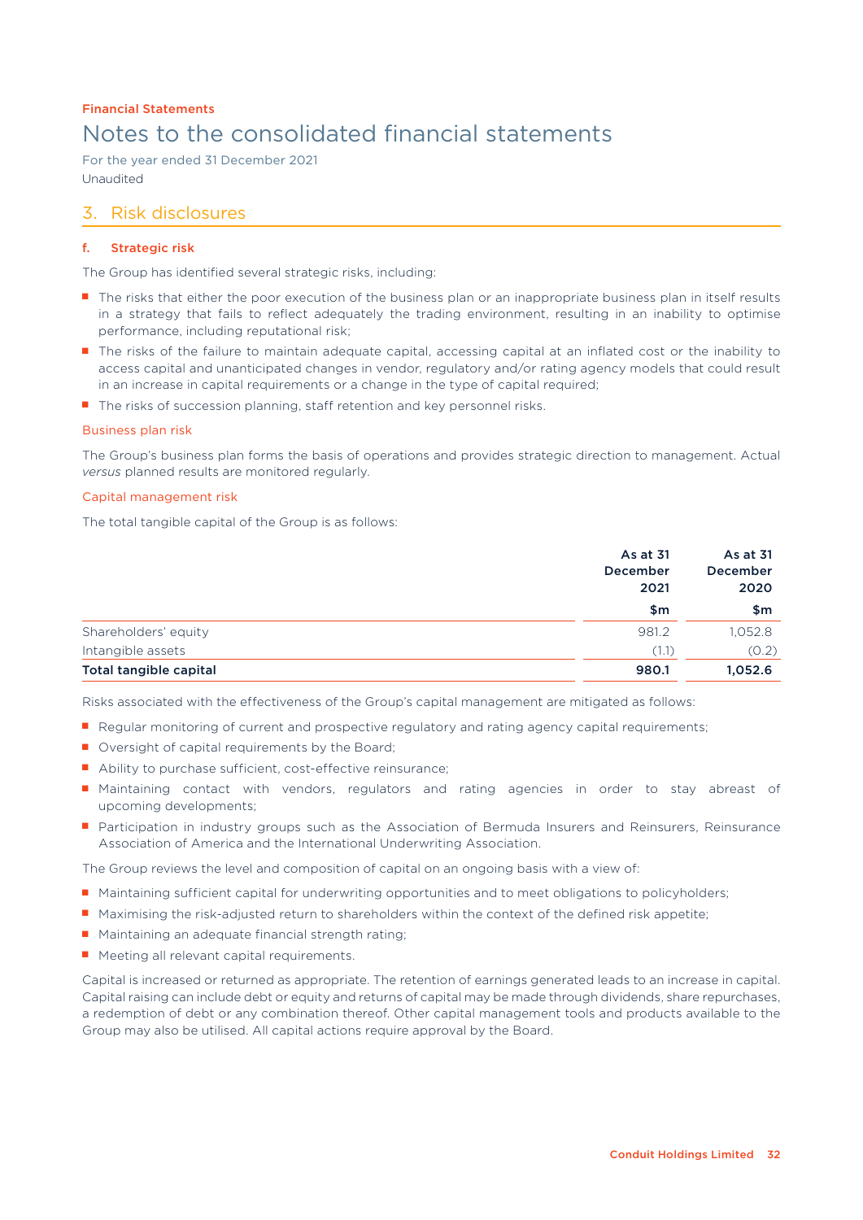Financial Statements

# Notes to the consolidated financial statements

For the year ended 31 December 2021

Unaudited

## 3. Risk disclosures

### f. Strategic risk

The Group has identified several strategic risks, including:

- The risks that either the poor execution of the business plan or an inappropriate business plan in itself results in a strategy that fails to reflect adequately the trading environment, resulting in an inability to optimise performance, including reputational risk;
- The risks of the failure to maintain adequate capital, accessing capital at an inflated cost or the inability to access capital and unanticipated changes in vendor, regulatory and/or rating agency models that could result in an increase in capital requirements or a change in the type of capital required;
- The risks of succession planning, staff retention and key personnel risks.

#### Business plan risk

The Group's business plan forms the basis of operations and provides strategic direction to management. Actual *versus* planned results are monitored regularly.

#### Capital management risk

The total tangible capital of the Group is as follows:

| | As at 31 December 2021 | As at 31 December 2020 |
|---|---|---|
| | $m | $m |
| Shareholders' equity | 981.2 | 1,052.8 |
| Intangible assets | (1.1) | (0.2) |
| **Total tangible capital** | **980.1** | **1,052.6** |

Risks associated with the effectiveness of the Group's capital management are mitigated as follows:

- Regular monitoring of current and prospective regulatory and rating agency capital requirements;
- Oversight of capital requirements by the Board;
- Ability to purchase sufficient, cost-effective reinsurance;
- Maintaining contact with vendors, regulators and rating agencies in order to stay abreast of upcoming developments;
- Participation in industry groups such as the Association of Bermuda Insurers and Reinsurers, Reinsurance Association of America and the International Underwriting Association.

The Group reviews the level and composition of capital on an ongoing basis with a view of:

- Maintaining sufficient capital for underwriting opportunities and to meet obligations to policyholders;
- Maximising the risk-adjusted return to shareholders within the context of the defined risk appetite;
- Maintaining an adequate financial strength rating;
- Meeting all relevant capital requirements.

Capital is increased or returned as appropriate. The retention of earnings generated leads to an increase in capital. Capital raising can include debt or equity and returns of capital may be made through dividends, share repurchases, a redemption of debt or any combination thereof. Other capital management tools and products available to the Group may also be utilised. All capital actions require approval by the Board.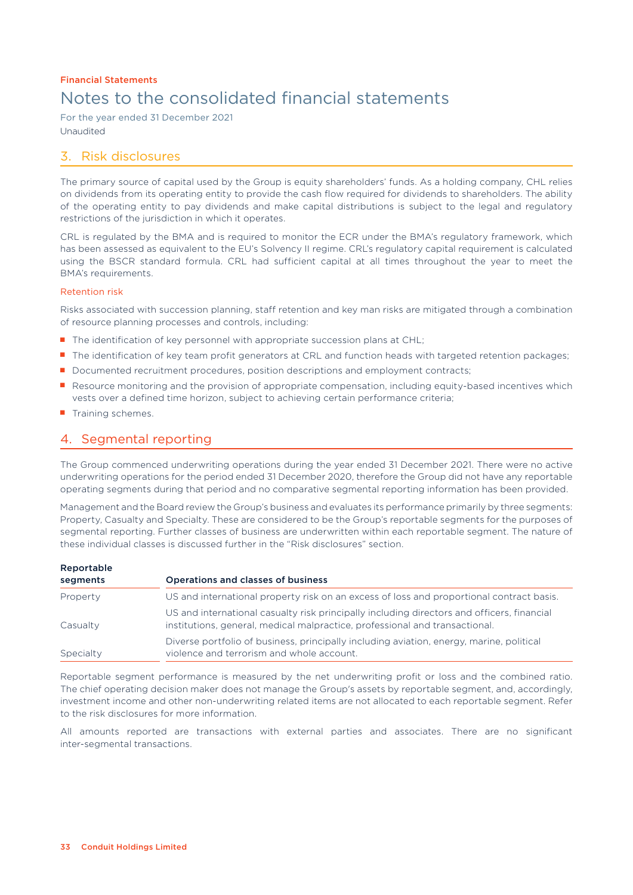Financial Statements

# Notes to the consolidated financial statements

For the year ended 31 December 2021

Unaudited

## 3. Risk disclosures

The primary source of capital used by the Group is equity shareholders' funds. As a holding company, CHL relies on dividends from its operating entity to provide the cash flow required for dividends to shareholders. The ability of the operating entity to pay dividends and make capital distributions is subject to the legal and regulatory restrictions of the jurisdiction in which it operates.

CRL is regulated by the BMA and is required to monitor the ECR under the BMA's regulatory framework, which has been assessed as equivalent to the EU's Solvency II regime. CRL's regulatory capital requirement is calculated using the BSCR standard formula. CRL had sufficient capital at all times throughout the year to meet the BMA's requirements.

### Retention risk

Risks associated with succession planning, staff retention and key man risks are mitigated through a combination of resource planning processes and controls, including:

- The identification of key personnel with appropriate succession plans at CHL;
- The identification of key team profit generators at CRL and function heads with targeted retention packages;
- Documented recruitment procedures, position descriptions and employment contracts;
- Resource monitoring and the provision of appropriate compensation, including equity-based incentives which vests over a defined time horizon, subject to achieving certain performance criteria;
- Training schemes.

## 4. Segmental reporting

The Group commenced underwriting operations during the year ended 31 December 2021. There were no active underwriting operations for the period ended 31 December 2020, therefore the Group did not have any reportable operating segments during that period and no comparative segmental reporting information has been provided.

Management and the Board review the Group's business and evaluates its performance primarily for three segments: Property, Casualty and Specialty. These are considered to be the Group's reportable segments for the purposes of segmental reporting. Further classes of business are underwritten within each reportable segment. The nature of these individual classes is discussed further in the "Risk disclosures" section.

| Reportable segments | Operations and classes of business |
|---|---|
| Property | US and international property risk on an excess of loss and proportional contract basis. |
| Casualty | US and international casualty risk principally including directors and officers, financial institutions, general, medical malpractice, professional and transactional. |
| Specialty | Diverse portfolio of business, principally including aviation, energy, marine, political violence and terrorism and whole account. |

Reportable segment performance is measured by the net underwriting profit or loss and the combined ratio. The chief operating decision maker does not manage the Group's assets by reportable segment, and, accordingly, investment income and other non-underwriting related items are not allocated to each reportable segment. Refer to the risk disclosures for more information.

All amounts reported are transactions with external parties and associates. There are no significant inter-segmental transactions.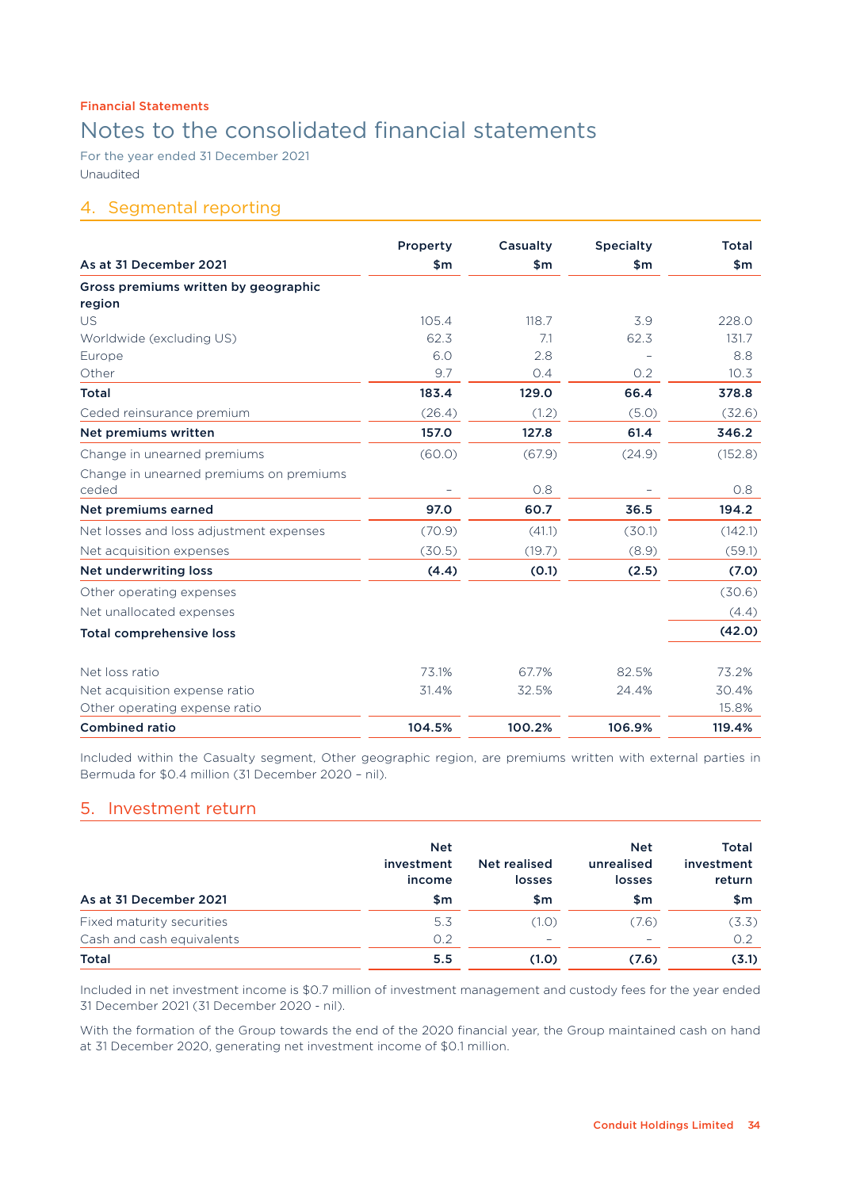Financial Statements

# Notes to the consolidated financial statements

For the year ended 31 December 2021

Unaudited

## 4. Segmental reporting

| As at 31 December 2021 | Property $m | Casualty $m | Specialty $m | Total $m |
|---|---|---|---|---|
| **Gross premiums written by geographic region** | | | | |
| US | 105.4 | 118.7 | 3.9 | 228.0 |
| Worldwide (excluding US) | 62.3 | 7.1 | 62.3 | 131.7 |
| Europe | 6.0 | 2.8 | – | 8.8 |
| Other | 9.7 | 0.4 | 0.2 | 10.3 |
| **Total** | **183.4** | **129.0** | **66.4** | **378.8** |
| Ceded reinsurance premium | (26.4) | (1.2) | (5.0) | (32.6) |
| **Net premiums written** | **157.0** | **127.8** | **61.4** | **346.2** |
| Change in unearned premiums | (60.0) | (67.9) | (24.9) | (152.8) |
| Change in unearned premiums on premiums ceded | – | 0.8 | – | 0.8 |
| **Net premiums earned** | **97.0** | **60.7** | **36.5** | **194.2** |
| Net losses and loss adjustment expenses | (70.9) | (41.1) | (30.1) | (142.1) |
| Net acquisition expenses | (30.5) | (19.7) | (8.9) | (59.1) |
| **Net underwriting loss** | **(4.4)** | **(0.1)** | **(2.5)** | **(7.0)** |
| Other operating expenses | | | | (30.6) |
| Net unallocated expenses | | | | (4.4) |
| **Total comprehensive loss** | | | | **(42.0)** |
| | | | | |
| Net loss ratio | 73.1% | 67.7% | 82.5% | 73.2% |
| Net acquisition expense ratio | 31.4% | 32.5% | 24.4% | 30.4% |
| Other operating expense ratio | | | | 15.8% |
| **Combined ratio** | **104.5%** | **100.2%** | **106.9%** | **119.4%** |

Included within the Casualty segment, Other geographic region, are premiums written with external parties in Bermuda for $0.4 million (31 December 2020 – nil).

## 5. Investment return

| As at 31 December 2021 | Net investment income $m | Net realised losses $m | Net unrealised losses $m | Total investment return $m |
|---|---|---|---|---|
| Fixed maturity securities | 5.3 | (1.0) | (7.6) | (3.3) |
| Cash and cash equivalents | 0.2 | – | – | 0.2 |
| **Total** | **5.5** | **(1.0)** | **(7.6)** | **(3.1)** |

Included in net investment income is $0.7 million of investment management and custody fees for the year ended 31 December 2021 (31 December 2020 - nil).

With the formation of the Group towards the end of the 2020 financial year, the Group maintained cash on hand at 31 December 2020, generating net investment income of $0.1 million.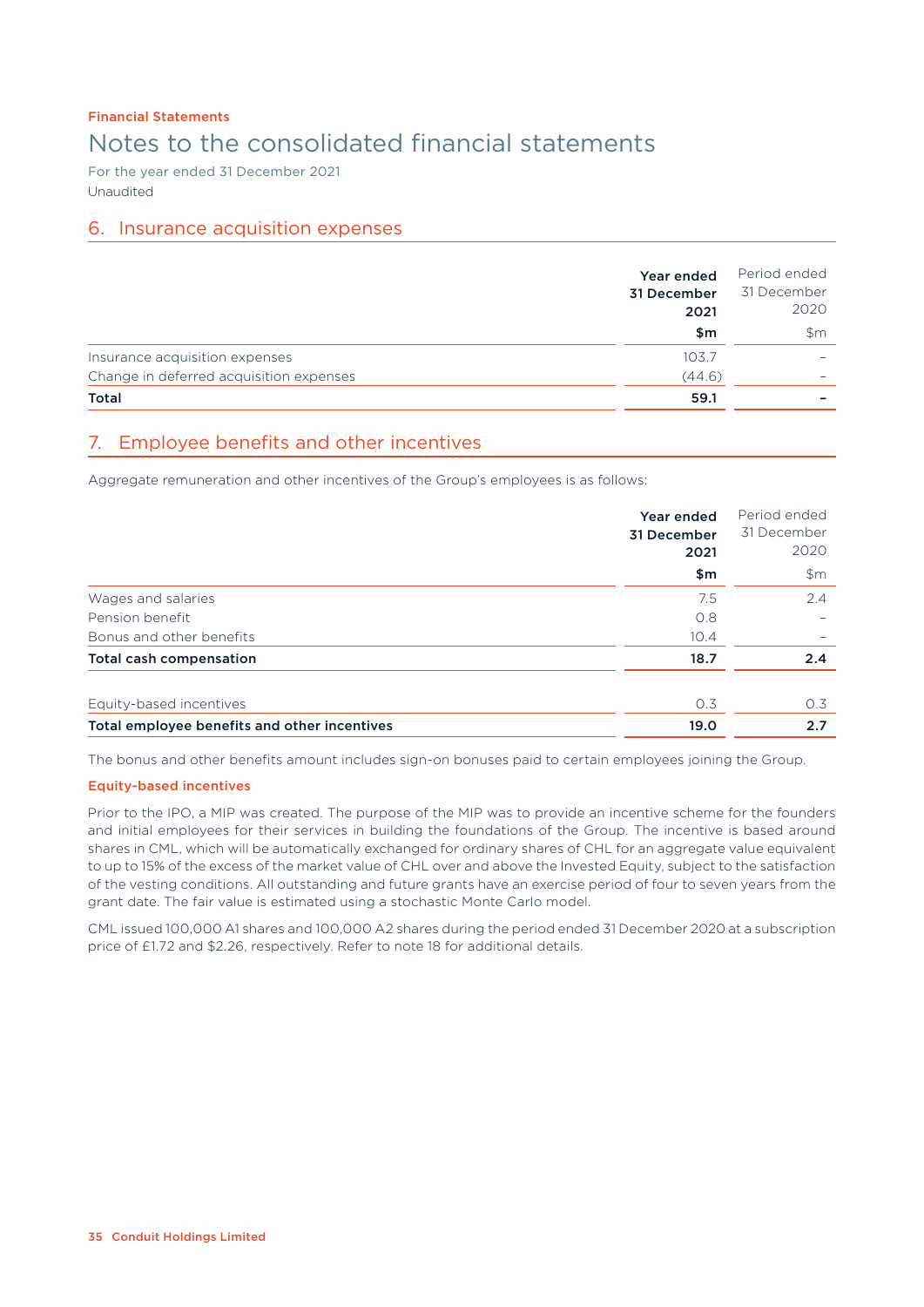Financial Statements

# Notes to the consolidated financial statements

For the year ended 31 December 2021

Unaudited

## 6. Insurance acquisition expenses

| | **Year ended 31 December 2021** | Period ended 31 December 2020 |
|---|---|---|
| | **$m** | $m |
| Insurance acquisition expenses | 103.7 | – |
| Change in deferred acquisition expenses | (44.6) | – |
| **Total** | **59.1** | **–** |

## 7. Employee benefits and other incentives

Aggregate remuneration and other incentives of the Group's employees is as follows:

| | **Year ended 31 December 2021** | Period ended 31 December 2020 |
|---|---|---|
| | **$m** | $m |
| Wages and salaries | 7.5 | 2.4 |
| Pension benefit | 0.8 | – |
| Bonus and other benefits | 10.4 | – |
| **Total cash compensation** | **18.7** | **2.4** |
| | | |
| Equity-based incentives | 0.3 | 0.3 |
| **Total employee benefits and other incentives** | **19.0** | **2.7** |

The bonus and other benefits amount includes sign-on bonuses paid to certain employees joining the Group.

### Equity-based incentives

Prior to the IPO, a MIP was created. The purpose of the MIP was to provide an incentive scheme for the founders and initial employees for their services in building the foundations of the Group. The incentive is based around shares in CML, which will be automatically exchanged for ordinary shares of CHL for an aggregate value equivalent to up to 15% of the excess of the market value of CHL over and above the Invested Equity, subject to the satisfaction of the vesting conditions. All outstanding and future grants have an exercise period of four to seven years from the grant date. The fair value is estimated using a stochastic Monte Carlo model.

CML issued 100,000 A1 shares and 100,000 A2 shares during the period ended 31 December 2020 at a subscription price of £1.72 and $2.26, respectively. Refer to note 18 for additional details.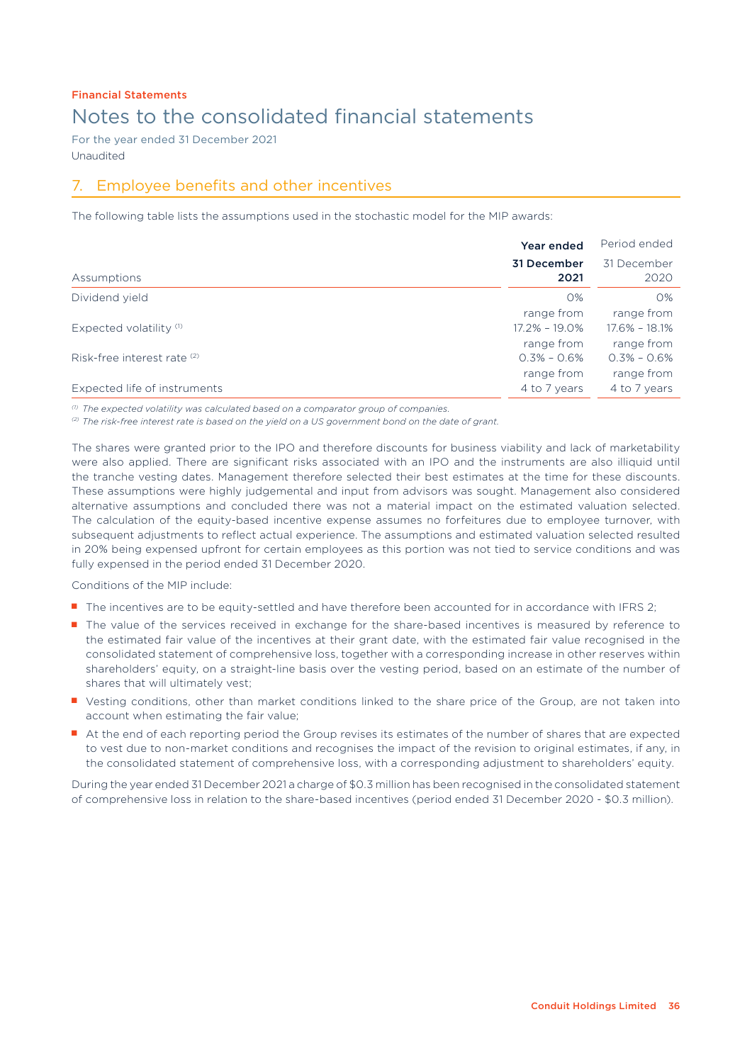Financial Statements

# Notes to the consolidated financial statements

For the year ended 31 December 2021
Unaudited

## 7. Employee benefits and other incentives

The following table lists the assumptions used in the stochastic model for the MIP awards:

| Assumptions | **Year ended 31 December 2021** | Period ended 31 December 2020 |
|---|---|---|
| Dividend yield | 0% | 0% |
| Expected volatility [(1)] | range from 17.2% – 19.0% | range from 17.6% – 18.1% |
| Risk-free interest rate [(2)] | range from 0.3% – 0.6% | range from 0.3% – 0.6% |
| Expected life of instruments | range from 4 to 7 years | range from 4 to 7 years |

[(1)] *The expected volatility was calculated based on a comparator group of companies.*
[(2)] *The risk-free interest rate is based on the yield on a US government bond on the date of grant.*

The shares were granted prior to the IPO and therefore discounts for business viability and lack of marketability were also applied. There are significant risks associated with an IPO and the instruments are also illiquid until the tranche vesting dates. Management therefore selected their best estimates at the time for these discounts. These assumptions were highly judgemental and input from advisors was sought. Management also considered alternative assumptions and concluded there was not a material impact on the estimated valuation selected. The calculation of the equity-based incentive expense assumes no forfeitures due to employee turnover, with subsequent adjustments to reflect actual experience. The assumptions and estimated valuation selected resulted in 20% being expensed upfront for certain employees as this portion was not tied to service conditions and was fully expensed in the period ended 31 December 2020.

Conditions of the MIP include:

- The incentives are to be equity-settled and have therefore been accounted for in accordance with IFRS 2;
- The value of the services received in exchange for the share-based incentives is measured by reference to the estimated fair value of the incentives at their grant date, with the estimated fair value recognised in the consolidated statement of comprehensive loss, together with a corresponding increase in other reserves within shareholders' equity, on a straight-line basis over the vesting period, based on an estimate of the number of shares that will ultimately vest;
- Vesting conditions, other than market conditions linked to the share price of the Group, are not taken into account when estimating the fair value;
- At the end of each reporting period the Group revises its estimates of the number of shares that are expected to vest due to non-market conditions and recognises the impact of the revision to original estimates, if any, in the consolidated statement of comprehensive loss, with a corresponding adjustment to shareholders' equity.

During the year ended 31 December 2021 a charge of $0.3 million has been recognised in the consolidated statement of comprehensive loss in relation to the share-based incentives (period ended 31 December 2020 - $0.3 million).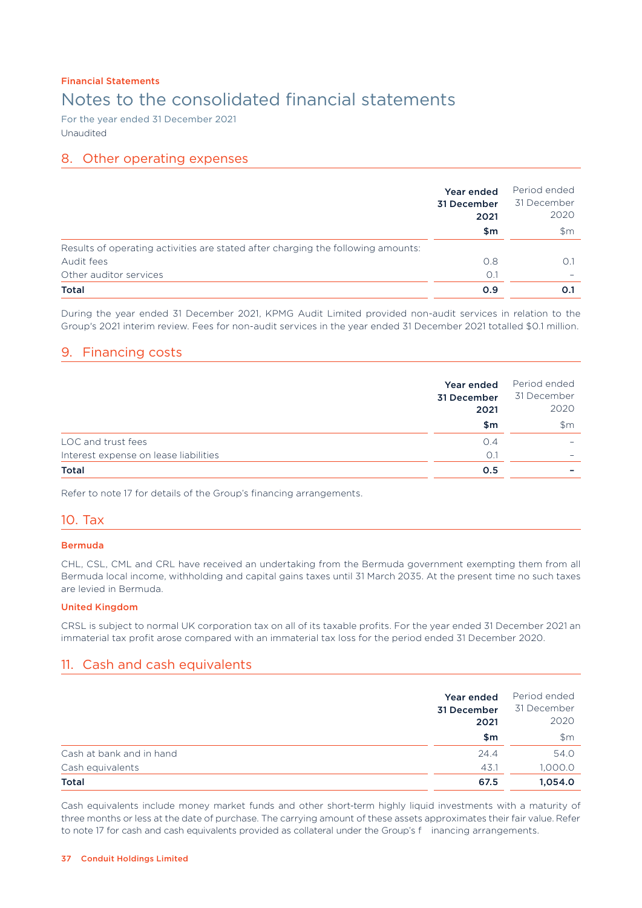Financial Statements

# Notes to the consolidated financial statements

For the year ended 31 December 2021
Unaudited

## 8. Other operating expenses

| | Year ended 31 December 2021 $m | Period ended 31 December 2020 $m |
|---|---|---|
| Results of operating activities are stated after charging the following amounts: | | |
| Audit fees | 0.8 | 0.1 |
| Other auditor services | 0.1 | – |
| **Total** | **0.9** | **0.1** |

During the year ended 31 December 2021, KPMG Audit Limited provided non-audit services in relation to the Group's 2021 interim review. Fees for non-audit services in the year ended 31 December 2021 totalled $0.1 million.

## 9. Financing costs

| | Year ended 31 December 2021 $m | Period ended 31 December 2020 $m |
|---|---|---|
| LOC and trust fees | 0.4 | – |
| Interest expense on lease liabilities | 0.1 | – |
| **Total** | **0.5** | **–** |

Refer to note 17 for details of the Group's financing arrangements.

## 10. Tax

### Bermuda

CHL, CSL, CML and CRL have received an undertaking from the Bermuda government exempting them from all Bermuda local income, withholding and capital gains taxes until 31 March 2035. At the present time no such taxes are levied in Bermuda.

### United Kingdom

CRSL is subject to normal UK corporation tax on all of its taxable profits. For the year ended 31 December 2021 an immaterial tax profit arose compared with an immaterial tax loss for the period ended 31 December 2020.

## 11. Cash and cash equivalents

| | Year ended 31 December 2021 $m | Period ended 31 December 2020 $m |
|---|---|---|
| Cash at bank and in hand | 24.4 | 54.0 |
| Cash equivalents | 43.1 | 1,000.0 |
| **Total** | **67.5** | **1,054.0** |

Cash equivalents include money market funds and other short-term highly liquid investments with a maturity of three months or less at the date of purchase. The carrying amount of these assets approximates their fair value. Refer to note 17 for cash and cash equivalents provided as collateral under the Group's financing arrangements.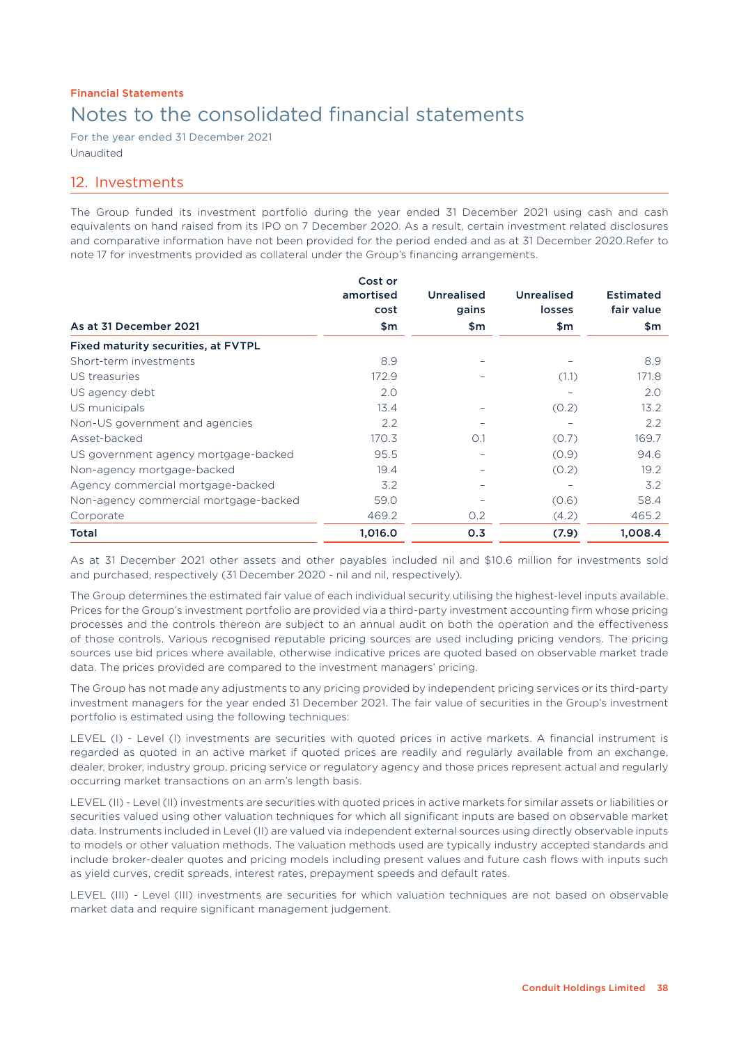Financial Statements

# Notes to the consolidated financial statements

For the year ended 31 December 2021

Unaudited

## 12. Investments

The Group funded its investment portfolio during the year ended 31 December 2021 using cash and cash equivalents on hand raised from its IPO on 7 December 2020. As a result, certain investment related disclosures and comparative information have not been provided for the period ended and as at 31 December 2020.Refer to note 17 for investments provided as collateral under the Group's financing arrangements.

| As at 31 December 2021 | Cost or amortised cost $m | Unrealised gains $m | Unrealised losses $m | Estimated fair value $m |
|---|---|---|---|---|
| **Fixed maturity securities, at FVTPL** | | | | |
| Short-term investments | 8.9 | – | – | 8.9 |
| US treasuries | 172.9 | – | (1.1) | 171.8 |
| US agency debt | 2.0 | | – | 2.0 |
| US municipals | 13.4 | – | (0.2) | 13.2 |
| Non-US government and agencies | 2.2 | – | – | 2.2 |
| Asset-backed | 170.3 | 0.1 | (0.7) | 169.7 |
| US government agency mortgage-backed | 95.5 | – | (0.9) | 94.6 |
| Non-agency mortgage-backed | 19.4 | – | (0.2) | 19.2 |
| Agency commercial mortgage-backed | 3.2 | – | – | 3.2 |
| Non-agency commercial mortgage-backed | 59.0 | – | (0.6) | 58.4 |
| Corporate | 469.2 | 0.2 | (4.2) | 465.2 |
| **Total** | **1,016.0** | **0.3** | **(7.9)** | **1,008.4** |

As at 31 December 2021 other assets and other payables included nil and $10.6 million for investments sold and purchased, respectively (31 December 2020 - nil and nil, respectively).

The Group determines the estimated fair value of each individual security utilising the highest-level inputs available. Prices for the Group's investment portfolio are provided via a third-party investment accounting firm whose pricing processes and the controls thereon are subject to an annual audit on both the operation and the effectiveness of those controls. Various recognised reputable pricing sources are used including pricing vendors. The pricing sources use bid prices where available, otherwise indicative prices are quoted based on observable market trade data. The prices provided are compared to the investment managers' pricing.

The Group has not made any adjustments to any pricing provided by independent pricing services or its third-party investment managers for the year ended 31 December 2021. The fair value of securities in the Group's investment portfolio is estimated using the following techniques:

LEVEL (I) - Level (I) investments are securities with quoted prices in active markets. A financial instrument is regarded as quoted in an active market if quoted prices are readily and regularly available from an exchange, dealer, broker, industry group, pricing service or regulatory agency and those prices represent actual and regularly occurring market transactions on an arm's length basis.

LEVEL (II) - Level (II) investments are securities with quoted prices in active markets for similar assets or liabilities or securities valued using other valuation techniques for which all significant inputs are based on observable market data. Instruments included in Level (II) are valued via independent external sources using directly observable inputs to models or other valuation methods. The valuation methods used are typically industry accepted standards and include broker-dealer quotes and pricing models including present values and future cash flows with inputs such as yield curves, credit spreads, interest rates, prepayment speeds and default rates.

LEVEL (III) - Level (III) investments are securities for which valuation techniques are not based on observable market data and require significant management judgement.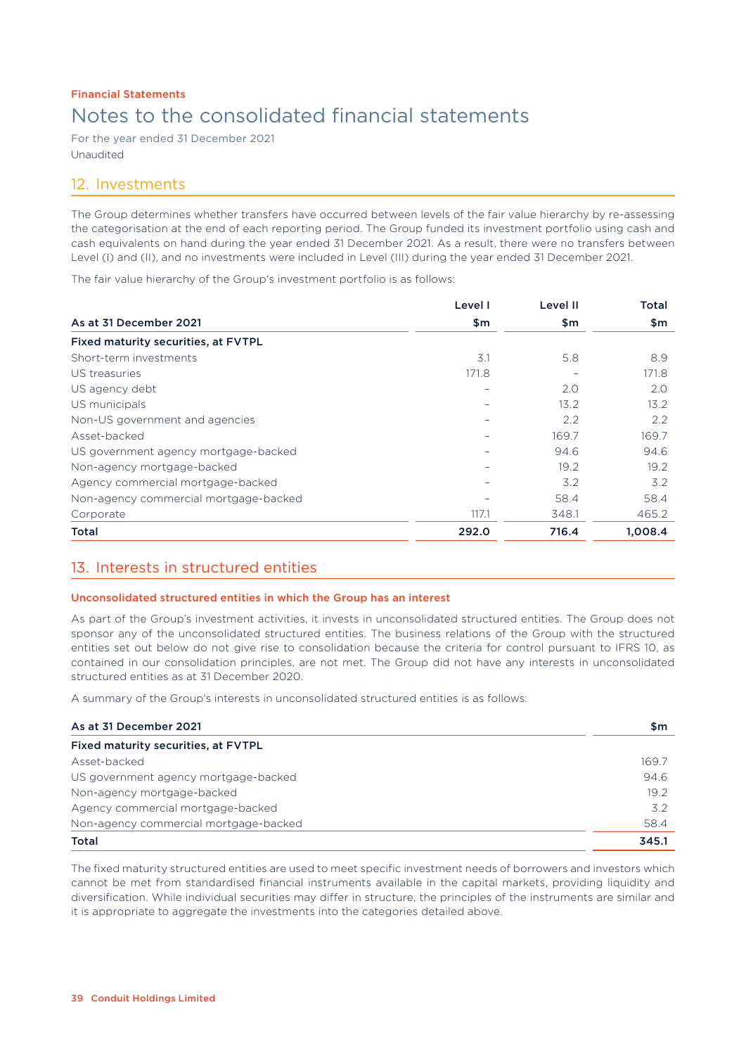Financial Statements

# Notes to the consolidated financial statements

For the year ended 31 December 2021

Unaudited

## 12. Investments

The Group determines whether transfers have occurred between levels of the fair value hierarchy by re-assessing the categorisation at the end of each reporting period. The Group funded its investment portfolio using cash and cash equivalents on hand during the year ended 31 December 2021. As a result, there were no transfers between Level (I) and (II), and no investments were included in Level (III) during the year ended 31 December 2021.

The fair value hierarchy of the Group's investment portfolio is as follows:

| As at 31 December 2021 | Level I $m | Level II $m | Total $m |
|---|---|---|---|
| **Fixed maturity securities, at FVTPL** | | | |
| Short-term investments | 3.1 | 5.8 | 8.9 |
| US treasuries | 171.8 | – | 171.8 |
| US agency debt | – | 2.0 | 2.0 |
| US municipals | – | 13.2 | 13.2 |
| Non-US government and agencies | – | 2.2 | 2.2 |
| Asset-backed | – | 169.7 | 169.7 |
| US government agency mortgage-backed | – | 94.6 | 94.6 |
| Non-agency mortgage-backed | – | 19.2 | 19.2 |
| Agency commercial mortgage-backed | – | 3.2 | 3.2 |
| Non-agency commercial mortgage-backed | – | 58.4 | 58.4 |
| Corporate | 117.1 | 348.1 | 465.2 |
| **Total** | **292.0** | **716.4** | **1,008.4** |

## 13. Interests in structured entities

### Unconsolidated structured entities in which the Group has an interest

As part of the Group's investment activities, it invests in unconsolidated structured entities. The Group does not sponsor any of the unconsolidated structured entities. The business relations of the Group with the structured entities set out below do not give rise to consolidation because the criteria for control pursuant to IFRS 10, as contained in our consolidation principles, are not met. The Group did not have any interests in unconsolidated structured entities as at 31 December 2020.

A summary of the Group's interests in unconsolidated structured entities is as follows:

| As at 31 December 2021 | $m |
|---|---|
| **Fixed maturity securities, at FVTPL** | |
| Asset-backed | 169.7 |
| US government agency mortgage-backed | 94.6 |
| Non-agency mortgage-backed | 19.2 |
| Agency commercial mortgage-backed | 3.2 |
| Non-agency commercial mortgage-backed | 58.4 |
| **Total** | **345.1** |

The fixed maturity structured entities are used to meet specific investment needs of borrowers and investors which cannot be met from standardised financial instruments available in the capital markets, providing liquidity and diversification. While individual securities may differ in structure, the principles of the instruments are similar and it is appropriate to aggregate the investments into the categories detailed above.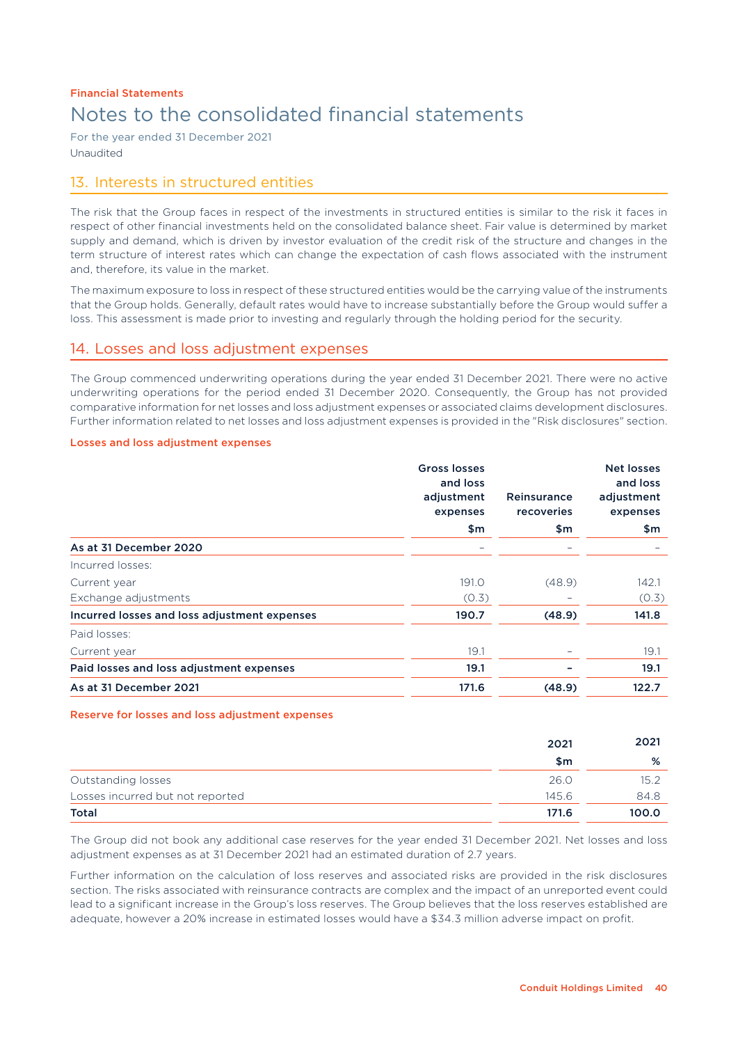Financial Statements

# Notes to the consolidated financial statements

For the year ended 31 December 2021

Unaudited

## 13. Interests in structured entities

The risk that the Group faces in respect of the investments in structured entities is similar to the risk it faces in respect of other financial investments held on the consolidated balance sheet. Fair value is determined by market supply and demand, which is driven by investor evaluation of the credit risk of the structure and changes in the term structure of interest rates which can change the expectation of cash flows associated with the instrument and, therefore, its value in the market.

The maximum exposure to loss in respect of these structured entities would be the carrying value of the instruments that the Group holds. Generally, default rates would have to increase substantially before the Group would suffer a loss. This assessment is made prior to investing and regularly through the holding period for the security.

## 14. Losses and loss adjustment expenses

The Group commenced underwriting operations during the year ended 31 December 2021. There were no active underwriting operations for the period ended 31 December 2020. Consequently, the Group has not provided comparative information for net losses and loss adjustment expenses or associated claims development disclosures. Further information related to net losses and loss adjustment expenses is provided in the "Risk disclosures" section.

### Losses and loss adjustment expenses

| | Gross losses and loss adjustment expenses $m | Reinsurance recoveries $m | Net losses and loss adjustment expenses $m |
|---|---|---|---|
| **As at 31 December 2020** | – | – | – |
| Incurred losses: | | | |
| Current year | 191.0 | (48.9) | 142.1 |
| Exchange adjustments | (0.3) | – | (0.3) |
| **Incurred losses and loss adjustment expenses** | **190.7** | **(48.9)** | **141.8** |
| Paid losses: | | | |
| Current year | 19.1 | – | 19.1 |
| **Paid losses and loss adjustment expenses** | **19.1** | **–** | **19.1** |
| **As at 31 December 2021** | **171.6** | **(48.9)** | **122.7** |

### Reserve for losses and loss adjustment expenses

| | 2021 $m | 2021 % |
|---|---|---|
| Outstanding losses | 26.0 | 15.2 |
| Losses incurred but not reported | 145.6 | 84.8 |
| **Total** | **171.6** | **100.0** |

The Group did not book any additional case reserves for the year ended 31 December 2021. Net losses and loss adjustment expenses as at 31 December 2021 had an estimated duration of 2.7 years.

Further information on the calculation of loss reserves and associated risks are provided in the risk disclosures section. The risks associated with reinsurance contracts are complex and the impact of an unreported event could lead to a significant increase in the Group's loss reserves. The Group believes that the loss reserves established are adequate, however a 20% increase in estimated losses would have a $34.3 million adverse impact on profit.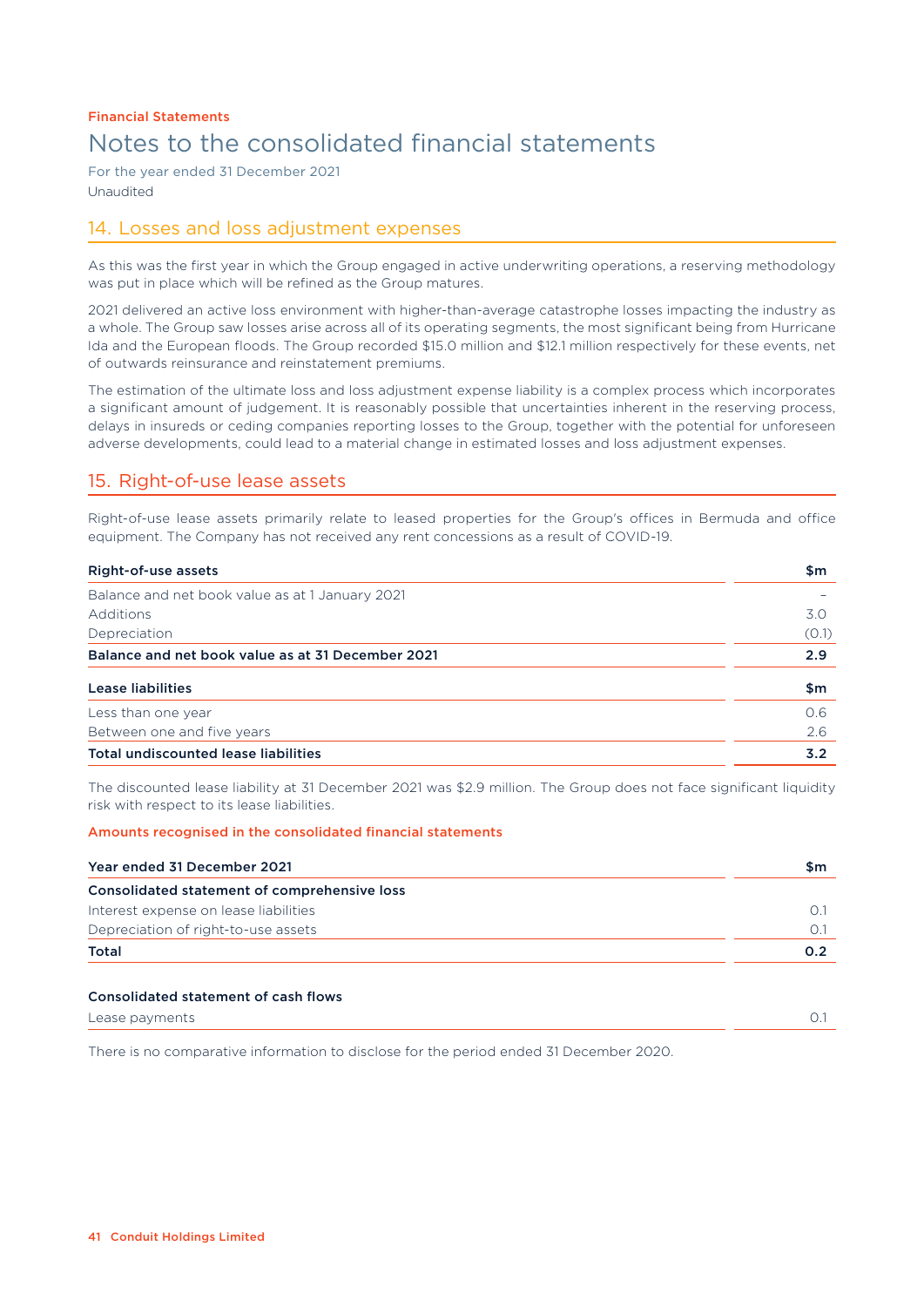Financial Statements

# Notes to the consolidated financial statements

For the year ended 31 December 2021
Unaudited

## 14. Losses and loss adjustment expenses

As this was the first year in which the Group engaged in active underwriting operations, a reserving methodology was put in place which will be refined as the Group matures.

2021 delivered an active loss environment with higher-than-average catastrophe losses impacting the industry as a whole. The Group saw losses arise across all of its operating segments, the most significant being from Hurricane Ida and the European floods. The Group recorded $15.0 million and $12.1 million respectively for these events, net of outwards reinsurance and reinstatement premiums.

The estimation of the ultimate loss and loss adjustment expense liability is a complex process which incorporates a significant amount of judgement. It is reasonably possible that uncertainties inherent in the reserving process, delays in insureds or ceding companies reporting losses to the Group, together with the potential for unforeseen adverse developments, could lead to a material change in estimated losses and loss adjustment expenses.

## 15. Right-of-use lease assets

Right-of-use lease assets primarily relate to leased properties for the Group's offices in Bermuda and office equipment. The Company has not received any rent concessions as a result of COVID-19.

| Right-of-use assets | $m |
|---|---|
| Balance and net book value as at 1 January 2021 | – |
| Additions | 3.0 |
| Depreciation | (0.1) |
| **Balance and net book value as at 31 December 2021** | **2.9** |

| Lease liabilities | $m |
|---|---|
| Less than one year | 0.6 |
| Between one and five years | 2.6 |
| **Total undiscounted lease liabilities** | **3.2** |

The discounted lease liability at 31 December 2021 was $2.9 million. The Group does not face significant liquidity risk with respect to its lease liabilities.

### Amounts recognised in the consolidated financial statements

| Year ended 31 December 2021 | $m |
|---|---|
| **Consolidated statement of comprehensive loss** | |
| Interest expense on lease liabilities | 0.1 |
| Depreciation of right-to-use assets | 0.1 |
| **Total** | **0.2** |
| | |
| **Consolidated statement of cash flows** | |
| Lease payments | 0.1 |

There is no comparative information to disclose for the period ended 31 December 2020.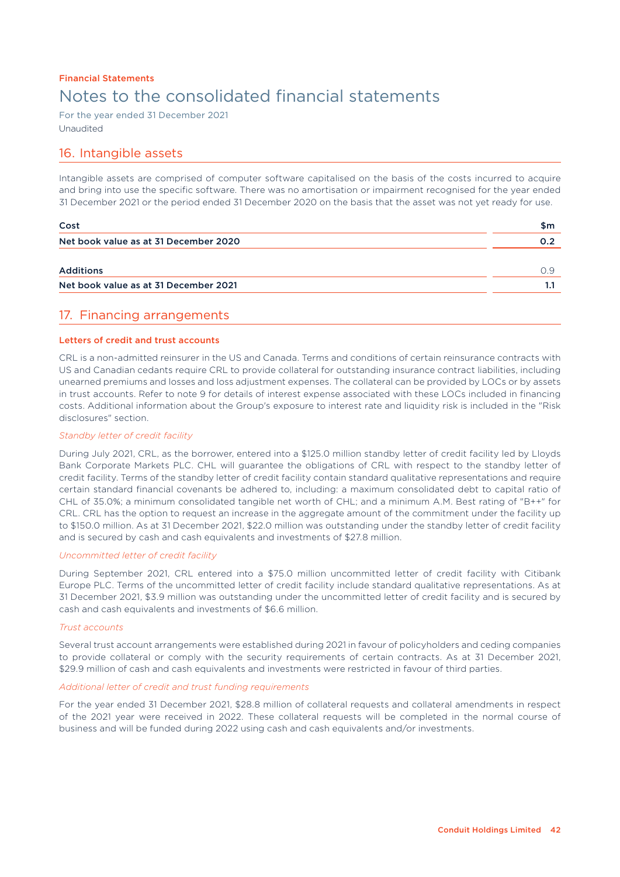Financial Statements

# Notes to the consolidated financial statements

For the year ended 31 December 2021
Unaudited

## 16. Intangible assets

Intangible assets are comprised of computer software capitalised on the basis of the costs incurred to acquire and bring into use the specific software. There was no amortisation or impairment recognised for the year ended 31 December 2021 or the period ended 31 December 2020 on the basis that the asset was not yet ready for use.

| Cost | $m |
|---|---|
| **Net book value as at 31 December 2020** | **0.2** |
| | |
| **Additions** | 0.9 |
| **Net book value as at 31 December 2021** | **1.1** |

## 17. Financing arrangements

### Letters of credit and trust accounts

CRL is a non-admitted reinsurer in the US and Canada. Terms and conditions of certain reinsurance contracts with US and Canadian cedants require CRL to provide collateral for outstanding insurance contract liabilities, including unearned premiums and losses and loss adjustment expenses. The collateral can be provided by LOCs or by assets in trust accounts. Refer to note 9 for details of interest expense associated with these LOCs included in financing costs. Additional information about the Group's exposure to interest rate and liquidity risk is included in the "Risk disclosures" section.

*Standby letter of credit facility*

During July 2021, CRL, as the borrower, entered into a $125.0 million standby letter of credit facility led by Lloyds Bank Corporate Markets PLC. CHL will guarantee the obligations of CRL with respect to the standby letter of credit facility. Terms of the standby letter of credit facility contain standard qualitative representations and require certain standard financial covenants be adhered to, including: a maximum consolidated debt to capital ratio of CHL of 35.0%; a minimum consolidated tangible net worth of CHL; and a minimum A.M. Best rating of "B++" for CRL. CRL has the option to request an increase in the aggregate amount of the commitment under the facility up to $150.0 million. As at 31 December 2021, $22.0 million was outstanding under the standby letter of credit facility and is secured by cash and cash equivalents and investments of $27.8 million.

*Uncommitted letter of credit facility*

During September 2021, CRL entered into a $75.0 million uncommitted letter of credit facility with Citibank Europe PLC. Terms of the uncommitted letter of credit facility include standard qualitative representations. As at 31 December 2021, $3.9 million was outstanding under the uncommitted letter of credit facility and is secured by cash and cash equivalents and investments of $6.6 million.

*Trust accounts*

Several trust account arrangements were established during 2021 in favour of policyholders and ceding companies to provide collateral or comply with the security requirements of certain contracts. As at 31 December 2021, $29.9 million of cash and cash equivalents and investments were restricted in favour of third parties.

*Additional letter of credit and trust funding requirements*

For the year ended 31 December 2021, $28.8 million of collateral requests and collateral amendments in respect of the 2021 year were received in 2022. These collateral requests will be completed in the normal course of business and will be funded during 2022 using cash and cash equivalents and/or investments.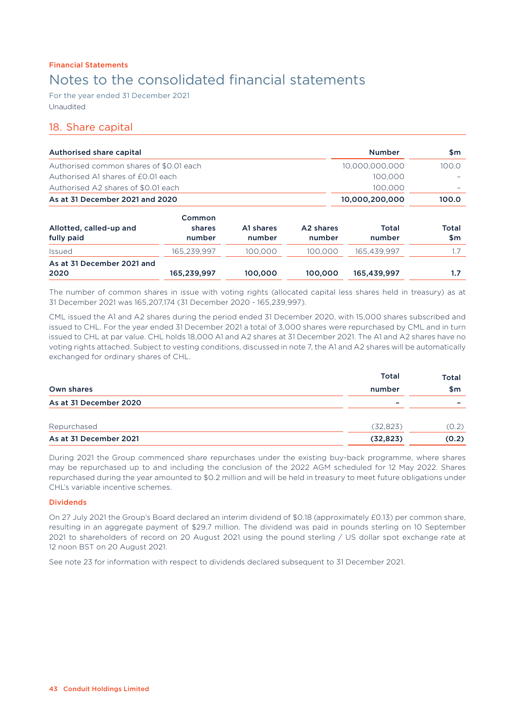Financial Statements

# Notes to the consolidated financial statements

For the year ended 31 December 2021

Unaudited

## 18. Share capital

| Authorised share capital | Number | $m |
|---|---|---|
| Authorised common shares of $0.01 each | 10,000,000,000 | 100.0 |
| Authorised A1 shares of £0.01 each | 100,000 | – |
| Authorised A2 shares of $0.01 each | 100,000 | – |
| **As at 31 December 2021 and 2020** | **10,000,200,000** | **100.0** |

| Allotted, called-up and fully paid | Common shares number | A1 shares number | A2 shares number | Total number | Total $m |
|---|---|---|---|---|---|
| Issued | 165,239,997 | 100,000 | 100,000 | 165,439,997 | 1.7 |
| **As at 31 December 2021 and 2020** | **165,239,997** | **100,000** | **100,000** | **165,439,997** | **1.7** |

The number of common shares in issue with voting rights (allocated capital less shares held in treasury) as at 31 December 2021 was 165,207,174 (31 December 2020 - 165,239,997).

CML issued the A1 and A2 shares during the period ended 31 December 2020, with 15,000 shares subscribed and issued to CHL. For the year ended 31 December 2021 a total of 3,000 shares were repurchased by CML and in turn issued to CHL at par value. CHL holds 18,000 A1 and A2 shares at 31 December 2021. The A1 and A2 shares have no voting rights attached. Subject to vesting conditions, discussed in note 7, the A1 and A2 shares will be automatically exchanged for ordinary shares of CHL.

| Own shares | Total number | Total $m |
|---|---|---|
| **As at 31 December 2020** | **–** | **–** |
| Repurchased | (32,823) | (0.2) |
| **As at 31 December 2021** | **(32,823)** | **(0.2)** |

During 2021 the Group commenced share repurchases under the existing buy-back programme, where shares may be repurchased up to and including the conclusion of the 2022 AGM scheduled for 12 May 2022. Shares repurchased during the year amounted to $0.2 million and will be held in treasury to meet future obligations under CHL's variable incentive schemes.

### Dividends

On 27 July 2021 the Group's Board declared an interim dividend of $0.18 (approximately £0.13) per common share, resulting in an aggregate payment of $29.7 million. The dividend was paid in pounds sterling on 10 September 2021 to shareholders of record on 20 August 2021 using the pound sterling / US dollar spot exchange rate at 12 noon BST on 20 August 2021.

See note 23 for information with respect to dividends declared subsequent to 31 December 2021.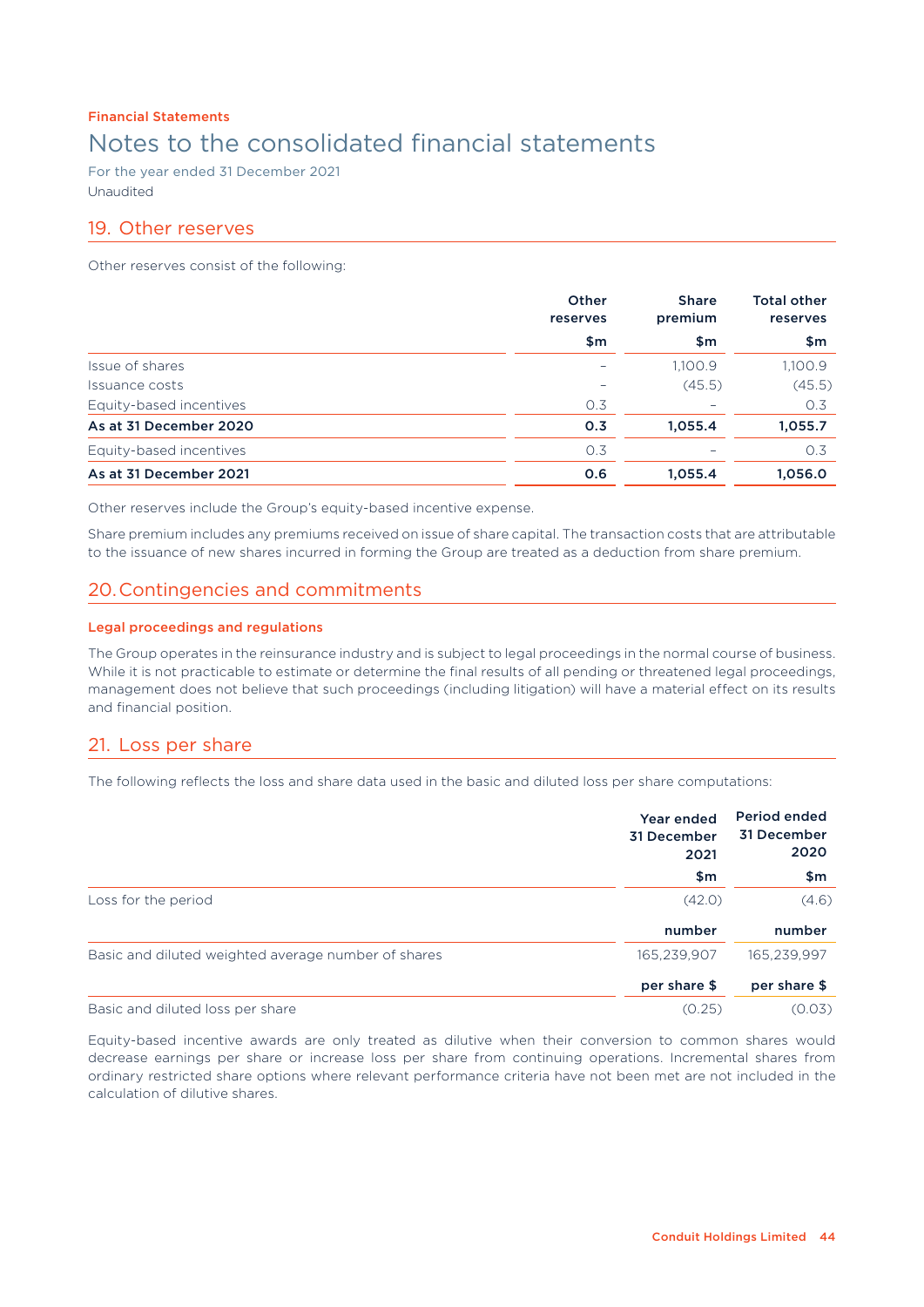Financial Statements

# Notes to the consolidated financial statements

For the year ended 31 December 2021
Unaudited

## 19. Other reserves

Other reserves consist of the following:

| | Other reserves $m | Share premium $m | Total other reserves $m |
|---|---|---|---|
| Issue of shares | – | 1,100.9 | 1,100.9 |
| Issuance costs | – | (45.5) | (45.5) |
| Equity-based incentives | 0.3 | – | 0.3 |
| **As at 31 December 2020** | **0.3** | **1,055.4** | **1,055.7** |
| Equity-based incentives | 0.3 | – | 0.3 |
| **As at 31 December 2021** | **0.6** | **1,055.4** | **1,056.0** |

Other reserves include the Group's equity-based incentive expense.

Share premium includes any premiums received on issue of share capital. The transaction costs that are attributable to the issuance of new shares incurred in forming the Group are treated as a deduction from share premium.

## 20. Contingencies and commitments

### Legal proceedings and regulations

The Group operates in the reinsurance industry and is subject to legal proceedings in the normal course of business. While it is not practicable to estimate or determine the final results of all pending or threatened legal proceedings, management does not believe that such proceedings (including litigation) will have a material effect on its results and financial position.

## 21. Loss per share

The following reflects the loss and share data used in the basic and diluted loss per share computations:

| | Year ended 31 December 2021 | Period ended 31 December 2020 |
|---|---|---|
| | **$m** | **$m** |
| Loss for the period | (42.0) | (4.6) |
| | **number** | **number** |
| Basic and diluted weighted average number of shares | 165,239,907 | 165,239,997 |
| | **per share $** | **per share $** |
| Basic and diluted loss per share | (0.25) | (0.03) |

Equity-based incentive awards are only treated as dilutive when their conversion to common shares would decrease earnings per share or increase loss per share from continuing operations. Incremental shares from ordinary restricted share options where relevant performance criteria have not been met are not included in the calculation of dilutive shares.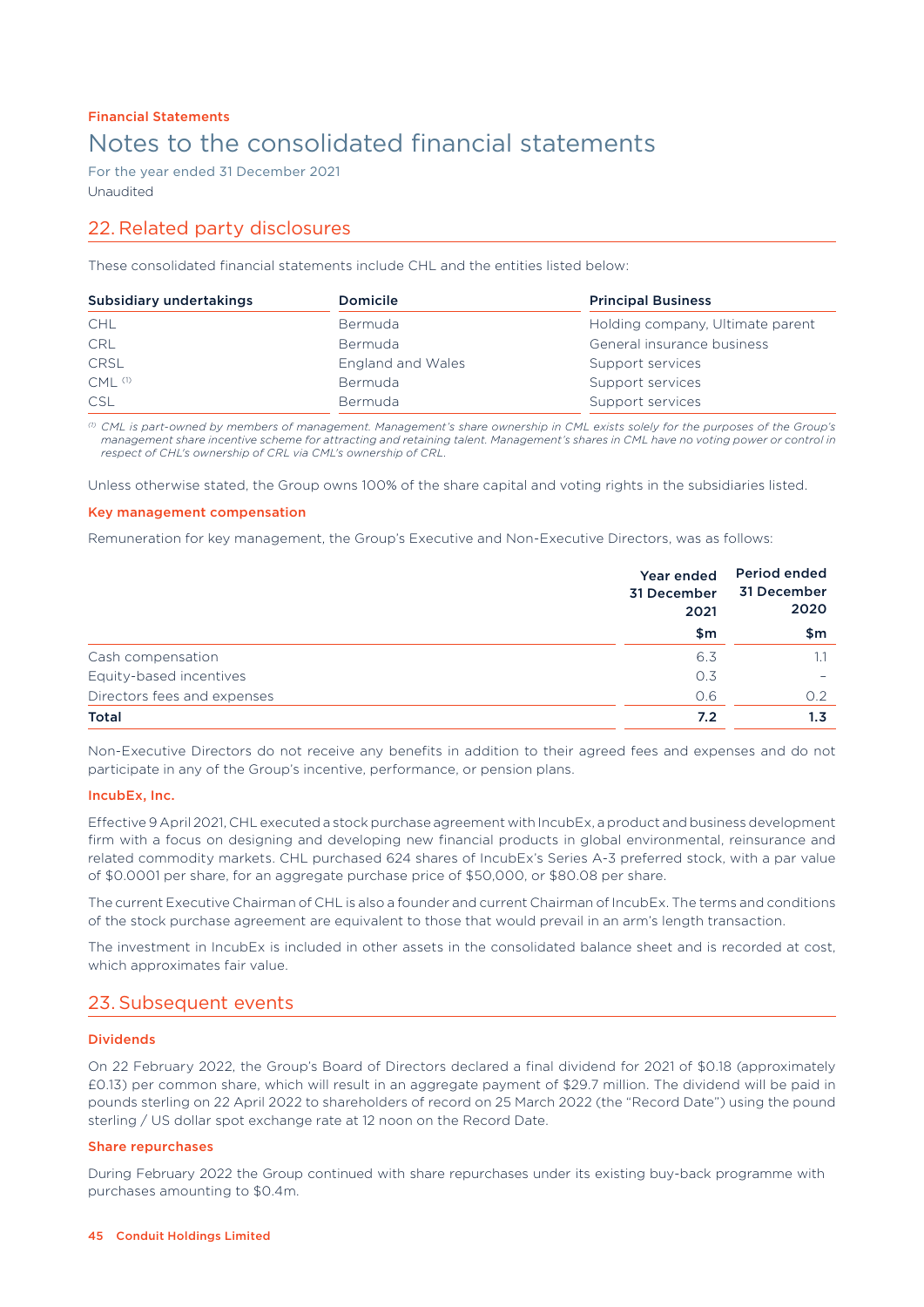Financial Statements

# Notes to the consolidated financial statements

For the year ended 31 December 2021

Unaudited

## 22. Related party disclosures

These consolidated financial statements include CHL and the entities listed below:

| Subsidiary undertakings | Domicile | Principal Business |
|---|---|---|
| CHL | Bermuda | Holding company, Ultimate parent |
| CRL | Bermuda | General insurance business |
| CRSL | England and Wales | Support services |
| CML [1] | Bermuda | Support services |
| CSL | Bermuda | Support services |

*[1] CML is part-owned by members of management. Management's share ownership in CML exists solely for the purposes of the Group's management share incentive scheme for attracting and retaining talent. Management's shares in CML have no voting power or control in respect of CHL's ownership of CRL via CML's ownership of CRL.*

Unless otherwise stated, the Group owns 100% of the share capital and voting rights in the subsidiaries listed.

### Key management compensation

Remuneration for key management, the Group's Executive and Non-Executive Directors, was as follows:

| | Year ended 31 December 2021 | Period ended 31 December 2020 |
|---|---|---|
| | $m | $m |
| Cash compensation | 6.3 | 1.1 |
| Equity-based incentives | 0.3 | – |
| Directors fees and expenses | 0.6 | 0.2 |
| **Total** | **7.2** | **1.3** |

Non-Executive Directors do not receive any benefits in addition to their agreed fees and expenses and do not participate in any of the Group's incentive, performance, or pension plans.

### IncubEx, Inc.

Effective 9 April 2021, CHL executed a stock purchase agreement with IncubEx, a product and business development firm with a focus on designing and developing new financial products in global environmental, reinsurance and related commodity markets. CHL purchased 624 shares of IncubEx's Series A-3 preferred stock, with a par value of $0.0001 per share, for an aggregate purchase price of $50,000, or $80.08 per share.

The current Executive Chairman of CHL is also a founder and current Chairman of IncubEx. The terms and conditions of the stock purchase agreement are equivalent to those that would prevail in an arm's length transaction.

The investment in IncubEx is included in other assets in the consolidated balance sheet and is recorded at cost, which approximates fair value.

## 23. Subsequent events

### Dividends

On 22 February 2022, the Group's Board of Directors declared a final dividend for 2021 of $0.18 (approximately £0.13) per common share, which will result in an aggregate payment of $29.7 million. The dividend will be paid in pounds sterling on 22 April 2022 to shareholders of record on 25 March 2022 (the "Record Date") using the pound sterling / US dollar spot exchange rate at 12 noon on the Record Date.

### Share repurchases

During February 2022 the Group continued with share repurchases under its existing buy-back programme with purchases amounting to $0.4m.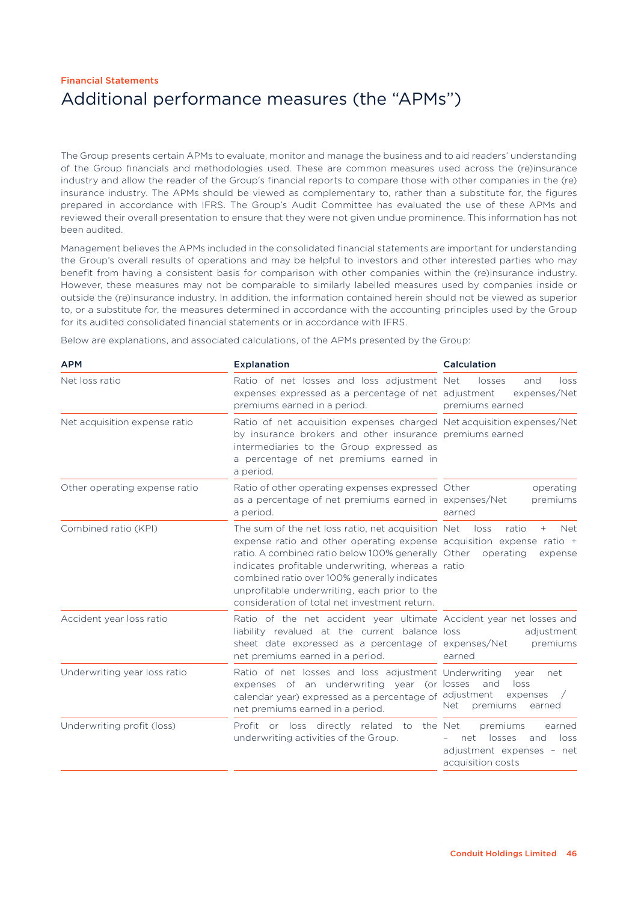Financial Statements

# Additional performance measures (the "APMs")

The Group presents certain APMs to evaluate, monitor and manage the business and to aid readers' understanding of the Group financials and methodologies used. These are common measures used across the (re)insurance industry and allow the reader of the Group's financial reports to compare those with other companies in the (re) insurance industry. The APMs should be viewed as complementary to, rather than a substitute for, the figures prepared in accordance with IFRS. The Group's Audit Committee has evaluated the use of these APMs and reviewed their overall presentation to ensure that they were not given undue prominence. This information has not been audited.

Management believes the APMs included in the consolidated financial statements are important for understanding the Group's overall results of operations and may be helpful to investors and other interested parties who may benefit from having a consistent basis for comparison with other companies within the (re)insurance industry. However, these measures may not be comparable to similarly labelled measures used by companies inside or outside the (re)insurance industry. In addition, the information contained herein should not be viewed as superior to, or a substitute for, the measures determined in accordance with the accounting principles used by the Group for its audited consolidated financial statements or in accordance with IFRS.

Below are explanations, and associated calculations, of the APMs presented by the Group:

| APM | Explanation | Calculation |
|---|---|---|
| Net loss ratio | Ratio of net losses and loss adjustment expenses expressed as a percentage of net premiums earned in a period. | Net losses and loss adjustment expenses/Net premiums earned |
| Net acquisition expense ratio | Ratio of net acquisition expenses charged by insurance brokers and other insurance intermediaries to the Group expressed as a percentage of net premiums earned in a period. | Net acquisition expenses/Net premiums earned |
| Other operating expense ratio | Ratio of other operating expenses expressed as a percentage of net premiums earned in a period. | Other operating expenses/Net premiums earned |
| Combined ratio (KPI) | The sum of the net loss ratio, net acquisition expense ratio and other operating expense ratio. A combined ratio below 100% generally indicates profitable underwriting, whereas a combined ratio over 100% generally indicates unprofitable underwriting, each prior to the consideration of total net investment return. | Net loss ratio + Net acquisition expense ratio + Other operating expense ratio |
| Accident year loss ratio | Ratio of the net accident year ultimate liability revalued at the current balance sheet date expressed as a percentage of net premiums earned in a period. | Accident year net losses and loss adjustment expenses/Net premiums earned |
| Underwriting year loss ratio | Ratio of net losses and loss adjustment expenses of an underwriting year (or calendar year) expressed as a percentage of net premiums earned in a period. | Underwriting year net losses and loss adjustment expenses / Net premiums earned |
| Underwriting profit (loss) | Profit or loss directly related to the underwriting activities of the Group. | Net premiums earned – net losses and loss adjustment expenses – net acquisition costs |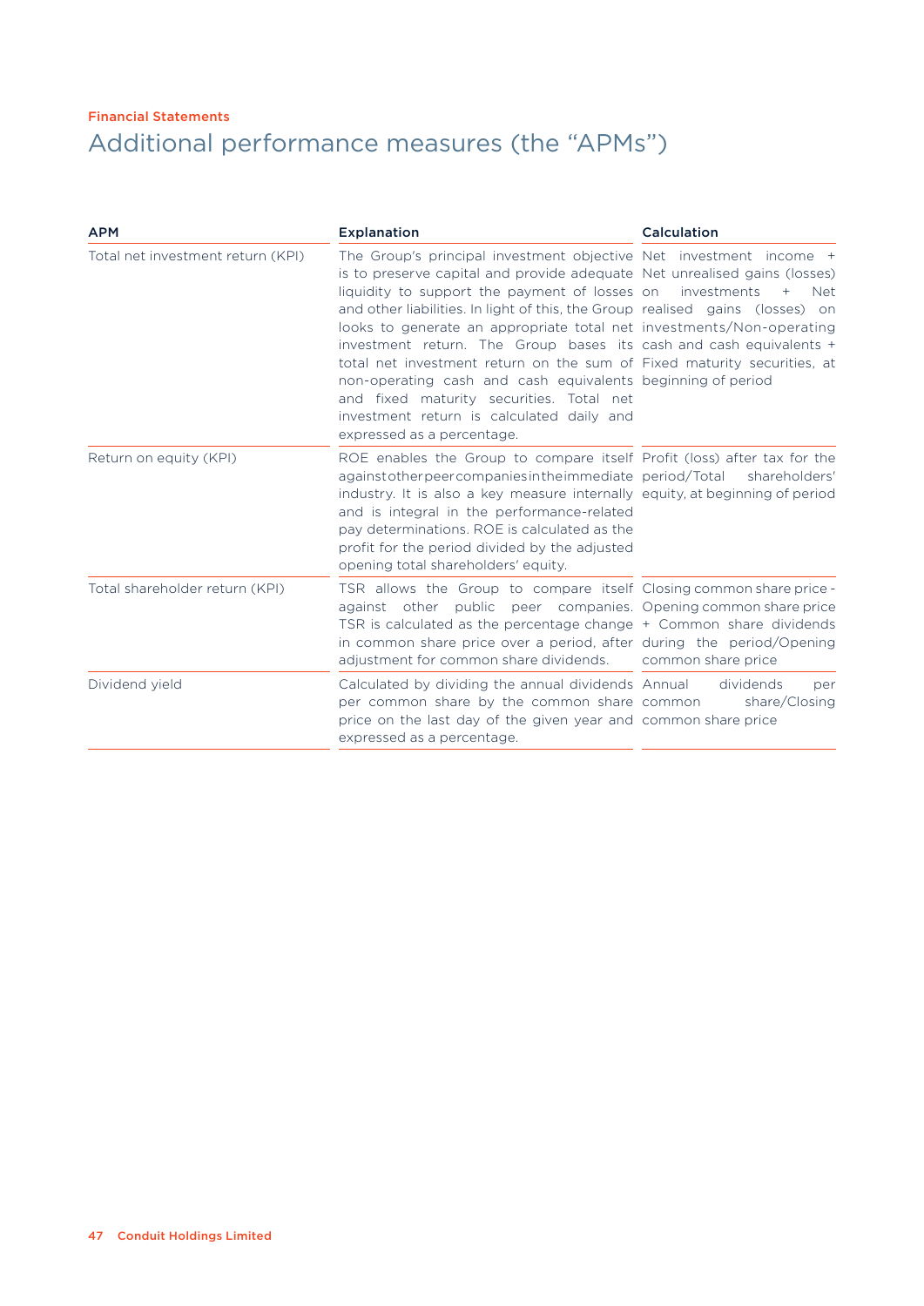Financial Statements

# Additional performance measures (the "APMs")

| APM | Explanation | Calculation |
|---|---|---|
| Total net investment return (KPI) | The Group's principal investment objective is to preserve capital and provide adequate liquidity to support the payment of losses and other liabilities. In light of this, the Group looks to generate an appropriate total net investment return. The Group bases its total net investment return on the sum of non-operating cash and cash equivalents and fixed maturity securities. Total net investment return is calculated daily and expressed as a percentage. | Net investment income + Net unrealised gains (losses) on investments + Net realised gains (losses) on investments/Non-operating cash and cash equivalents + Fixed maturity securities, at beginning of period |
| Return on equity (KPI) | ROE enables the Group to compare itself against other peer companies in the immediate industry. It is also a key measure internally and is integral in the performance-related pay determinations. ROE is calculated as the profit for the period divided by the adjusted opening total shareholders' equity. | Profit (loss) after tax for the period/Total shareholders' equity, at beginning of period |
| Total shareholder return (KPI) | TSR allows the Group to compare itself against other public peer companies. TSR is calculated as the percentage change in common share price over a period, after adjustment for common share dividends. | Closing common share price - Opening common share price + Common share dividends during the period/Opening common share price |
| Dividend yield | Calculated by dividing the annual dividends per common share by the common share price on the last day of the given year and expressed as a percentage. | Annual dividends per common share/Closing common share price |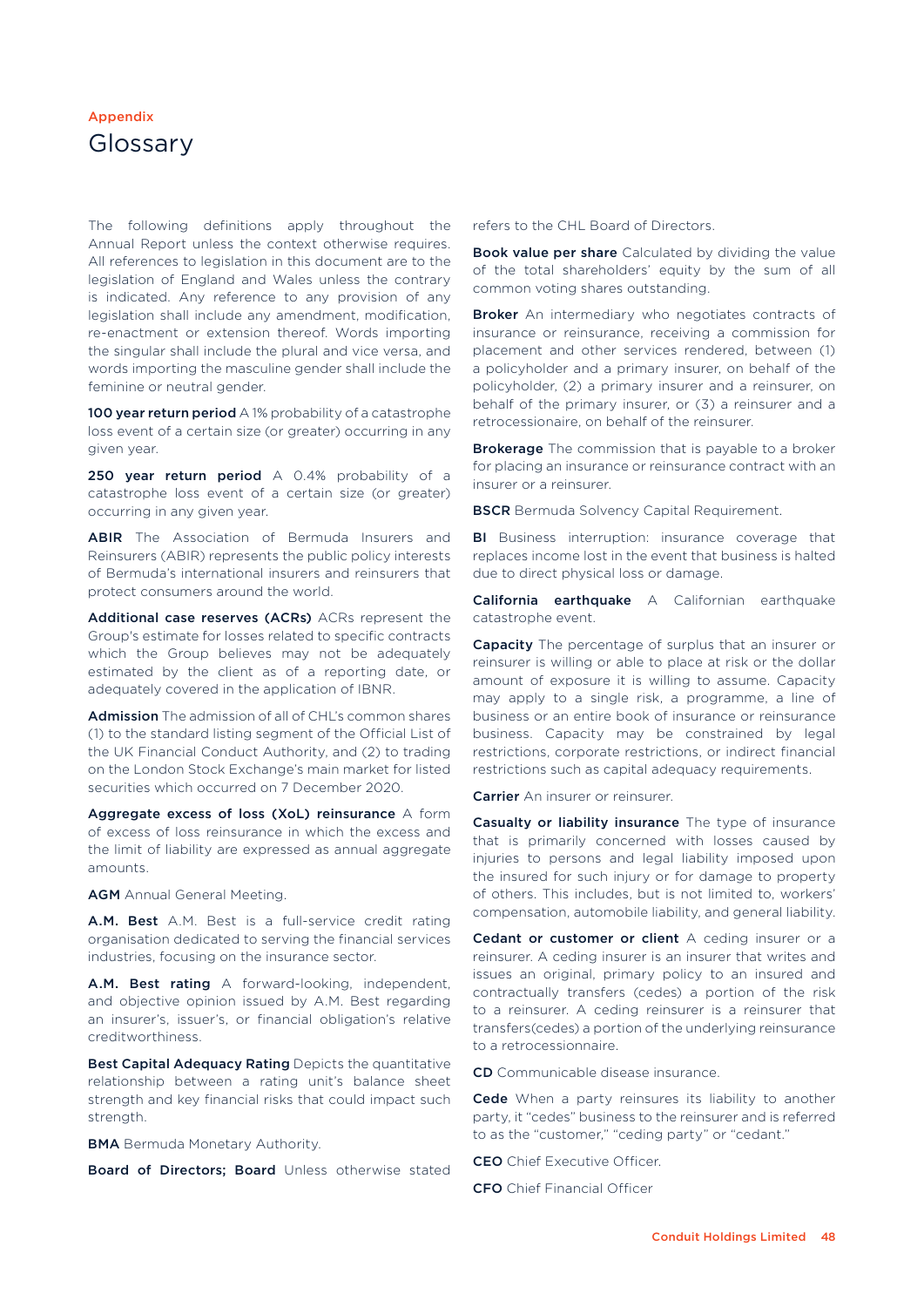Appendix

# Glossary

The following definitions apply throughout the Annual Report unless the context otherwise requires. All references to legislation in this document are to the legislation of England and Wales unless the contrary is indicated. Any reference to any provision of any legislation shall include any amendment, modification, re-enactment or extension thereof. Words importing the singular shall include the plural and vice versa, and words importing the masculine gender shall include the feminine or neutral gender.

**100 year return period** A 1% probability of a catastrophe loss event of a certain size (or greater) occurring in any given year.

**250 year return period** A 0.4% probability of a catastrophe loss event of a certain size (or greater) occurring in any given year.

**ABIR** The Association of Bermuda Insurers and Reinsurers (ABIR) represents the public policy interests of Bermuda's international insurers and reinsurers that protect consumers around the world.

**Additional case reserves (ACRs)** ACRs represent the Group's estimate for losses related to specific contracts which the Group believes may not be adequately estimated by the client as of a reporting date, or adequately covered in the application of IBNR.

**Admission** The admission of all of CHL's common shares (1) to the standard listing segment of the Official List of the UK Financial Conduct Authority, and (2) to trading on the London Stock Exchange's main market for listed securities which occurred on 7 December 2020.

**Aggregate excess of loss (XoL) reinsurance** A form of excess of loss reinsurance in which the excess and the limit of liability are expressed as annual aggregate amounts.

**AGM** Annual General Meeting.

**A.M. Best** A.M. Best is a full-service credit rating organisation dedicated to serving the financial services industries, focusing on the insurance sector.

**A.M. Best rating** A forward-looking, independent, and objective opinion issued by A.M. Best regarding an insurer's, issuer's, or financial obligation's relative creditworthiness.

**Best Capital Adequacy Rating** Depicts the quantitative relationship between a rating unit's balance sheet strength and key financial risks that could impact such strength.

**BMA** Bermuda Monetary Authority.

**Board of Directors; Board** Unless otherwise stated refers to the CHL Board of Directors.

**Book value per share** Calculated by dividing the value of the total shareholders' equity by the sum of all common voting shares outstanding.

**Broker** An intermediary who negotiates contracts of insurance or reinsurance, receiving a commission for placement and other services rendered, between (1) a policyholder and a primary insurer, on behalf of the policyholder, (2) a primary insurer and a reinsurer, on behalf of the primary insurer, or (3) a reinsurer and a retrocessionaire, on behalf of the reinsurer.

**Brokerage** The commission that is payable to a broker for placing an insurance or reinsurance contract with an insurer or a reinsurer.

**BSCR** Bermuda Solvency Capital Requirement.

**BI** Business interruption: insurance coverage that replaces income lost in the event that business is halted due to direct physical loss or damage.

**California earthquake** A Californian earthquake catastrophe event.

**Capacity** The percentage of surplus that an insurer or reinsurer is willing or able to place at risk or the dollar amount of exposure it is willing to assume. Capacity may apply to a single risk, a programme, a line of business or an entire book of insurance or reinsurance business. Capacity may be constrained by legal restrictions, corporate restrictions, or indirect financial restrictions such as capital adequacy requirements.

**Carrier** An insurer or reinsurer.

**Casualty or liability insurance** The type of insurance that is primarily concerned with losses caused by injuries to persons and legal liability imposed upon the insured for such injury or for damage to property of others. This includes, but is not limited to, workers' compensation, automobile liability, and general liability.

**Cedant or customer or client** A ceding insurer or a reinsurer. A ceding insurer is an insurer that writes and issues an original, primary policy to an insured and contractually transfers (cedes) a portion of the risk to a reinsurer. A ceding reinsurer is a reinsurer that transfers(cedes) a portion of the underlying reinsurance to a retrocessionnaire.

**CD** Communicable disease insurance.

**Cede** When a party reinsures its liability to another party, it "cedes" business to the reinsurer and is referred to as the "customer," "ceding party" or "cedant."

**CEO** Chief Executive Officer.

**CFO** Chief Financial Officer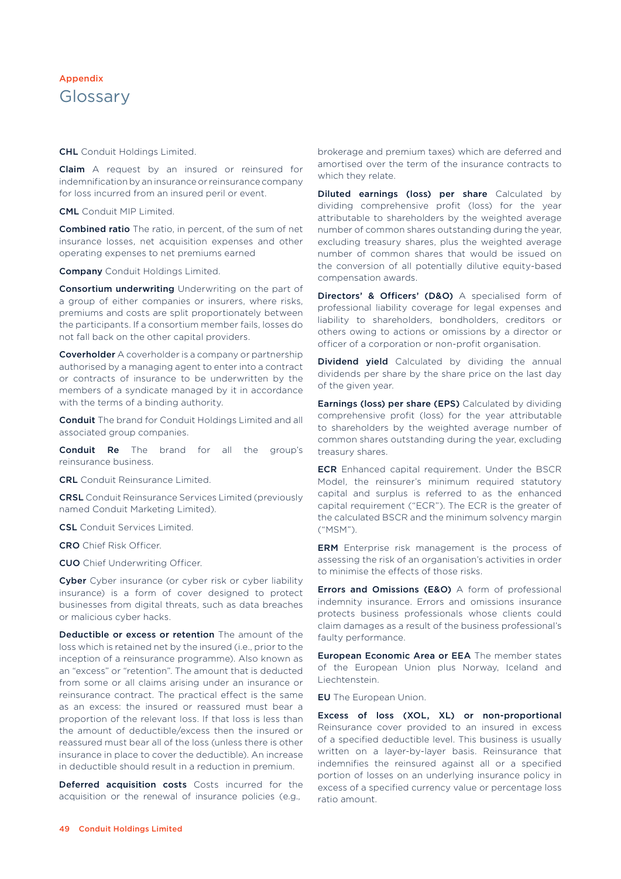Appendix

# Glossary

**CHL** Conduit Holdings Limited.

**Claim** A request by an insured or reinsured for indemnification by an insurance or reinsurance company for loss incurred from an insured peril or event.

**CML** Conduit MIP Limited.

**Combined ratio** The ratio, in percent, of the sum of net insurance losses, net acquisition expenses and other operating expenses to net premiums earned

**Company** Conduit Holdings Limited.

**Consortium underwriting** Underwriting on the part of a group of either companies or insurers, where risks, premiums and costs are split proportionately between the participants. If a consortium member fails, losses do not fall back on the other capital providers.

**Coverholder** A coverholder is a company or partnership authorised by a managing agent to enter into a contract or contracts of insurance to be underwritten by the members of a syndicate managed by it in accordance with the terms of a binding authority.

**Conduit** The brand for Conduit Holdings Limited and all associated group companies.

**Conduit Re** The brand for all the group's reinsurance business.

**CRL** Conduit Reinsurance Limited.

**CRSL** Conduit Reinsurance Services Limited (previously named Conduit Marketing Limited).

**CSL** Conduit Services Limited.

**CRO** Chief Risk Officer.

**CUO** Chief Underwriting Officer.

**Cyber** Cyber insurance (or cyber risk or cyber liability insurance) is a form of cover designed to protect businesses from digital threats, such as data breaches or malicious cyber hacks.

**Deductible or excess or retention** The amount of the loss which is retained net by the insured (i.e., prior to the inception of a reinsurance programme). Also known as an "excess" or "retention". The amount that is deducted from some or all claims arising under an insurance or reinsurance contract. The practical effect is the same as an excess: the insured or reassured must bear a proportion of the relevant loss. If that loss is less than the amount of deductible/excess then the insured or reassured must bear all of the loss (unless there is other insurance in place to cover the deductible). An increase in deductible should result in a reduction in premium.

**Deferred acquisition costs** Costs incurred for the acquisition or the renewal of insurance policies (e.g., brokerage and premium taxes) which are deferred and amortised over the term of the insurance contracts to which they relate.

**Diluted earnings (loss) per share** Calculated by dividing comprehensive profit (loss) for the year attributable to shareholders by the weighted average number of common shares outstanding during the year, excluding treasury shares, plus the weighted average number of common shares that would be issued on the conversion of all potentially dilutive equity-based compensation awards.

**Directors' & Officers' (D&O)** A specialised form of professional liability coverage for legal expenses and liability to shareholders, bondholders, creditors or others owing to actions or omissions by a director or officer of a corporation or non-profit organisation.

**Dividend yield** Calculated by dividing the annual dividends per share by the share price on the last day of the given year.

**Earnings (loss) per share (EPS)** Calculated by dividing comprehensive profit (loss) for the year attributable to shareholders by the weighted average number of common shares outstanding during the year, excluding treasury shares.

**ECR** Enhanced capital requirement. Under the BSCR Model, the reinsurer's minimum required statutory capital and surplus is referred to as the enhanced capital requirement ("ECR"). The ECR is the greater of the calculated BSCR and the minimum solvency margin ("MSM").

**ERM** Enterprise risk management is the process of assessing the risk of an organisation's activities in order to minimise the effects of those risks.

**Errors and Omissions (E&O)** A form of professional indemnity insurance. Errors and omissions insurance protects business professionals whose clients could claim damages as a result of the business professional's faulty performance.

**European Economic Area or EEA** The member states of the European Union plus Norway, Iceland and Liechtenstein.

**EU** The European Union.

**Excess of loss (XOL, XL) or non-proportional** Reinsurance cover provided to an insured in excess of a specified deductible level. This business is usually written on a layer-by-layer basis. Reinsurance that indemnifies the reinsured against all or a specified portion of losses on an underlying insurance policy in excess of a specified currency value or percentage loss ratio amount.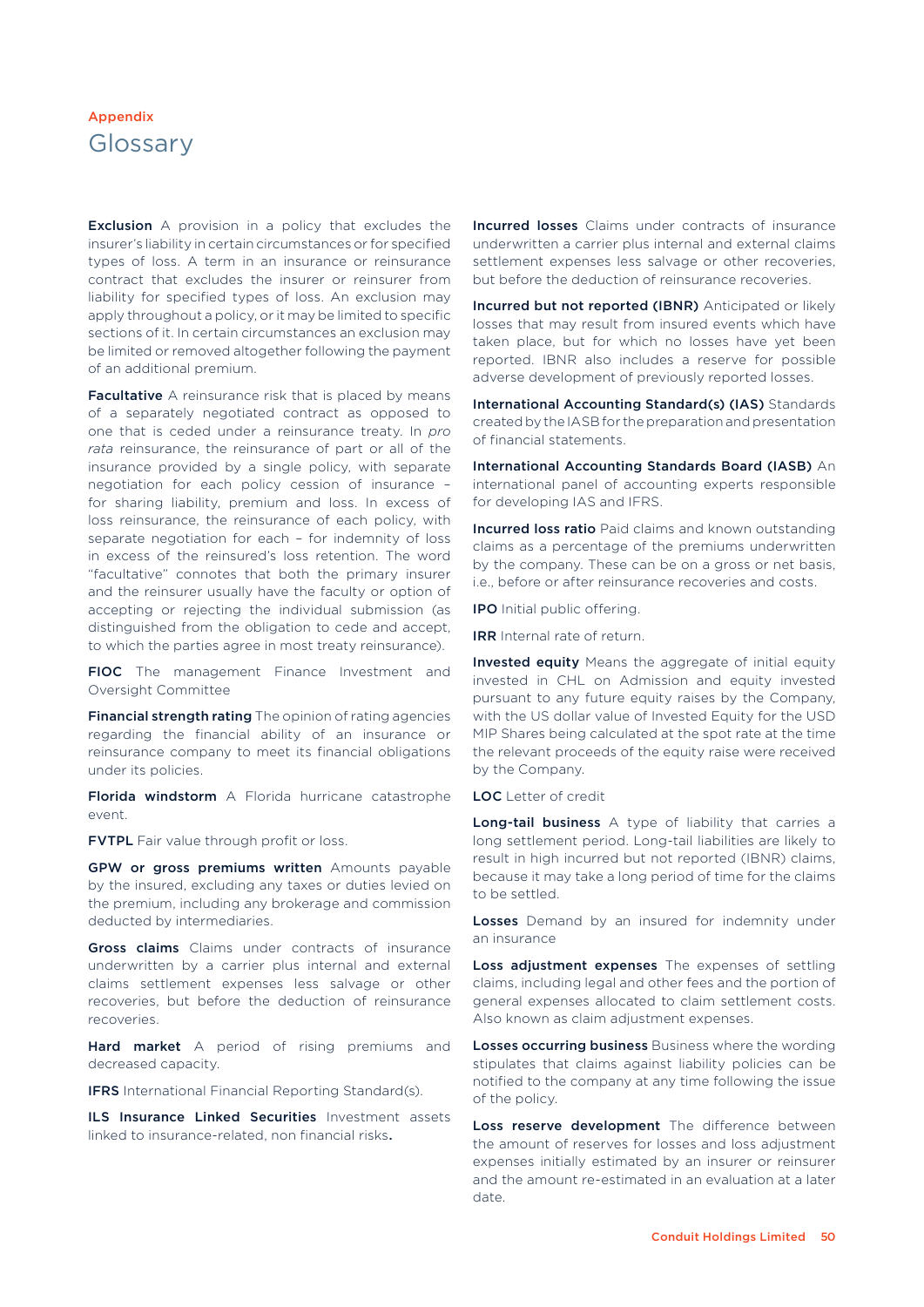Appendix

# Glossary

**Exclusion** A provision in a policy that excludes the insurer's liability in certain circumstances or for specified types of loss. A term in an insurance or reinsurance contract that excludes the insurer or reinsurer from liability for specified types of loss. An exclusion may apply throughout a policy, or it may be limited to specific sections of it. In certain circumstances an exclusion may be limited or removed altogether following the payment of an additional premium.

**Facultative** A reinsurance risk that is placed by means of a separately negotiated contract as opposed to one that is ceded under a reinsurance treaty. In *pro rata* reinsurance, the reinsurance of part or all of the insurance provided by a single policy, with separate negotiation for each policy cession of insurance – for sharing liability, premium and loss. In excess of loss reinsurance, the reinsurance of each policy, with separate negotiation for each – for indemnity of loss in excess of the reinsured's loss retention. The word "facultative" connotes that both the primary insurer and the reinsurer usually have the faculty or option of accepting or rejecting the individual submission (as distinguished from the obligation to cede and accept, to which the parties agree in most treaty reinsurance).

**FIOC** The management Finance Investment and Oversight Committee

**Financial strength rating** The opinion of rating agencies regarding the financial ability of an insurance or reinsurance company to meet its financial obligations under its policies.

**Florida windstorm** A Florida hurricane catastrophe event.

**FVTPL** Fair value through profit or loss.

**GPW or gross premiums written** Amounts payable by the insured, excluding any taxes or duties levied on the premium, including any brokerage and commission deducted by intermediaries.

**Gross claims** Claims under contracts of insurance underwritten by a carrier plus internal and external claims settlement expenses less salvage or other recoveries, but before the deduction of reinsurance recoveries.

**Hard market** A period of rising premiums and decreased capacity.

**IFRS** International Financial Reporting Standard(s).

**ILS Insurance Linked Securities** Investment assets linked to insurance-related, non financial risks**.**

**Incurred losses** Claims under contracts of insurance underwritten a carrier plus internal and external claims settlement expenses less salvage or other recoveries, but before the deduction of reinsurance recoveries.

**Incurred but not reported (IBNR)** Anticipated or likely losses that may result from insured events which have taken place, but for which no losses have yet been reported. IBNR also includes a reserve for possible adverse development of previously reported losses.

**International Accounting Standard(s) (IAS)** Standards created by the IASB for the preparation and presentation of financial statements.

**International Accounting Standards Board (IASB)** An international panel of accounting experts responsible for developing IAS and IFRS.

**Incurred loss ratio** Paid claims and known outstanding claims as a percentage of the premiums underwritten by the company. These can be on a gross or net basis, i.e., before or after reinsurance recoveries and costs.

**IPO** Initial public offering.

**IRR** Internal rate of return.

**Invested equity** Means the aggregate of initial equity invested in CHL on Admission and equity invested pursuant to any future equity raises by the Company, with the US dollar value of Invested Equity for the USD MIP Shares being calculated at the spot rate at the time the relevant proceeds of the equity raise were received by the Company.

**LOC** Letter of credit

**Long-tail business** A type of liability that carries a long settlement period. Long-tail liabilities are likely to result in high incurred but not reported (IBNR) claims, because it may take a long period of time for the claims to be settled.

**Losses** Demand by an insured for indemnity under an insurance

**Loss adjustment expenses** The expenses of settling claims, including legal and other fees and the portion of general expenses allocated to claim settlement costs. Also known as claim adjustment expenses.

**Losses occurring business** Business where the wording stipulates that claims against liability policies can be notified to the company at any time following the issue of the policy.

**Loss reserve development** The difference between the amount of reserves for losses and loss adjustment expenses initially estimated by an insurer or reinsurer and the amount re-estimated in an evaluation at a later date.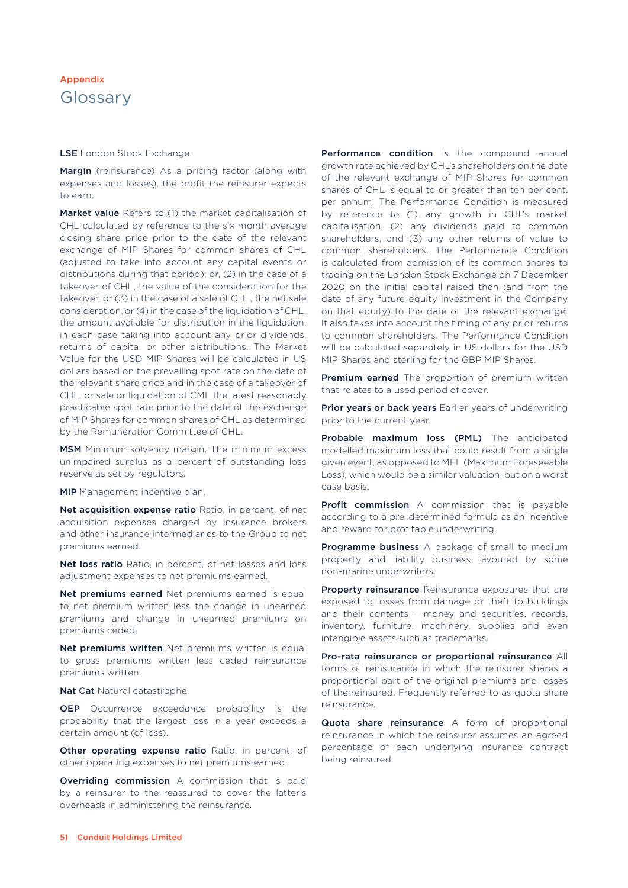Appendix

# Glossary

**LSE** London Stock Exchange.

**Margin** (reinsurance) As a pricing factor (along with expenses and losses), the profit the reinsurer expects to earn.

**Market value** Refers to (1) the market capitalisation of CHL calculated by reference to the six month average closing share price prior to the date of the relevant exchange of MIP Shares for common shares of CHL (adjusted to take into account any capital events or distributions during that period); or, (2) in the case of a takeover of CHL, the value of the consideration for the takeover, or (3) in the case of a sale of CHL, the net sale consideration, or (4) in the case of the liquidation of CHL, the amount available for distribution in the liquidation, in each case taking into account any prior dividends, returns of capital or other distributions. The Market Value for the USD MIP Shares will be calculated in US dollars based on the prevailing spot rate on the date of the relevant share price and in the case of a takeover of CHL, or sale or liquidation of CML the latest reasonably practicable spot rate prior to the date of the exchange of MIP Shares for common shares of CHL as determined by the Remuneration Committee of CHL.

**MSM** Minimum solvency margin. The minimum excess unimpaired surplus as a percent of outstanding loss reserve as set by regulators.

**MIP** Management incentive plan.

**Net acquisition expense ratio** Ratio, in percent, of net acquisition expenses charged by insurance brokers and other insurance intermediaries to the Group to net premiums earned.

**Net loss ratio** Ratio, in percent, of net losses and loss adjustment expenses to net premiums earned.

**Net premiums earned** Net premiums earned is equal to net premium written less the change in unearned premiums and change in unearned premiums on premiums ceded.

**Net premiums written** Net premiums written is equal to gross premiums written less ceded reinsurance premiums written.

**Nat Cat** Natural catastrophe.

**OEP** Occurrence exceedance probability is the probability that the largest loss in a year exceeds a certain amount (of loss).

**Other operating expense ratio** Ratio, in percent, of other operating expenses to net premiums earned.

**Overriding commission** A commission that is paid by a reinsurer to the reassured to cover the latter's overheads in administering the reinsurance.

**Performance condition** Is the compound annual growth rate achieved by CHL's shareholders on the date of the relevant exchange of MIP Shares for common shares of CHL is equal to or greater than ten per cent. per annum. The Performance Condition is measured by reference to (1) any growth in CHL's market capitalisation, (2) any dividends paid to common shareholders, and (3) any other returns of value to common shareholders. The Performance Condition is calculated from admission of its common shares to trading on the London Stock Exchange on 7 December 2020 on the initial capital raised then (and from the date of any future equity investment in the Company on that equity) to the date of the relevant exchange. It also takes into account the timing of any prior returns to common shareholders. The Performance Condition will be calculated separately in US dollars for the USD MIP Shares and sterling for the GBP MIP Shares.

**Premium earned** The proportion of premium written that relates to a used period of cover.

**Prior years or back years** Earlier years of underwriting prior to the current year.

**Probable maximum loss (PML)** The anticipated modelled maximum loss that could result from a single given event, as opposed to MFL (Maximum Foreseeable Loss), which would be a similar valuation, but on a worst case basis.

**Profit commission** A commission that is payable according to a pre-determined formula as an incentive and reward for profitable underwriting.

**Programme business** A package of small to medium property and liability business favoured by some non-marine underwriters.

**Property reinsurance** Reinsurance exposures that are exposed to losses from damage or theft to buildings and their contents – money and securities, records, inventory, furniture, machinery, supplies and even intangible assets such as trademarks.

**Pro-rata reinsurance or proportional reinsurance** All forms of reinsurance in which the reinsurer shares a proportional part of the original premiums and losses of the reinsured. Frequently referred to as quota share reinsurance.

**Quota share reinsurance** A form of proportional reinsurance in which the reinsurer assumes an agreed percentage of each underlying insurance contract being reinsured.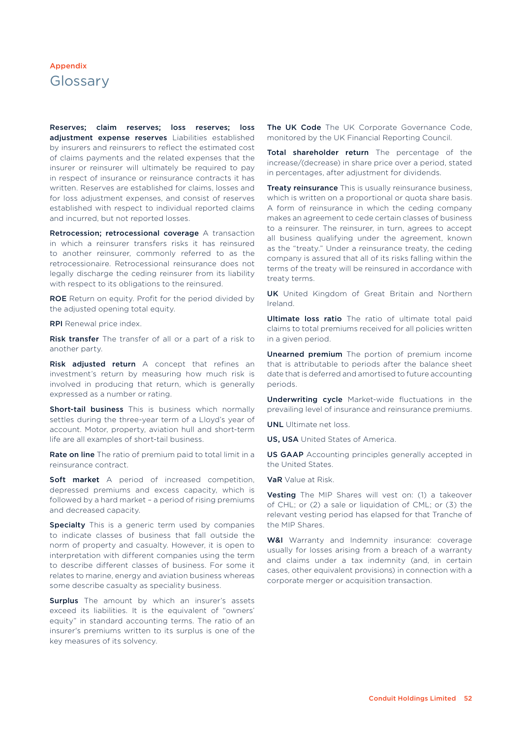Appendix

# Glossary

**Reserves; claim reserves; loss reserves; loss adjustment expense reserves** Liabilities established by insurers and reinsurers to reflect the estimated cost of claims payments and the related expenses that the insurer or reinsurer will ultimately be required to pay in respect of insurance or reinsurance contracts it has written. Reserves are established for claims, losses and for loss adjustment expenses, and consist of reserves established with respect to individual reported claims and incurred, but not reported losses.

**Retrocession; retrocessional coverage** A transaction in which a reinsurer transfers risks it has reinsured to another reinsurer, commonly referred to as the retrocessionaire. Retrocessional reinsurance does not legally discharge the ceding reinsurer from its liability with respect to its obligations to the reinsured.

**ROE** Return on equity. Profit for the period divided by the adjusted opening total equity.

**RPI** Renewal price index.

**Risk transfer** The transfer of all or a part of a risk to another party.

**Risk adjusted return** A concept that refines an investment's return by measuring how much risk is involved in producing that return, which is generally expressed as a number or rating.

**Short-tail business** This is business which normally settles during the three-year term of a Lloyd's year of account. Motor, property, aviation hull and short-term life are all examples of short-tail business.

**Rate on line** The ratio of premium paid to total limit in a reinsurance contract.

**Soft market** A period of increased competition, depressed premiums and excess capacity, which is followed by a hard market – a period of rising premiums and decreased capacity.

**Specialty** This is a generic term used by companies to indicate classes of business that fall outside the norm of property and casualty. However, it is open to interpretation with different companies using the term to describe different classes of business. For some it relates to marine, energy and aviation business whereas some describe casualty as speciality business.

**Surplus** The amount by which an insurer's assets exceed its liabilities. It is the equivalent of "owners' equity" in standard accounting terms. The ratio of an insurer's premiums written to its surplus is one of the key measures of its solvency.

**The UK Code** The UK Corporate Governance Code, monitored by the UK Financial Reporting Council.

**Total shareholder return** The percentage of the increase/(decrease) in share price over a period, stated in percentages, after adjustment for dividends.

**Treaty reinsurance** This is usually reinsurance business, which is written on a proportional or quota share basis. A form of reinsurance in which the ceding company makes an agreement to cede certain classes of business to a reinsurer. The reinsurer, in turn, agrees to accept all business qualifying under the agreement, known as the "treaty." Under a reinsurance treaty, the ceding company is assured that all of its risks falling within the terms of the treaty will be reinsured in accordance with treaty terms.

**UK** United Kingdom of Great Britain and Northern Ireland.

**Ultimate loss ratio** The ratio of ultimate total paid claims to total premiums received for all policies written in a given period.

**Unearned premium** The portion of premium income that is attributable to periods after the balance sheet date that is deferred and amortised to future accounting periods.

**Underwriting cycle** Market-wide fluctuations in the prevailing level of insurance and reinsurance premiums.

**UNL** Ultimate net loss.

**US, USA** United States of America.

**US GAAP** Accounting principles generally accepted in the United States.

**VaR** Value at Risk.

**Vesting** The MIP Shares will vest on: (1) a takeover of CHL; or (2) a sale or liquidation of CML; or (3) the relevant vesting period has elapsed for that Tranche of the MIP Shares.

**W&I** Warranty and Indemnity insurance: coverage usually for losses arising from a breach of a warranty and claims under a tax indemnity (and, in certain cases, other equivalent provisions) in connection with a corporate merger or acquisition transaction.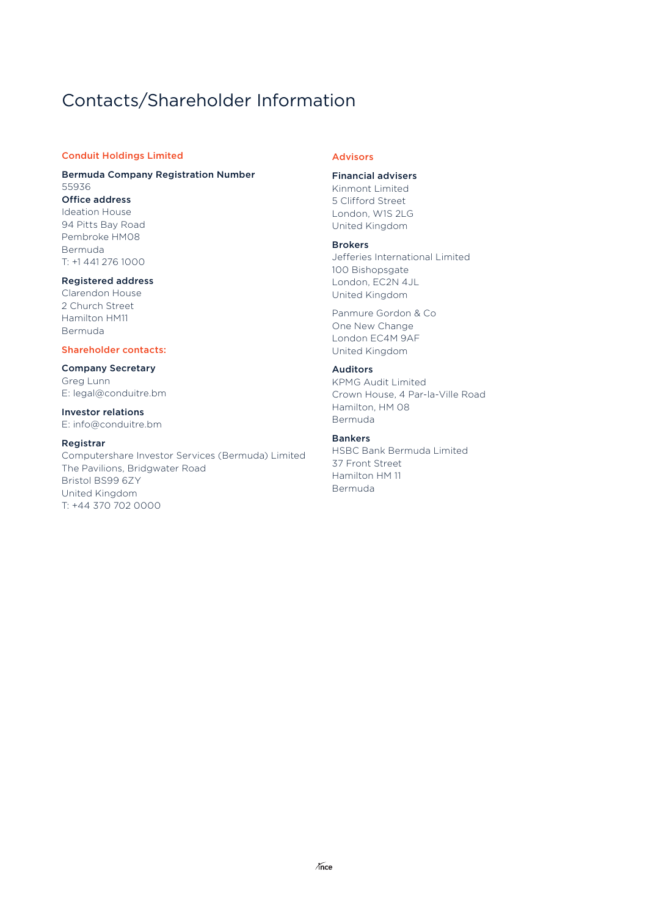# Contacts/Shareholder Information

## Conduit Holdings Limited

**Bermuda Company Registration Number**
55936

**Office address**
Ideation House
94 Pitts Bay Road
Pembroke HM08
Bermuda
T: +1 441 276 1000

**Registered address**
Clarendon House
2 Church Street
Hamilton HM11
Bermuda

## Shareholder contacts:

**Company Secretary**
Greg Lunn
E: legal@conduitre.bm

**Investor relations**
E: info@conduitre.bm

**Registrar**
Computershare Investor Services (Bermuda) Limited
The Pavilions, Bridgwater Road
Bristol BS99 6ZY
United Kingdom
T: +44 370 702 0000

## Advisors

**Financial advisers**
Kinmont Limited
5 Clifford Street
London, W1S 2LG
United Kingdom

**Brokers**
Jefferies International Limited
100 Bishopsgate
London, EC2N 4JL
United Kingdom

Panmure Gordon & Co
One New Change
London EC4M 9AF
United Kingdom

**Auditors**
KPMG Audit Limited
Crown House, 4 Par-la-Ville Road
Hamilton, HM 08
Bermuda

**Bankers**
HSBC Bank Bermuda Limited
37 Front Street
Hamilton HM 11
Bermuda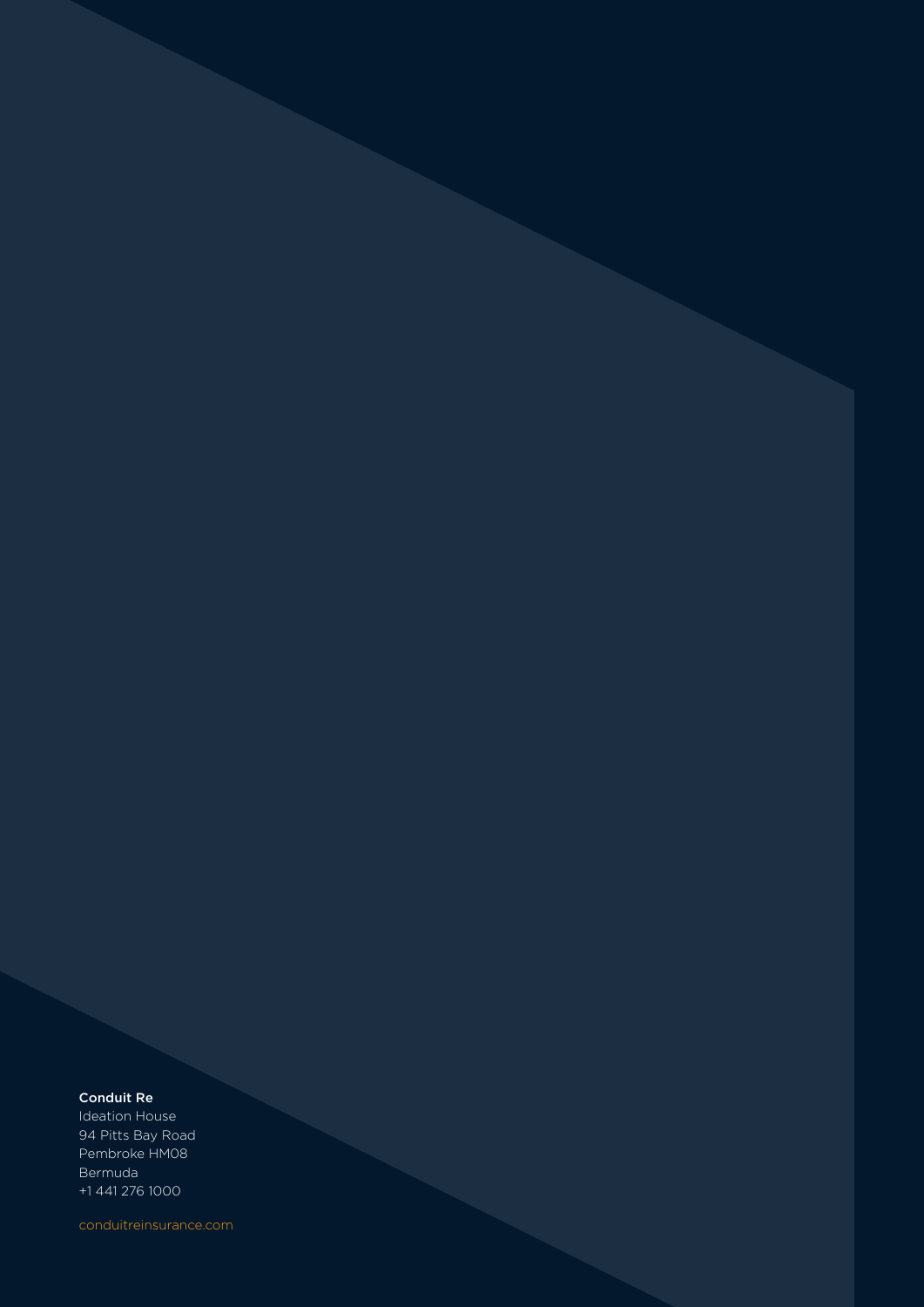**Conduit Re**
Ideation House
94 Pitts Bay Road
Pembroke HM08
Bermuda
+1 441 276 1000

conduitreinsurance.com